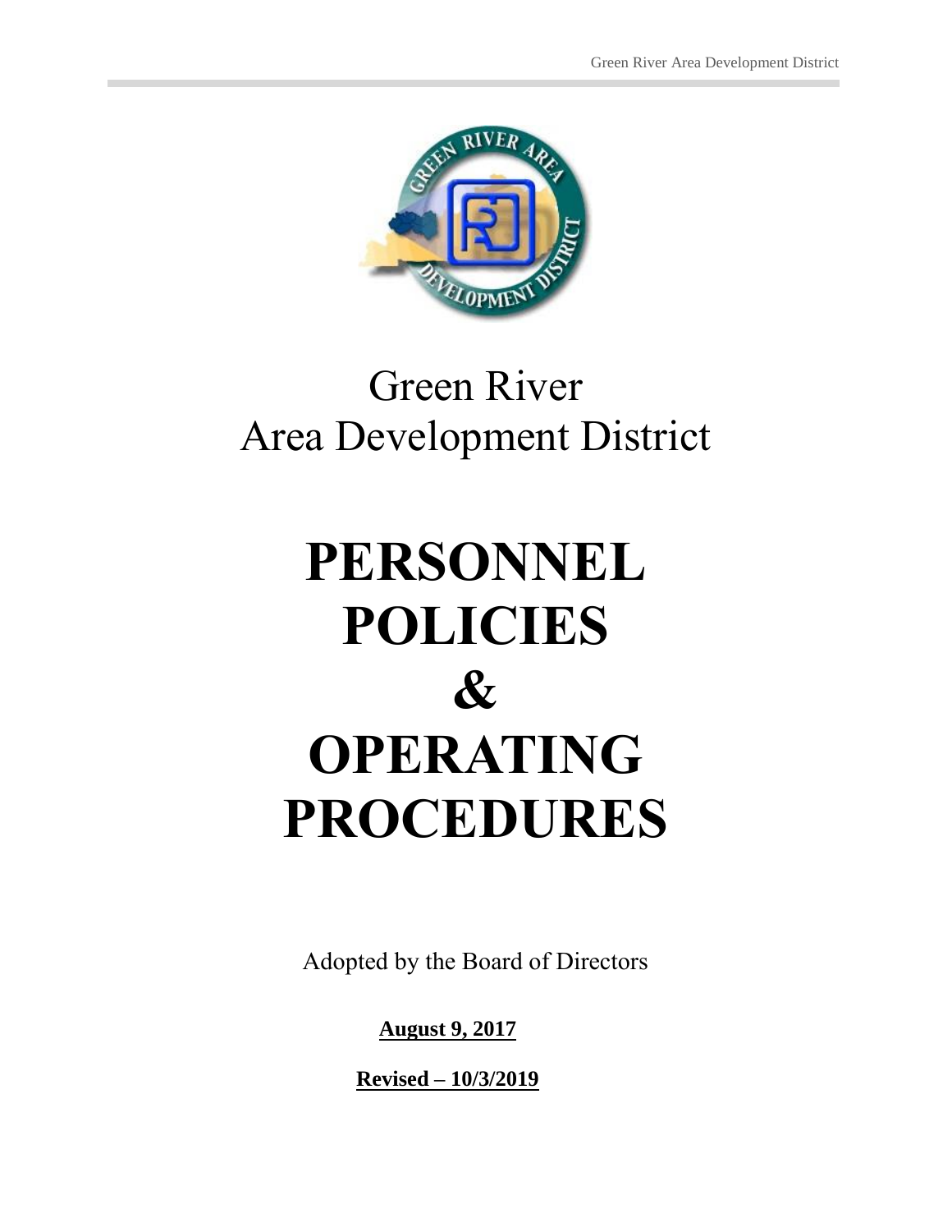Green River
Area Development District

# PERSONNEL POLICIES & OPERATING PROCEDURES

Adopted by the Board of Directors

**August 9, 2017**

**Revised – 10/3/2019**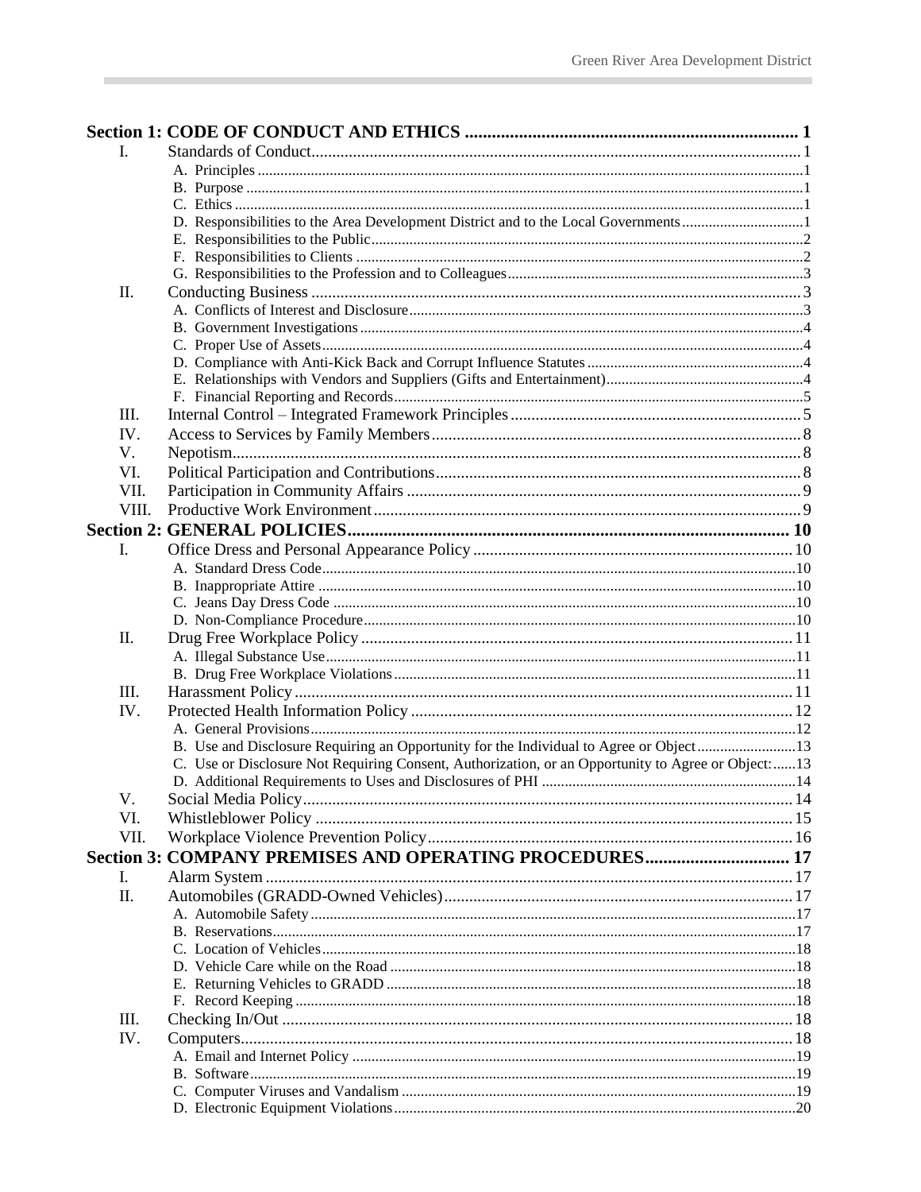**Section 1: CODE OF CONDUCT AND ETHICS ... 1**

- I. Standards of Conduct ... 1
  - A. Principles ... 1
  - B. Purpose ... 1
  - C. Ethics ... 1
  - D. Responsibilities to the Area Development District and to the Local Governments ... 1
  - E. Responsibilities to the Public ... 2
  - F. Responsibilities to Clients ... 2
  - G. Responsibilities to the Profession and to Colleagues ... 3
- II. Conducting Business ... 3
  - A. Conflicts of Interest and Disclosure ... 3
  - B. Government Investigations ... 4
  - C. Proper Use of Assets ... 4
  - D. Compliance with Anti-Kick Back and Corrupt Influence Statutes ... 4
  - E. Relationships with Vendors and Suppliers (Gifts and Entertainment) ... 4
  - F. Financial Reporting and Records ... 5
- III. Internal Control – Integrated Framework Principles ... 5
- IV. Access to Services by Family Members ... 8
- V. Nepotism ... 8
- VI. Political Participation and Contributions ... 8
- VII. Participation in Community Affairs ... 9
- VIII. Productive Work Environment ... 9

**Section 2: GENERAL POLICIES ... 10**

- I. Office Dress and Personal Appearance Policy ... 10
  - A. Standard Dress Code ... 10
  - B. Inappropriate Attire ... 10
  - C. Jeans Day Dress Code ... 10
  - D. Non-Compliance Procedure ... 10
- II. Drug Free Workplace Policy ... 11
  - A. Illegal Substance Use ... 11
  - B. Drug Free Workplace Violations ... 11
- III. Harassment Policy ... 11
- IV. Protected Health Information Policy ... 12
  - A. General Provisions ... 12
  - B. Use and Disclosure Requiring an Opportunity for the Individual to Agree or Object ... 13
  - C. Use or Disclosure Not Requiring Consent, Authorization, or an Opportunity to Agree or Object: ... 13
  - D. Additional Requirements to Uses and Disclosures of PHI ... 14
- V. Social Media Policy ... 14
- VI. Whistleblower Policy ... 15
- VII. Workplace Violence Prevention Policy ... 16

**Section 3: COMPANY PREMISES AND OPERATING PROCEDURES ... 17**

- I. Alarm System ... 17
- II. Automobiles (GRADD-Owned Vehicles) ... 17
  - A. Automobile Safety ... 17
  - B. Reservations ... 17
  - C. Location of Vehicles ... 18
  - D. Vehicle Care while on the Road ... 18
  - E. Returning Vehicles to GRADD ... 18
  - F. Record Keeping ... 18
- III. Checking In/Out ... 18
- IV. Computers ... 18
  - A. Email and Internet Policy ... 19
  - B. Software ... 19
  - C. Computer Viruses and Vandalism ... 19
  - D. Electronic Equipment Violations ... 20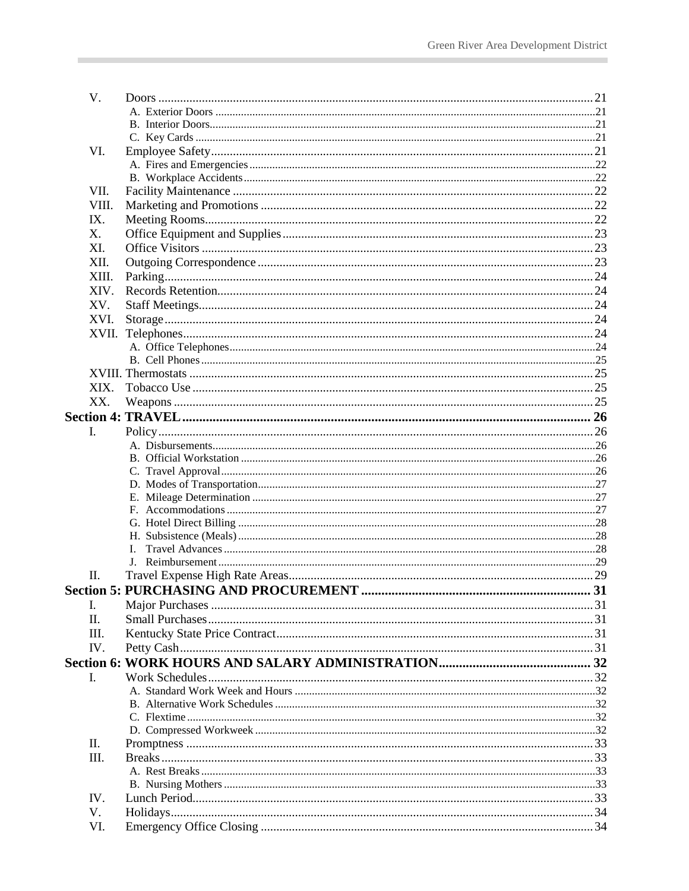V. Doors ... 21
- A. Exterior Doors ... 21
- B. Interior Doors ... 21
- C. Key Cards ... 21

VI. Employee Safety ... 21
- A. Fires and Emergencies ... 22
- B. Workplace Accidents ... 22

VII. Facility Maintenance ... 22

VIII. Marketing and Promotions ... 22

IX. Meeting Rooms ... 22

X. Office Equipment and Supplies ... 23

XI. Office Visitors ... 23

XII. Outgoing Correspondence ... 23

XIII. Parking ... 24

XIV. Records Retention ... 24

XV. Staff Meetings ... 24

XVI. Storage ... 24

XVII. Telephones ... 24
- A. Office Telephones ... 24
- B. Cell Phones ... 25

XVIII. Thermostats ... 25

XIX. Tobacco Use ... 25

XX. Weapons ... 25

**Section 4: TRAVEL ... 26**

I. Policy ... 26
- A. Disbursements ... 26
- B. Official Workstation ... 26
- C. Travel Approval ... 26
- D. Modes of Transportation ... 27
- E. Mileage Determination ... 27
- F. Accommodations ... 27
- G. Hotel Direct Billing ... 28
- H. Subsistence (Meals) ... 28
- I. Travel Advances ... 28
- J. Reimbursement ... 29

II. Travel Expense High Rate Areas ... 29

**Section 5: PURCHASING AND PROCUREMENT ... 31**

I. Major Purchases ... 31

II. Small Purchases ... 31

III. Kentucky State Price Contract ... 31

IV. Petty Cash ... 31

**Section 6: WORK HOURS AND SALARY ADMINISTRATION ... 32**

I. Work Schedules ... 32
- A. Standard Work Week and Hours ... 32
- B. Alternative Work Schedules ... 32
- C. Flextime ... 32
- D. Compressed Workweek ... 32

II. Promptness ... 33

III. Breaks ... 33
- A. Rest Breaks ... 33
- B. Nursing Mothers ... 33

IV. Lunch Period ... 33

V. Holidays ... 34

VI. Emergency Office Closing ... 34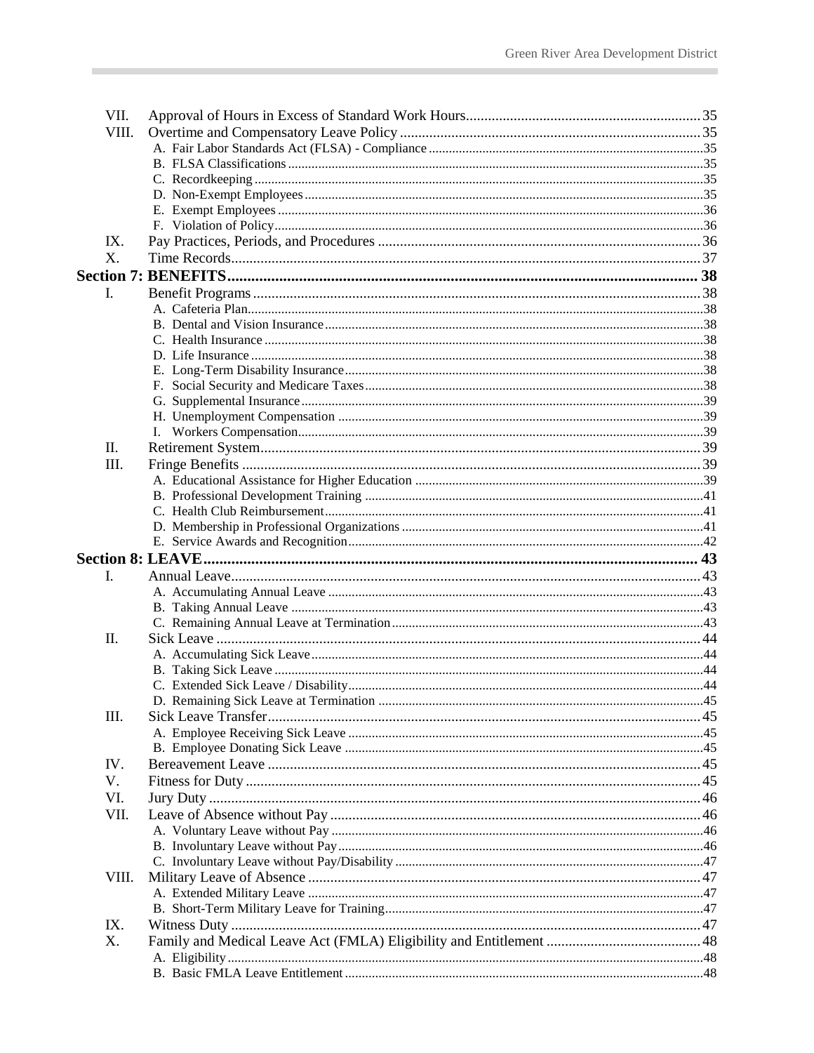VII. Approval of Hours in Excess of Standard Work Hours ........ 35

VIII. Overtime and Compensatory Leave Policy ........ 35

- A. Fair Labor Standards Act (FLSA) - Compliance ........ 35
- B. FLSA Classifications ........ 35
- C. Recordkeeping ........ 35
- D. Non-Exempt Employees ........ 35
- E. Exempt Employees ........ 36
- F. Violation of Policy ........ 36

IX. Pay Practices, Periods, and Procedures ........ 36

X. Time Records ........ 37

**Section 7: BENEFITS ........ 38**

I. Benefit Programs ........ 38

- A. Cafeteria Plan ........ 38
- B. Dental and Vision Insurance ........ 38
- C. Health Insurance ........ 38
- D. Life Insurance ........ 38
- E. Long-Term Disability Insurance ........ 38
- F. Social Security and Medicare Taxes ........ 38
- G. Supplemental Insurance ........ 39
- H. Unemployment Compensation ........ 39
- I. Workers Compensation ........ 39

II. Retirement System ........ 39

III. Fringe Benefits ........ 39

- A. Educational Assistance for Higher Education ........ 39
- B. Professional Development Training ........ 41
- C. Health Club Reimbursement ........ 41
- D. Membership in Professional Organizations ........ 41
- E. Service Awards and Recognition ........ 42

**Section 8: LEAVE ........ 43**

I. Annual Leave ........ 43

- A. Accumulating Annual Leave ........ 43
- B. Taking Annual Leave ........ 43
- C. Remaining Annual Leave at Termination ........ 43

II. Sick Leave ........ 44

- A. Accumulating Sick Leave ........ 44
- B. Taking Sick Leave ........ 44
- C. Extended Sick Leave / Disability ........ 44
- D. Remaining Sick Leave at Termination ........ 45

III. Sick Leave Transfer ........ 45

- A. Employee Receiving Sick Leave ........ 45
- B. Employee Donating Sick Leave ........ 45

IV. Bereavement Leave ........ 45

V. Fitness for Duty ........ 45

VI. Jury Duty ........ 46

VII. Leave of Absence without Pay ........ 46

- A. Voluntary Leave without Pay ........ 46
- B. Involuntary Leave without Pay ........ 46
- C. Involuntary Leave without Pay/Disability ........ 47

VIII. Military Leave of Absence ........ 47

- A. Extended Military Leave ........ 47
- B. Short-Term Military Leave for Training ........ 47

IX. Witness Duty ........ 47

X. Family and Medical Leave Act (FMLA) Eligibility and Entitlement ........ 48

- A. Eligibility ........ 48
- B. Basic FMLA Leave Entitlement ........ 48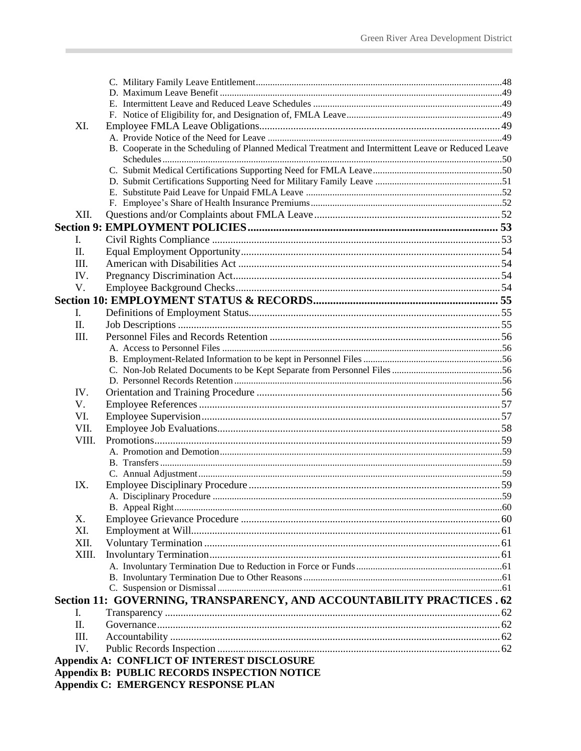- C. Military Family Leave Entitlement ..... 48
- D. Maximum Leave Benefit ..... 49
- E. Intermittent Leave and Reduced Leave Schedules ..... 49
- F. Notice of Eligibility for, and Designation of, FMLA Leave ..... 49

XI. Employee FMLA Leave Obligations ..... 49
- A. Provide Notice of the Need for Leave ..... 49
- B. Cooperate in the Scheduling of Planned Medical Treatment and Intermittent Leave or Reduced Leave Schedules ..... 50
- C. Submit Medical Certifications Supporting Need for FMLA Leave ..... 50
- D. Submit Certifications Supporting Need for Military Family Leave ..... 51
- E. Substitute Paid Leave for Unpaid FMLA Leave ..... 52
- F. Employee's Share of Health Insurance Premiums ..... 52

XII. Questions and/or Complaints about FMLA Leave ..... 52

**Section 9: EMPLOYMENT POLICIES ..... 53**

I. Civil Rights Compliance ..... 53
II. Equal Employment Opportunity ..... 54
III. American with Disabilities Act ..... 54
IV. Pregnancy Discrimination Act ..... 54
V. Employee Background Checks ..... 54

**Section 10: EMPLOYMENT STATUS & RECORDS ..... 55**

I. Definitions of Employment Status ..... 55
II. Job Descriptions ..... 55
III. Personnel Files and Records Retention ..... 56
- A. Access to Personnel Files ..... 56
- B. Employment-Related Information to be kept in Personnel Files ..... 56
- C. Non-Job Related Documents to be Kept Separate from Personnel Files ..... 56
- D. Personnel Records Retention ..... 56

IV. Orientation and Training Procedure ..... 56
V. Employee References ..... 57
VI. Employee Supervision ..... 57
VII. Employee Job Evaluations ..... 58
VIII. Promotions ..... 59
- A. Promotion and Demotion ..... 59
- B. Transfers ..... 59
- C. Annual Adjustment ..... 59

IX. Employee Disciplinary Procedure ..... 59
- A. Disciplinary Procedure ..... 59
- B. Appeal Right ..... 60

X. Employee Grievance Procedure ..... 60
XI. Employment at Will ..... 61
XII. Voluntary Termination ..... 61
XIII. Involuntary Termination ..... 61
- A. Involuntary Termination Due to Reduction in Force or Funds ..... 61
- B. Involuntary Termination Due to Other Reasons ..... 61
- C. Suspension or Dismissal ..... 61

**Section 11: GOVERNING, TRANSPARENCY, AND ACCOUNTABILITY PRACTICES . 62**

I. Transparency ..... 62
II. Governance ..... 62
III. Accountability ..... 62
IV. Public Records Inspection ..... 62

**Appendix A: CONFLICT OF INTEREST DISCLOSURE**

**Appendix B: PUBLIC RECORDS INSPECTION NOTICE**

**Appendix C: EMERGENCY RESPONSE PLAN**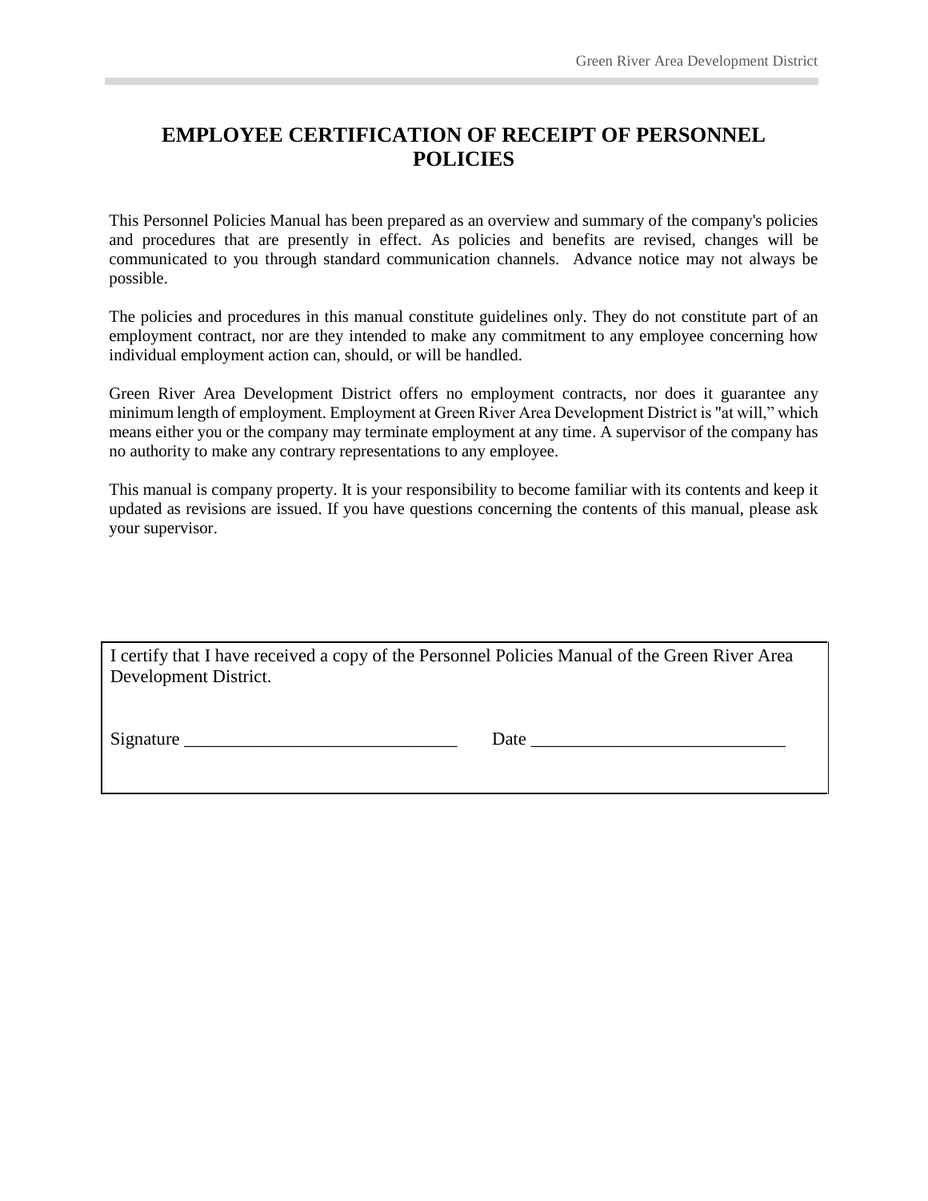# EMPLOYEE CERTIFICATION OF RECEIPT OF PERSONNEL POLICIES

This Personnel Policies Manual has been prepared as an overview and summary of the company's policies and procedures that are presently in effect. As policies and benefits are revised, changes will be communicated to you through standard communication channels. Advance notice may not always be possible.

The policies and procedures in this manual constitute guidelines only. They do not constitute part of an employment contract, nor are they intended to make any commitment to any employee concerning how individual employment action can, should, or will be handled.

Green River Area Development District offers no employment contracts, nor does it guarantee any minimum length of employment. Employment at Green River Area Development District is "at will," which means either you or the company may terminate employment at any time. A supervisor of the company has no authority to make any contrary representations to any employee.

This manual is company property. It is your responsibility to become familiar with its contents and keep it updated as revisions are issued. If you have questions concerning the contents of this manual, please ask your supervisor.

I certify that I have received a copy of the Personnel Policies Manual of the Green River Area Development District.

Signature ______________________________ Date ____________________________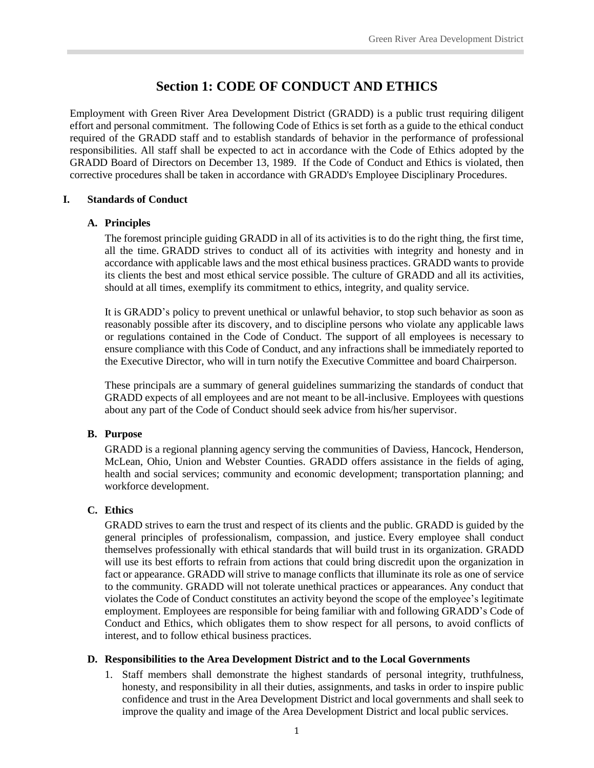# Section 1: CODE OF CONDUCT AND ETHICS

Employment with Green River Area Development District (GRADD) is a public trust requiring diligent effort and personal commitment. The following Code of Ethics is set forth as a guide to the ethical conduct required of the GRADD staff and to establish standards of behavior in the performance of professional responsibilities. All staff shall be expected to act in accordance with the Code of Ethics adopted by the GRADD Board of Directors on December 13, 1989. If the Code of Conduct and Ethics is violated, then corrective procedures shall be taken in accordance with GRADD's Employee Disciplinary Procedures.

## I. Standards of Conduct

### A. Principles

The foremost principle guiding GRADD in all of its activities is to do the right thing, the first time, all the time. GRADD strives to conduct all of its activities with integrity and honesty and in accordance with applicable laws and the most ethical business practices. GRADD wants to provide its clients the best and most ethical service possible. The culture of GRADD and all its activities, should at all times, exemplify its commitment to ethics, integrity, and quality service.

It is GRADD's policy to prevent unethical or unlawful behavior, to stop such behavior as soon as reasonably possible after its discovery, and to discipline persons who violate any applicable laws or regulations contained in the Code of Conduct. The support of all employees is necessary to ensure compliance with this Code of Conduct, and any infractions shall be immediately reported to the Executive Director, who will in turn notify the Executive Committee and board Chairperson.

These principals are a summary of general guidelines summarizing the standards of conduct that GRADD expects of all employees and are not meant to be all-inclusive. Employees with questions about any part of the Code of Conduct should seek advice from his/her supervisor.

### B. Purpose

GRADD is a regional planning agency serving the communities of Daviess, Hancock, Henderson, McLean, Ohio, Union and Webster Counties. GRADD offers assistance in the fields of aging, health and social services; community and economic development; transportation planning; and workforce development.

### C. Ethics

GRADD strives to earn the trust and respect of its clients and the public. GRADD is guided by the general principles of professionalism, compassion, and justice. Every employee shall conduct themselves professionally with ethical standards that will build trust in its organization. GRADD will use its best efforts to refrain from actions that could bring discredit upon the organization in fact or appearance. GRADD will strive to manage conflicts that illuminate its role as one of service to the community. GRADD will not tolerate unethical practices or appearances. Any conduct that violates the Code of Conduct constitutes an activity beyond the scope of the employee's legitimate employment. Employees are responsible for being familiar with and following GRADD's Code of Conduct and Ethics, which obligates them to show respect for all persons, to avoid conflicts of interest, and to follow ethical business practices.

### D. Responsibilities to the Area Development District and to the Local Governments

1. Staff members shall demonstrate the highest standards of personal integrity, truthfulness, honesty, and responsibility in all their duties, assignments, and tasks in order to inspire public confidence and trust in the Area Development District and local governments and shall seek to improve the quality and image of the Area Development District and local public services.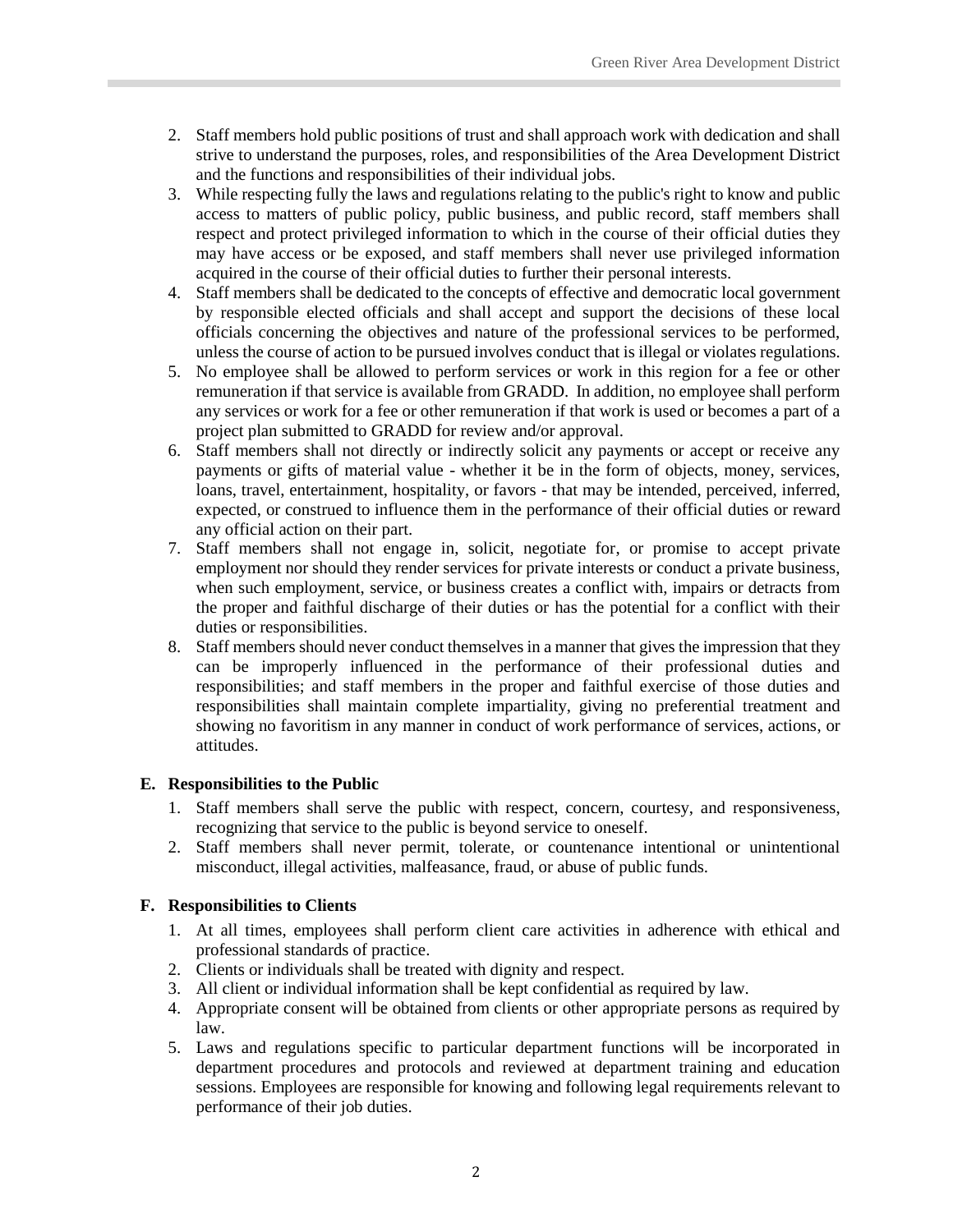2. Staff members hold public positions of trust and shall approach work with dedication and shall strive to understand the purposes, roles, and responsibilities of the Area Development District and the functions and responsibilities of their individual jobs.
3. While respecting fully the laws and regulations relating to the public's right to know and public access to matters of public policy, public business, and public record, staff members shall respect and protect privileged information to which in the course of their official duties they may have access or be exposed, and staff members shall never use privileged information acquired in the course of their official duties to further their personal interests.
4. Staff members shall be dedicated to the concepts of effective and democratic local government by responsible elected officials and shall accept and support the decisions of these local officials concerning the objectives and nature of the professional services to be performed, unless the course of action to be pursued involves conduct that is illegal or violates regulations.
5. No employee shall be allowed to perform services or work in this region for a fee or other remuneration if that service is available from GRADD. In addition, no employee shall perform any services or work for a fee or other remuneration if that work is used or becomes a part of a project plan submitted to GRADD for review and/or approval.
6. Staff members shall not directly or indirectly solicit any payments or accept or receive any payments or gifts of material value - whether it be in the form of objects, money, services, loans, travel, entertainment, hospitality, or favors - that may be intended, perceived, inferred, expected, or construed to influence them in the performance of their official duties or reward any official action on their part.
7. Staff members shall not engage in, solicit, negotiate for, or promise to accept private employment nor should they render services for private interests or conduct a private business, when such employment, service, or business creates a conflict with, impairs or detracts from the proper and faithful discharge of their duties or has the potential for a conflict with their duties or responsibilities.
8. Staff members should never conduct themselves in a manner that gives the impression that they can be improperly influenced in the performance of their professional duties and responsibilities; and staff members in the proper and faithful exercise of those duties and responsibilities shall maintain complete impartiality, giving no preferential treatment and showing no favoritism in any manner in conduct of work performance of services, actions, or attitudes.

### E. Responsibilities to the Public

1. Staff members shall serve the public with respect, concern, courtesy, and responsiveness, recognizing that service to the public is beyond service to oneself.
2. Staff members shall never permit, tolerate, or countenance intentional or unintentional misconduct, illegal activities, malfeasance, fraud, or abuse of public funds.

### F. Responsibilities to Clients

1. At all times, employees shall perform client care activities in adherence with ethical and professional standards of practice.
2. Clients or individuals shall be treated with dignity and respect.
3. All client or individual information shall be kept confidential as required by law.
4. Appropriate consent will be obtained from clients or other appropriate persons as required by law.
5. Laws and regulations specific to particular department functions will be incorporated in department procedures and protocols and reviewed at department training and education sessions. Employees are responsible for knowing and following legal requirements relevant to performance of their job duties.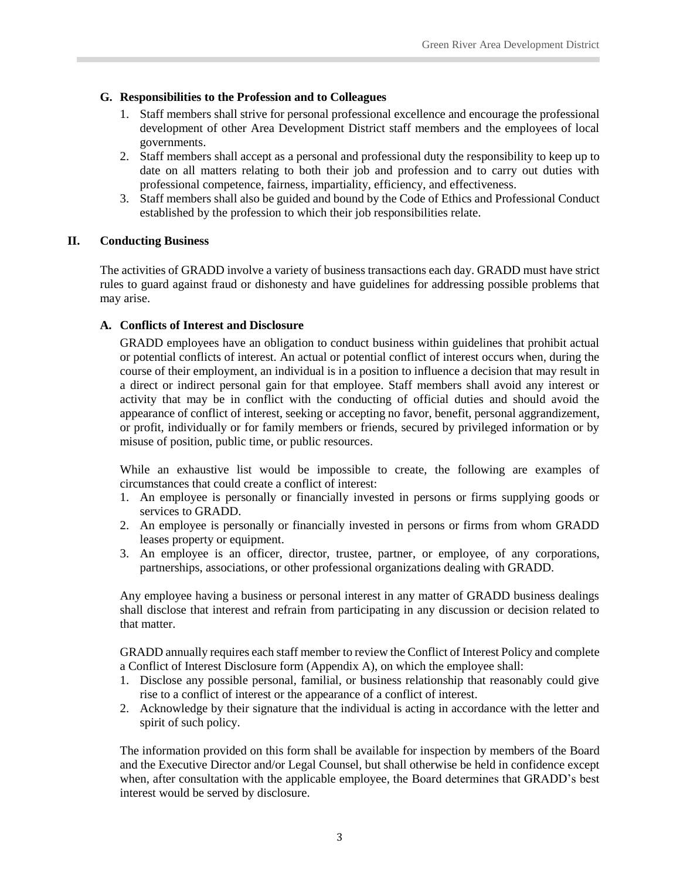### G. Responsibilities to the Profession and to Colleagues

1. Staff members shall strive for personal professional excellence and encourage the professional development of other Area Development District staff members and the employees of local governments.
2. Staff members shall accept as a personal and professional duty the responsibility to keep up to date on all matters relating to both their job and profession and to carry out duties with professional competence, fairness, impartiality, efficiency, and effectiveness.
3. Staff members shall also be guided and bound by the Code of Ethics and Professional Conduct established by the profession to which their job responsibilities relate.

## II. Conducting Business

The activities of GRADD involve a variety of business transactions each day. GRADD must have strict rules to guard against fraud or dishonesty and have guidelines for addressing possible problems that may arise.

### A. Conflicts of Interest and Disclosure

GRADD employees have an obligation to conduct business within guidelines that prohibit actual or potential conflicts of interest. An actual or potential conflict of interest occurs when, during the course of their employment, an individual is in a position to influence a decision that may result in a direct or indirect personal gain for that employee. Staff members shall avoid any interest or activity that may be in conflict with the conducting of official duties and should avoid the appearance of conflict of interest, seeking or accepting no favor, benefit, personal aggrandizement, or profit, individually or for family members or friends, secured by privileged information or by misuse of position, public time, or public resources.

While an exhaustive list would be impossible to create, the following are examples of circumstances that could create a conflict of interest:

1. An employee is personally or financially invested in persons or firms supplying goods or services to GRADD.
2. An employee is personally or financially invested in persons or firms from whom GRADD leases property or equipment.
3. An employee is an officer, director, trustee, partner, or employee, of any corporations, partnerships, associations, or other professional organizations dealing with GRADD.

Any employee having a business or personal interest in any matter of GRADD business dealings shall disclose that interest and refrain from participating in any discussion or decision related to that matter.

GRADD annually requires each staff member to review the Conflict of Interest Policy and complete a Conflict of Interest Disclosure form (Appendix A), on which the employee shall:

1. Disclose any possible personal, familial, or business relationship that reasonably could give rise to a conflict of interest or the appearance of a conflict of interest.
2. Acknowledge by their signature that the individual is acting in accordance with the letter and spirit of such policy.

The information provided on this form shall be available for inspection by members of the Board and the Executive Director and/or Legal Counsel, but shall otherwise be held in confidence except when, after consultation with the applicable employee, the Board determines that GRADD's best interest would be served by disclosure.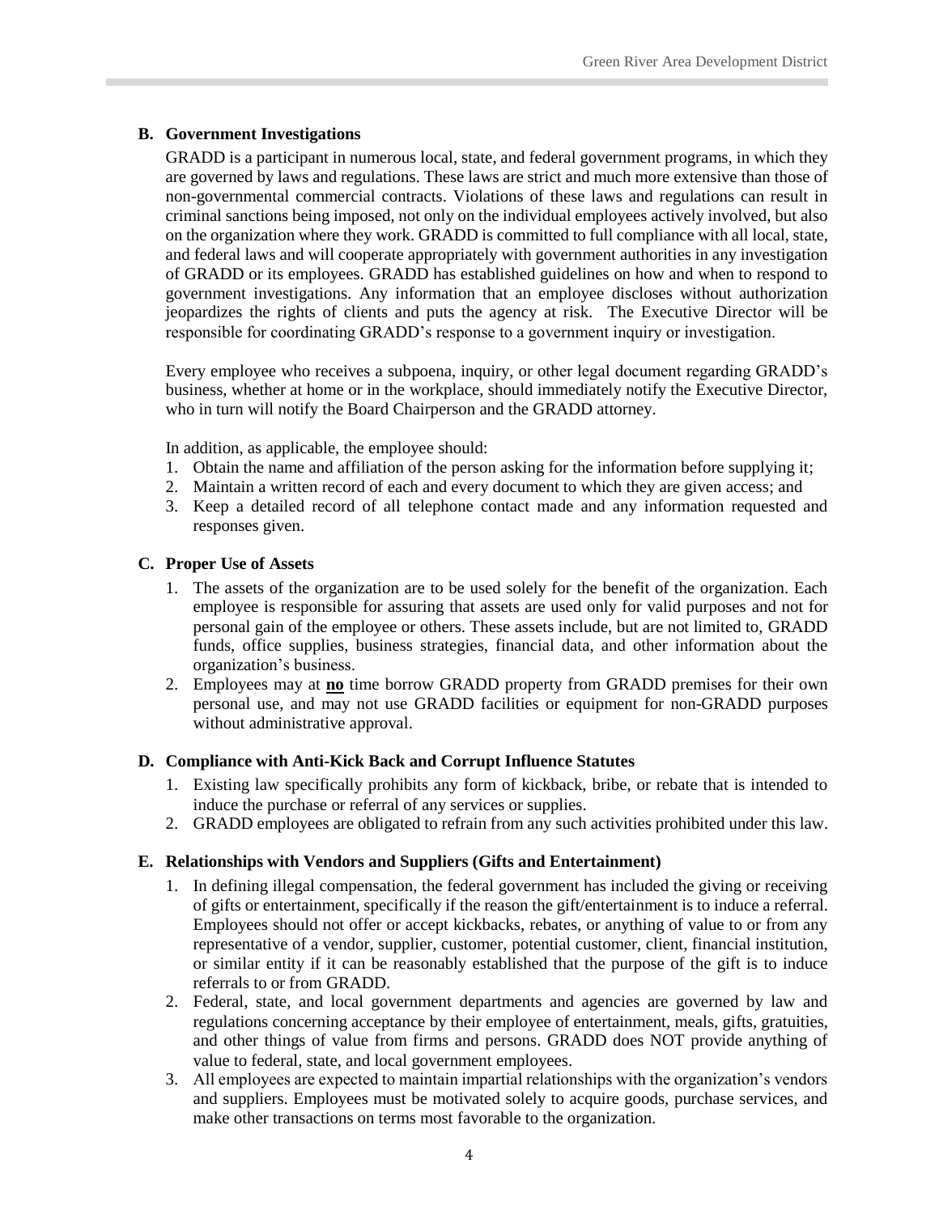### B. Government Investigations

GRADD is a participant in numerous local, state, and federal government programs, in which they are governed by laws and regulations. These laws are strict and much more extensive than those of non-governmental commercial contracts. Violations of these laws and regulations can result in criminal sanctions being imposed, not only on the individual employees actively involved, but also on the organization where they work. GRADD is committed to full compliance with all local, state, and federal laws and will cooperate appropriately with government authorities in any investigation of GRADD or its employees. GRADD has established guidelines on how and when to respond to government investigations. Any information that an employee discloses without authorization jeopardizes the rights of clients and puts the agency at risk. The Executive Director will be responsible for coordinating GRADD's response to a government inquiry or investigation.

Every employee who receives a subpoena, inquiry, or other legal document regarding GRADD's business, whether at home or in the workplace, should immediately notify the Executive Director, who in turn will notify the Board Chairperson and the GRADD attorney.

In addition, as applicable, the employee should:

1. Obtain the name and affiliation of the person asking for the information before supplying it;
2. Maintain a written record of each and every document to which they are given access; and
3. Keep a detailed record of all telephone contact made and any information requested and responses given.

### C. Proper Use of Assets

1. The assets of the organization are to be used solely for the benefit of the organization. Each employee is responsible for assuring that assets are used only for valid purposes and not for personal gain of the employee or others. These assets include, but are not limited to, GRADD funds, office supplies, business strategies, financial data, and other information about the organization's business.
2. Employees may at **no** time borrow GRADD property from GRADD premises for their own personal use, and may not use GRADD facilities or equipment for non-GRADD purposes without administrative approval.

### D. Compliance with Anti-Kick Back and Corrupt Influence Statutes

1. Existing law specifically prohibits any form of kickback, bribe, or rebate that is intended to induce the purchase or referral of any services or supplies.
2. GRADD employees are obligated to refrain from any such activities prohibited under this law.

### E. Relationships with Vendors and Suppliers (Gifts and Entertainment)

1. In defining illegal compensation, the federal government has included the giving or receiving of gifts or entertainment, specifically if the reason the gift/entertainment is to induce a referral. Employees should not offer or accept kickbacks, rebates, or anything of value to or from any representative of a vendor, supplier, customer, potential customer, client, financial institution, or similar entity if it can be reasonably established that the purpose of the gift is to induce referrals to or from GRADD.
2. Federal, state, and local government departments and agencies are governed by law and regulations concerning acceptance by their employee of entertainment, meals, gifts, gratuities, and other things of value from firms and persons. GRADD does NOT provide anything of value to federal, state, and local government employees.
3. All employees are expected to maintain impartial relationships with the organization's vendors and suppliers. Employees must be motivated solely to acquire goods, purchase services, and make other transactions on terms most favorable to the organization.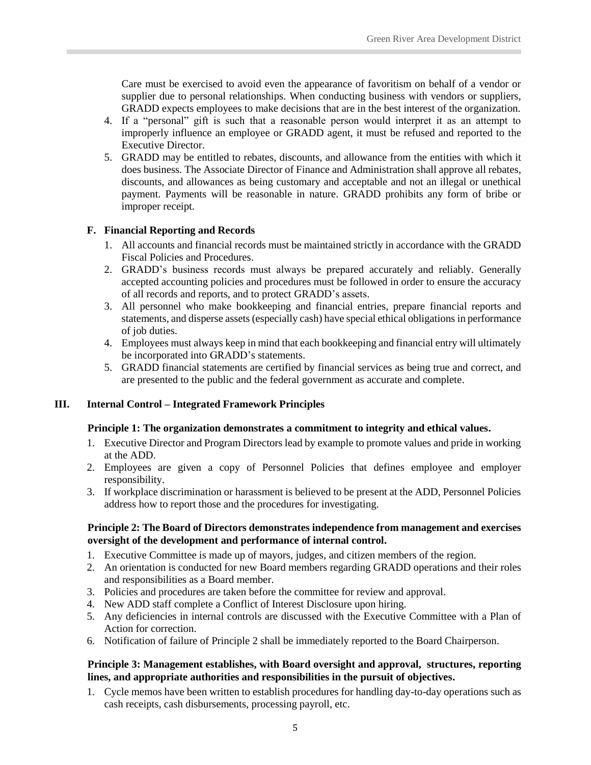Care must be exercised to avoid even the appearance of favoritism on behalf of a vendor or supplier due to personal relationships. When conducting business with vendors or suppliers, GRADD expects employees to make decisions that are in the best interest of the organization.

4. If a "personal" gift is such that a reasonable person would interpret it as an attempt to improperly influence an employee or GRADD agent, it must be refused and reported to the Executive Director.
5. GRADD may be entitled to rebates, discounts, and allowance from the entities with which it does business. The Associate Director of Finance and Administration shall approve all rebates, discounts, and allowances as being customary and acceptable and not an illegal or unethical payment. Payments will be reasonable in nature. GRADD prohibits any form of bribe or improper receipt.

### F. Financial Reporting and Records

1. All accounts and financial records must be maintained strictly in accordance with the GRADD Fiscal Policies and Procedures.
2. GRADD's business records must always be prepared accurately and reliably. Generally accepted accounting policies and procedures must be followed in order to ensure the accuracy of all records and reports, and to protect GRADD's assets.
3. All personnel who make bookkeeping and financial entries, prepare financial reports and statements, and disperse assets (especially cash) have special ethical obligations in performance of job duties.
4. Employees must always keep in mind that each bookkeeping and financial entry will ultimately be incorporated into GRADD's statements.
5. GRADD financial statements are certified by financial services as being true and correct, and are presented to the public and the federal government as accurate and complete.

## III. Internal Control – Integrated Framework Principles

**Principle 1: The organization demonstrates a commitment to integrity and ethical values.**

1. Executive Director and Program Directors lead by example to promote values and pride in working at the ADD.
2. Employees are given a copy of Personnel Policies that defines employee and employer responsibility.
3. If workplace discrimination or harassment is believed to be present at the ADD, Personnel Policies address how to report those and the procedures for investigating.

**Principle 2: The Board of Directors demonstrates independence from management and exercises oversight of the development and performance of internal control.**

1. Executive Committee is made up of mayors, judges, and citizen members of the region.
2. An orientation is conducted for new Board members regarding GRADD operations and their roles and responsibilities as a Board member.
3. Policies and procedures are taken before the committee for review and approval.
4. New ADD staff complete a Conflict of Interest Disclosure upon hiring.
5. Any deficiencies in internal controls are discussed with the Executive Committee with a Plan of Action for correction.
6. Notification of failure of Principle 2 shall be immediately reported to the Board Chairperson.

**Principle 3: Management establishes, with Board oversight and approval, structures, reporting lines, and appropriate authorities and responsibilities in the pursuit of objectives.**

1. Cycle memos have been written to establish procedures for handling day-to-day operations such as cash receipts, cash disbursements, processing payroll, etc.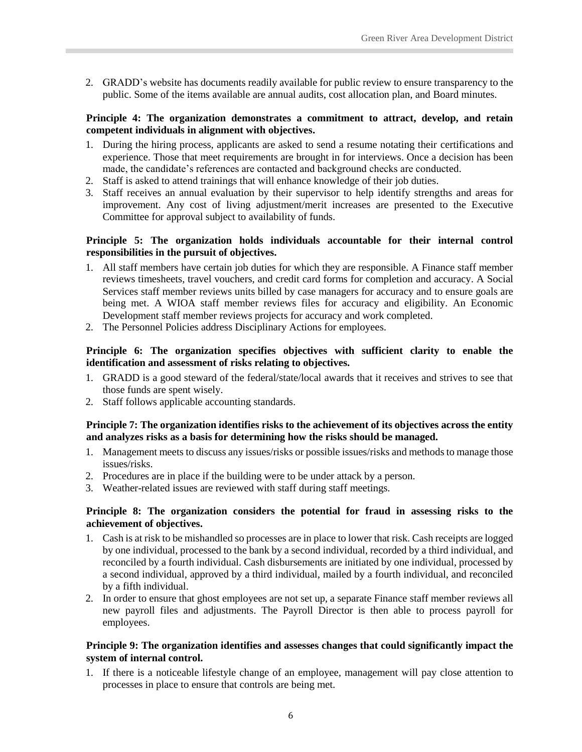2. GRADD's website has documents readily available for public review to ensure transparency to the public. Some of the items available are annual audits, cost allocation plan, and Board minutes.

**Principle 4: The organization demonstrates a commitment to attract, develop, and retain competent individuals in alignment with objectives.**

1. During the hiring process, applicants are asked to send a resume notating their certifications and experience. Those that meet requirements are brought in for interviews. Once a decision has been made, the candidate's references are contacted and background checks are conducted.
2. Staff is asked to attend trainings that will enhance knowledge of their job duties.
3. Staff receives an annual evaluation by their supervisor to help identify strengths and areas for improvement. Any cost of living adjustment/merit increases are presented to the Executive Committee for approval subject to availability of funds.

**Principle 5: The organization holds individuals accountable for their internal control responsibilities in the pursuit of objectives.**

1. All staff members have certain job duties for which they are responsible. A Finance staff member reviews timesheets, travel vouchers, and credit card forms for completion and accuracy. A Social Services staff member reviews units billed by case managers for accuracy and to ensure goals are being met. A WIOA staff member reviews files for accuracy and eligibility. An Economic Development staff member reviews projects for accuracy and work completed.
2. The Personnel Policies address Disciplinary Actions for employees.

**Principle 6: The organization specifies objectives with sufficient clarity to enable the identification and assessment of risks relating to objectives.**

1. GRADD is a good steward of the federal/state/local awards that it receives and strives to see that those funds are spent wisely.
2. Staff follows applicable accounting standards.

**Principle 7: The organization identifies risks to the achievement of its objectives across the entity and analyzes risks as a basis for determining how the risks should be managed.**

1. Management meets to discuss any issues/risks or possible issues/risks and methods to manage those issues/risks.
2. Procedures are in place if the building were to be under attack by a person.
3. Weather-related issues are reviewed with staff during staff meetings.

**Principle 8: The organization considers the potential for fraud in assessing risks to the achievement of objectives.**

1. Cash is at risk to be mishandled so processes are in place to lower that risk. Cash receipts are logged by one individual, processed to the bank by a second individual, recorded by a third individual, and reconciled by a fourth individual. Cash disbursements are initiated by one individual, processed by a second individual, approved by a third individual, mailed by a fourth individual, and reconciled by a fifth individual.
2. In order to ensure that ghost employees are not set up, a separate Finance staff member reviews all new payroll files and adjustments. The Payroll Director is then able to process payroll for employees.

**Principle 9: The organization identifies and assesses changes that could significantly impact the system of internal control.**

1. If there is a noticeable lifestyle change of an employee, management will pay close attention to processes in place to ensure that controls are being met.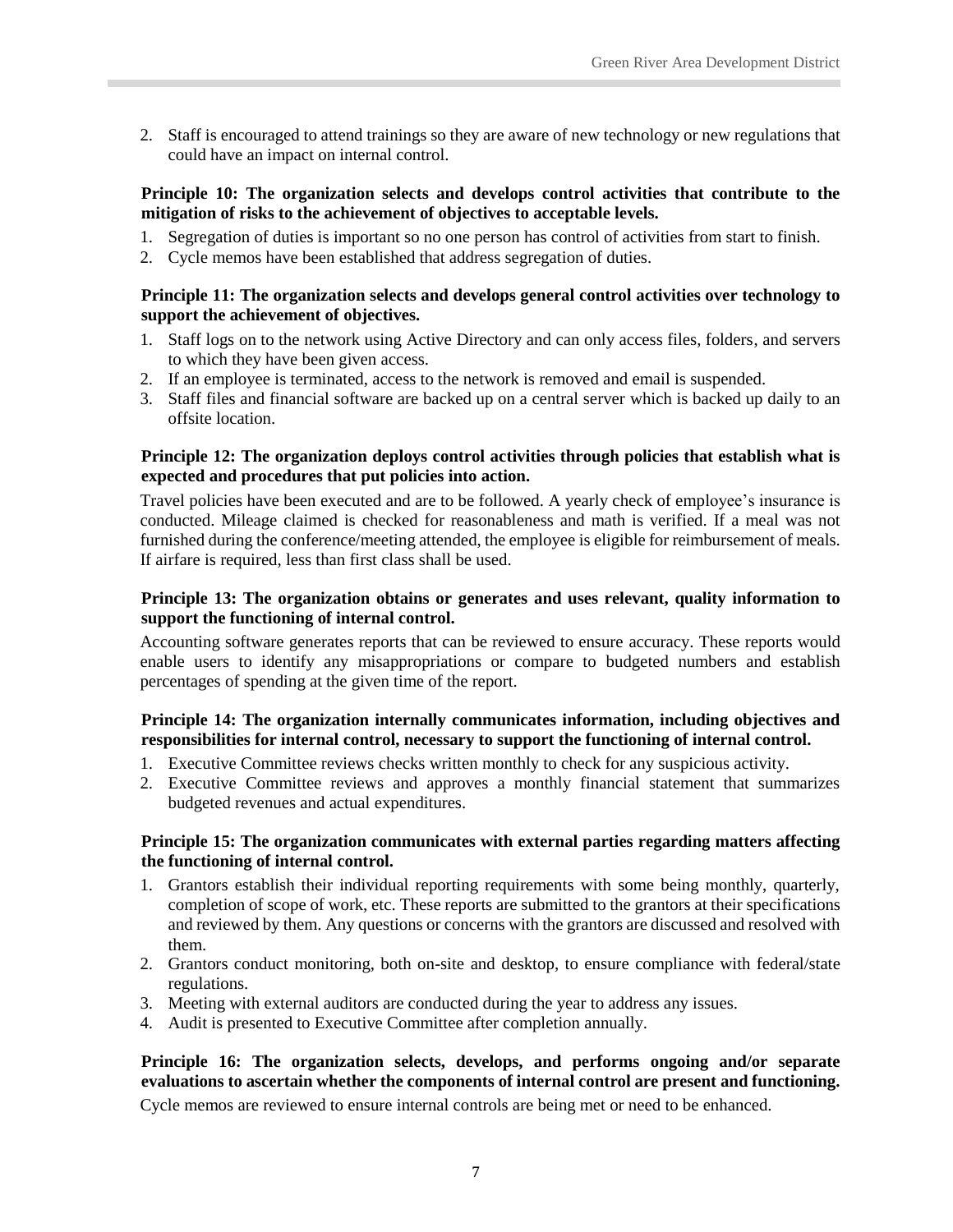2. Staff is encouraged to attend trainings so they are aware of new technology or new regulations that could have an impact on internal control.

**Principle 10: The organization selects and develops control activities that contribute to the mitigation of risks to the achievement of objectives to acceptable levels.**

1. Segregation of duties is important so no one person has control of activities from start to finish.
2. Cycle memos have been established that address segregation of duties.

**Principle 11: The organization selects and develops general control activities over technology to support the achievement of objectives.**

1. Staff logs on to the network using Active Directory and can only access files, folders, and servers to which they have been given access.
2. If an employee is terminated, access to the network is removed and email is suspended.
3. Staff files and financial software are backed up on a central server which is backed up daily to an offsite location.

**Principle 12: The organization deploys control activities through policies that establish what is expected and procedures that put policies into action.**

Travel policies have been executed and are to be followed. A yearly check of employee's insurance is conducted. Mileage claimed is checked for reasonableness and math is verified. If a meal was not furnished during the conference/meeting attended, the employee is eligible for reimbursement of meals. If airfare is required, less than first class shall be used.

**Principle 13: The organization obtains or generates and uses relevant, quality information to support the functioning of internal control.**

Accounting software generates reports that can be reviewed to ensure accuracy. These reports would enable users to identify any misappropriations or compare to budgeted numbers and establish percentages of spending at the given time of the report.

**Principle 14: The organization internally communicates information, including objectives and responsibilities for internal control, necessary to support the functioning of internal control.**

1. Executive Committee reviews checks written monthly to check for any suspicious activity.
2. Executive Committee reviews and approves a monthly financial statement that summarizes budgeted revenues and actual expenditures.

**Principle 15: The organization communicates with external parties regarding matters affecting the functioning of internal control.**

1. Grantors establish their individual reporting requirements with some being monthly, quarterly, completion of scope of work, etc. These reports are submitted to the grantors at their specifications and reviewed by them. Any questions or concerns with the grantors are discussed and resolved with them.
2. Grantors conduct monitoring, both on-site and desktop, to ensure compliance with federal/state regulations.
3. Meeting with external auditors are conducted during the year to address any issues.
4. Audit is presented to Executive Committee after completion annually.

**Principle 16: The organization selects, develops, and performs ongoing and/or separate evaluations to ascertain whether the components of internal control are present and functioning.**

Cycle memos are reviewed to ensure internal controls are being met or need to be enhanced.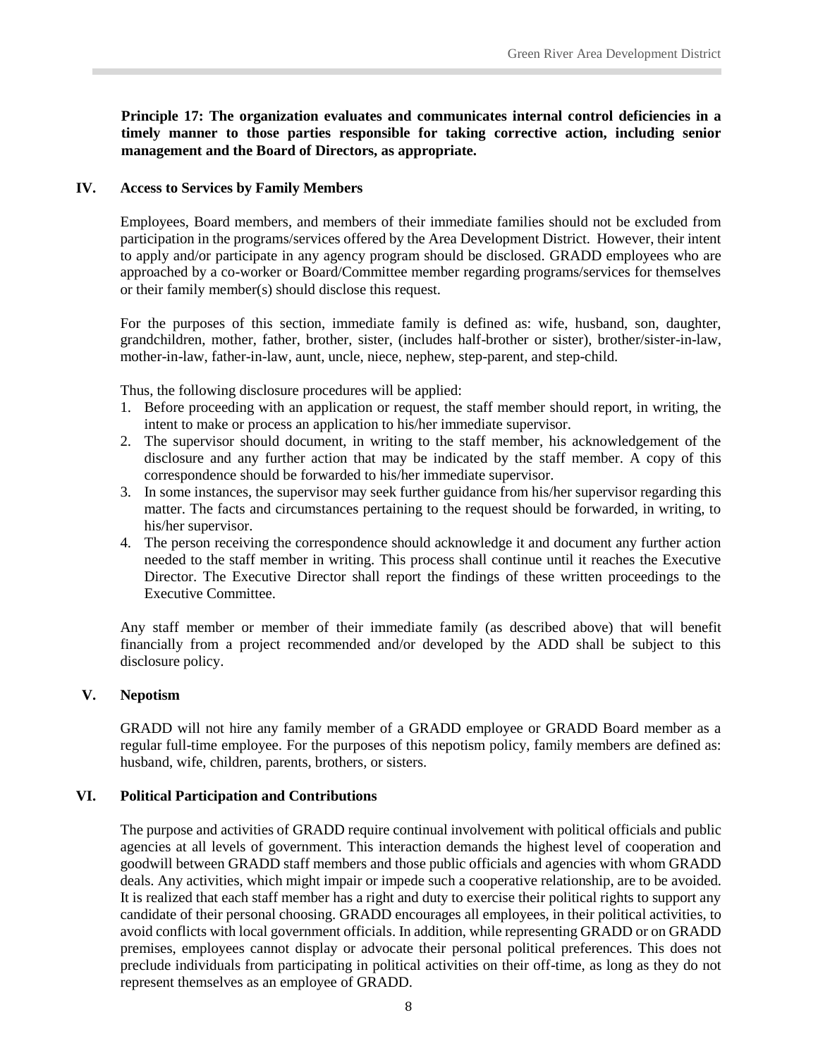**Principle 17: The organization evaluates and communicates internal control deficiencies in a timely manner to those parties responsible for taking corrective action, including senior management and the Board of Directors, as appropriate.**

## IV. Access to Services by Family Members

Employees, Board members, and members of their immediate families should not be excluded from participation in the programs/services offered by the Area Development District. However, their intent to apply and/or participate in any agency program should be disclosed. GRADD employees who are approached by a co-worker or Board/Committee member regarding programs/services for themselves or their family member(s) should disclose this request.

For the purposes of this section, immediate family is defined as: wife, husband, son, daughter, grandchildren, mother, father, brother, sister, (includes half-brother or sister), brother/sister-in-law, mother-in-law, father-in-law, aunt, uncle, niece, nephew, step-parent, and step-child.

Thus, the following disclosure procedures will be applied:

1. Before proceeding with an application or request, the staff member should report, in writing, the intent to make or process an application to his/her immediate supervisor.
2. The supervisor should document, in writing to the staff member, his acknowledgement of the disclosure and any further action that may be indicated by the staff member. A copy of this correspondence should be forwarded to his/her immediate supervisor.
3. In some instances, the supervisor may seek further guidance from his/her supervisor regarding this matter. The facts and circumstances pertaining to the request should be forwarded, in writing, to his/her supervisor.
4. The person receiving the correspondence should acknowledge it and document any further action needed to the staff member in writing. This process shall continue until it reaches the Executive Director. The Executive Director shall report the findings of these written proceedings to the Executive Committee.

Any staff member or member of their immediate family (as described above) that will benefit financially from a project recommended and/or developed by the ADD shall be subject to this disclosure policy.

## V. Nepotism

GRADD will not hire any family member of a GRADD employee or GRADD Board member as a regular full-time employee. For the purposes of this nepotism policy, family members are defined as: husband, wife, children, parents, brothers, or sisters.

## VI. Political Participation and Contributions

The purpose and activities of GRADD require continual involvement with political officials and public agencies at all levels of government. This interaction demands the highest level of cooperation and goodwill between GRADD staff members and those public officials and agencies with whom GRADD deals. Any activities, which might impair or impede such a cooperative relationship, are to be avoided. It is realized that each staff member has a right and duty to exercise their political rights to support any candidate of their personal choosing. GRADD encourages all employees, in their political activities, to avoid conflicts with local government officials. In addition, while representing GRADD or on GRADD premises, employees cannot display or advocate their personal political preferences. This does not preclude individuals from participating in political activities on their off-time, as long as they do not represent themselves as an employee of GRADD.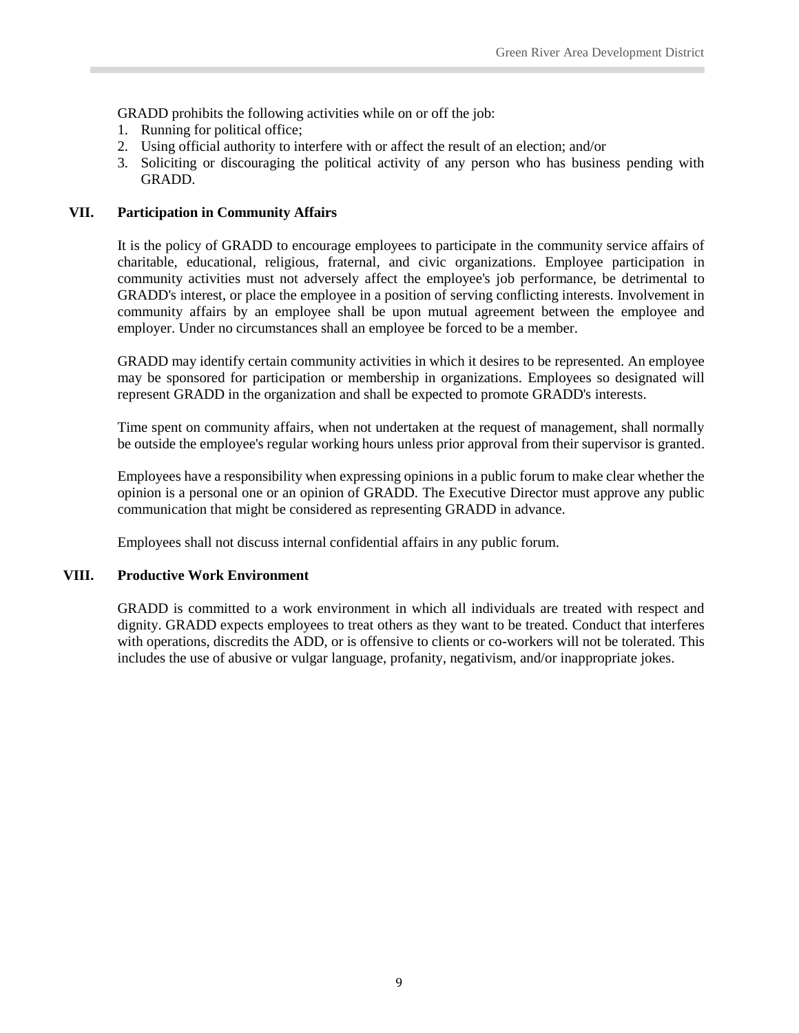GRADD prohibits the following activities while on or off the job:

1. Running for political office;
2. Using official authority to interfere with or affect the result of an election; and/or
3. Soliciting or discouraging the political activity of any person who has business pending with GRADD.

## VII. Participation in Community Affairs

It is the policy of GRADD to encourage employees to participate in the community service affairs of charitable, educational, religious, fraternal, and civic organizations. Employee participation in community activities must not adversely affect the employee's job performance, be detrimental to GRADD's interest, or place the employee in a position of serving conflicting interests. Involvement in community affairs by an employee shall be upon mutual agreement between the employee and employer. Under no circumstances shall an employee be forced to be a member.

GRADD may identify certain community activities in which it desires to be represented. An employee may be sponsored for participation or membership in organizations. Employees so designated will represent GRADD in the organization and shall be expected to promote GRADD's interests.

Time spent on community affairs, when not undertaken at the request of management, shall normally be outside the employee's regular working hours unless prior approval from their supervisor is granted.

Employees have a responsibility when expressing opinions in a public forum to make clear whether the opinion is a personal one or an opinion of GRADD. The Executive Director must approve any public communication that might be considered as representing GRADD in advance.

Employees shall not discuss internal confidential affairs in any public forum.

## VIII. Productive Work Environment

GRADD is committed to a work environment in which all individuals are treated with respect and dignity. GRADD expects employees to treat others as they want to be treated. Conduct that interferes with operations, discredits the ADD, or is offensive to clients or co-workers will not be tolerated. This includes the use of abusive or vulgar language, profanity, negativism, and/or inappropriate jokes.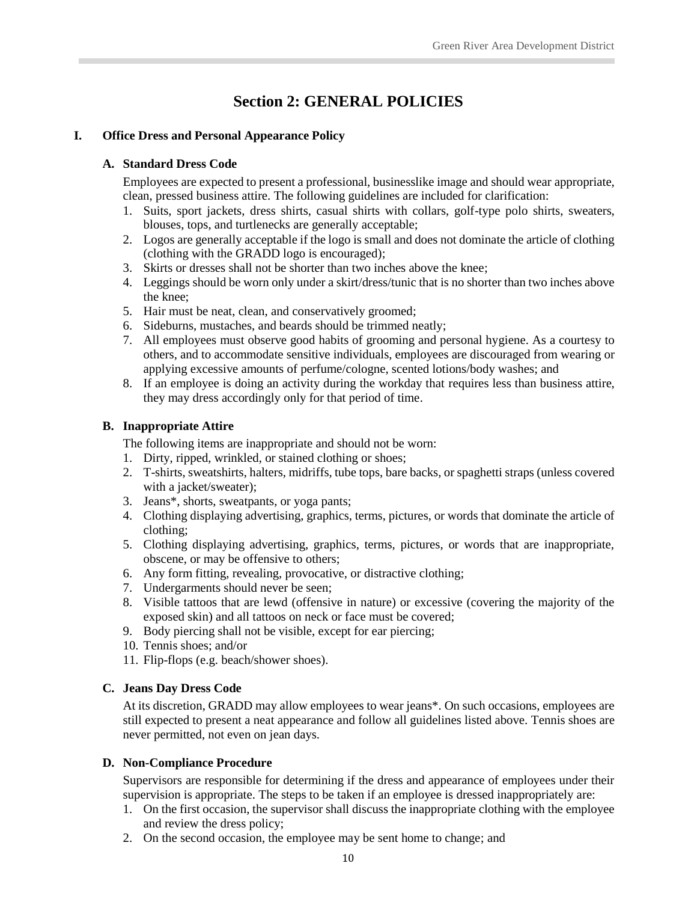# Section 2: GENERAL POLICIES

## I. Office Dress and Personal Appearance Policy

### A. Standard Dress Code

Employees are expected to present a professional, businesslike image and should wear appropriate, clean, pressed business attire. The following guidelines are included for clarification:

1. Suits, sport jackets, dress shirts, casual shirts with collars, golf-type polo shirts, sweaters, blouses, tops, and turtlenecks are generally acceptable;
2. Logos are generally acceptable if the logo is small and does not dominate the article of clothing (clothing with the GRADD logo is encouraged);
3. Skirts or dresses shall not be shorter than two inches above the knee;
4. Leggings should be worn only under a skirt/dress/tunic that is no shorter than two inches above the knee;
5. Hair must be neat, clean, and conservatively groomed;
6. Sideburns, mustaches, and beards should be trimmed neatly;
7. All employees must observe good habits of grooming and personal hygiene. As a courtesy to others, and to accommodate sensitive individuals, employees are discouraged from wearing or applying excessive amounts of perfume/cologne, scented lotions/body washes; and
8. If an employee is doing an activity during the workday that requires less than business attire, they may dress accordingly only for that period of time.

### B. Inappropriate Attire

The following items are inappropriate and should not be worn:

1. Dirty, ripped, wrinkled, or stained clothing or shoes;
2. T-shirts, sweatshirts, halters, midriffs, tube tops, bare backs, or spaghetti straps (unless covered with a jacket/sweater);
3. Jeans*, shorts, sweatpants, or yoga pants;
4. Clothing displaying advertising, graphics, terms, pictures, or words that dominate the article of clothing;
5. Clothing displaying advertising, graphics, terms, pictures, or words that are inappropriate, obscene, or may be offensive to others;
6. Any form fitting, revealing, provocative, or distractive clothing;
7. Undergarments should never be seen;
8. Visible tattoos that are lewd (offensive in nature) or excessive (covering the majority of the exposed skin) and all tattoos on neck or face must be covered;
9. Body piercing shall not be visible, except for ear piercing;
10. Tennis shoes; and/or
11. Flip-flops (e.g. beach/shower shoes).

### C. Jeans Day Dress Code

At its discretion, GRADD may allow employees to wear jeans*. On such occasions, employees are still expected to present a neat appearance and follow all guidelines listed above. Tennis shoes are never permitted, not even on jean days.

### D. Non-Compliance Procedure

Supervisors are responsible for determining if the dress and appearance of employees under their supervision is appropriate. The steps to be taken if an employee is dressed inappropriately are:

1. On the first occasion, the supervisor shall discuss the inappropriate clothing with the employee and review the dress policy;
2. On the second occasion, the employee may be sent home to change; and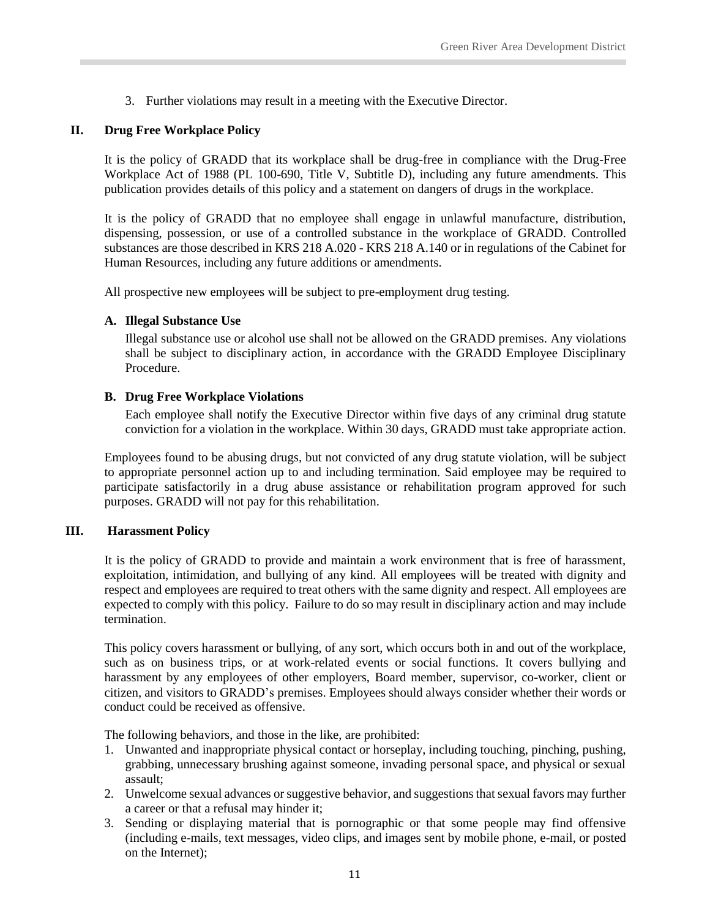3. Further violations may result in a meeting with the Executive Director.

## II. Drug Free Workplace Policy

It is the policy of GRADD that its workplace shall be drug-free in compliance with the Drug-Free Workplace Act of 1988 (PL 100-690, Title V, Subtitle D), including any future amendments. This publication provides details of this policy and a statement on dangers of drugs in the workplace.

It is the policy of GRADD that no employee shall engage in unlawful manufacture, distribution, dispensing, possession, or use of a controlled substance in the workplace of GRADD. Controlled substances are those described in KRS 218 A.020 - KRS 218 A.140 or in regulations of the Cabinet for Human Resources, including any future additions or amendments.

All prospective new employees will be subject to pre-employment drug testing.

### A. Illegal Substance Use

Illegal substance use or alcohol use shall not be allowed on the GRADD premises. Any violations shall be subject to disciplinary action, in accordance with the GRADD Employee Disciplinary Procedure.

### B. Drug Free Workplace Violations

Each employee shall notify the Executive Director within five days of any criminal drug statute conviction for a violation in the workplace. Within 30 days, GRADD must take appropriate action.

Employees found to be abusing drugs, but not convicted of any drug statute violation, will be subject to appropriate personnel action up to and including termination. Said employee may be required to participate satisfactorily in a drug abuse assistance or rehabilitation program approved for such purposes. GRADD will not pay for this rehabilitation.

## III. Harassment Policy

It is the policy of GRADD to provide and maintain a work environment that is free of harassment, exploitation, intimidation, and bullying of any kind. All employees will be treated with dignity and respect and employees are required to treat others with the same dignity and respect. All employees are expected to comply with this policy. Failure to do so may result in disciplinary action and may include termination.

This policy covers harassment or bullying, of any sort, which occurs both in and out of the workplace, such as on business trips, or at work-related events or social functions. It covers bullying and harassment by any employees of other employers, Board member, supervisor, co-worker, client or citizen, and visitors to GRADD's premises. Employees should always consider whether their words or conduct could be received as offensive.

The following behaviors, and those in the like, are prohibited:

1. Unwanted and inappropriate physical contact or horseplay, including touching, pinching, pushing, grabbing, unnecessary brushing against someone, invading personal space, and physical or sexual assault;
2. Unwelcome sexual advances or suggestive behavior, and suggestions that sexual favors may further a career or that a refusal may hinder it;
3. Sending or displaying material that is pornographic or that some people may find offensive (including e-mails, text messages, video clips, and images sent by mobile phone, e-mail, or posted on the Internet);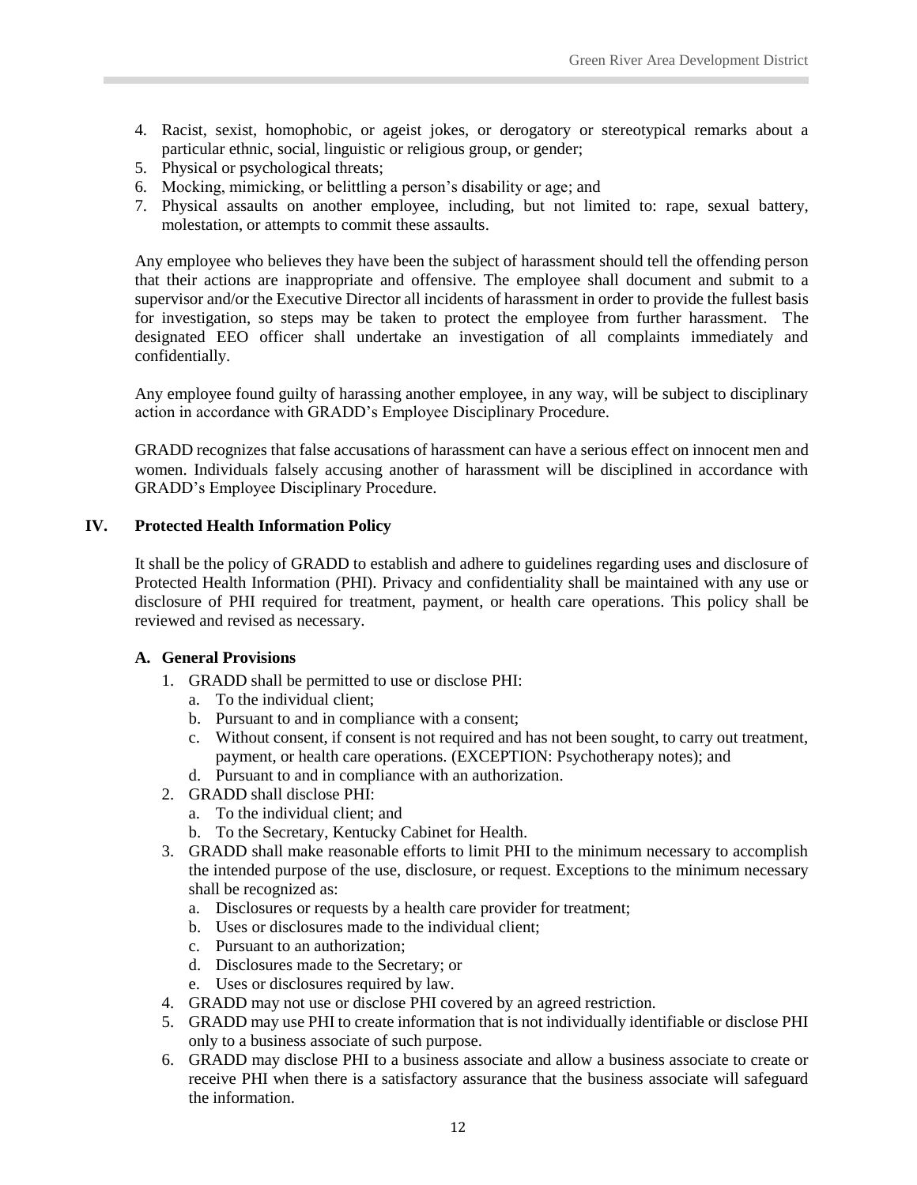4. Racist, sexist, homophobic, or ageist jokes, or derogatory or stereotypical remarks about a particular ethnic, social, linguistic or religious group, or gender;
5. Physical or psychological threats;
6. Mocking, mimicking, or belittling a person's disability or age; and
7. Physical assaults on another employee, including, but not limited to: rape, sexual battery, molestation, or attempts to commit these assaults.

Any employee who believes they have been the subject of harassment should tell the offending person that their actions are inappropriate and offensive. The employee shall document and submit to a supervisor and/or the Executive Director all incidents of harassment in order to provide the fullest basis for investigation, so steps may be taken to protect the employee from further harassment. The designated EEO officer shall undertake an investigation of all complaints immediately and confidentially.

Any employee found guilty of harassing another employee, in any way, will be subject to disciplinary action in accordance with GRADD's Employee Disciplinary Procedure.

GRADD recognizes that false accusations of harassment can have a serious effect on innocent men and women. Individuals falsely accusing another of harassment will be disciplined in accordance with GRADD's Employee Disciplinary Procedure.

## IV. Protected Health Information Policy

It shall be the policy of GRADD to establish and adhere to guidelines regarding uses and disclosure of Protected Health Information (PHI). Privacy and confidentiality shall be maintained with any use or disclosure of PHI required for treatment, payment, or health care operations. This policy shall be reviewed and revised as necessary.

### A. General Provisions

1. GRADD shall be permitted to use or disclose PHI:
   a. To the individual client;
   b. Pursuant to and in compliance with a consent;
   c. Without consent, if consent is not required and has not been sought, to carry out treatment, payment, or health care operations. (EXCEPTION: Psychotherapy notes); and
   d. Pursuant to and in compliance with an authorization.
2. GRADD shall disclose PHI:
   a. To the individual client; and
   b. To the Secretary, Kentucky Cabinet for Health.
3. GRADD shall make reasonable efforts to limit PHI to the minimum necessary to accomplish the intended purpose of the use, disclosure, or request. Exceptions to the minimum necessary shall be recognized as:
   a. Disclosures or requests by a health care provider for treatment;
   b. Uses or disclosures made to the individual client;
   c. Pursuant to an authorization;
   d. Disclosures made to the Secretary; or
   e. Uses or disclosures required by law.
4. GRADD may not use or disclose PHI covered by an agreed restriction.
5. GRADD may use PHI to create information that is not individually identifiable or disclose PHI only to a business associate of such purpose.
6. GRADD may disclose PHI to a business associate and allow a business associate to create or receive PHI when there is a satisfactory assurance that the business associate will safeguard the information.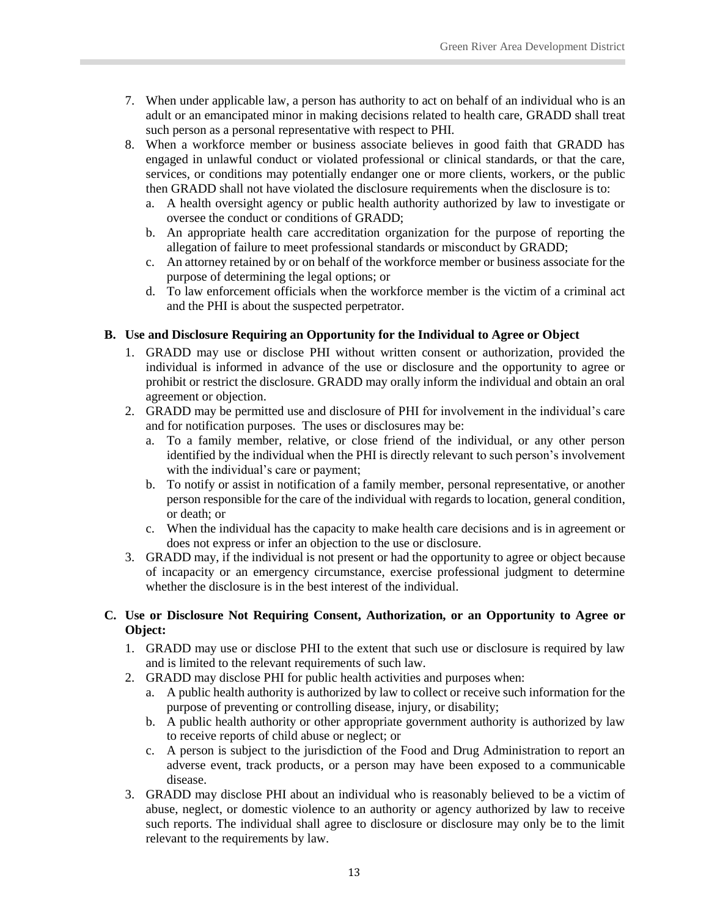7. When under applicable law, a person has authority to act on behalf of an individual who is an adult or an emancipated minor in making decisions related to health care, GRADD shall treat such person as a personal representative with respect to PHI.
8. When a workforce member or business associate believes in good faith that GRADD has engaged in unlawful conduct or violated professional or clinical standards, or that the care, services, or conditions may potentially endanger one or more clients, workers, or the public then GRADD shall not have violated the disclosure requirements when the disclosure is to:
   a. A health oversight agency or public health authority authorized by law to investigate or oversee the conduct or conditions of GRADD;
   b. An appropriate health care accreditation organization for the purpose of reporting the allegation of failure to meet professional standards or misconduct by GRADD;
   c. An attorney retained by or on behalf of the workforce member or business associate for the purpose of determining the legal options; or
   d. To law enforcement officials when the workforce member is the victim of a criminal act and the PHI is about the suspected perpetrator.

**B. Use and Disclosure Requiring an Opportunity for the Individual to Agree or Object**

1. GRADD may use or disclose PHI without written consent or authorization, provided the individual is informed in advance of the use or disclosure and the opportunity to agree or prohibit or restrict the disclosure. GRADD may orally inform the individual and obtain an oral agreement or objection.
2. GRADD may be permitted use and disclosure of PHI for involvement in the individual's care and for notification purposes. The uses or disclosures may be:
   a. To a family member, relative, or close friend of the individual, or any other person identified by the individual when the PHI is directly relevant to such person's involvement with the individual's care or payment;
   b. To notify or assist in notification of a family member, personal representative, or another person responsible for the care of the individual with regards to location, general condition, or death; or
   c. When the individual has the capacity to make health care decisions and is in agreement or does not express or infer an objection to the use or disclosure.
3. GRADD may, if the individual is not present or had the opportunity to agree or object because of incapacity or an emergency circumstance, exercise professional judgment to determine whether the disclosure is in the best interest of the individual.

**C. Use or Disclosure Not Requiring Consent, Authorization, or an Opportunity to Agree or Object:**

1. GRADD may use or disclose PHI to the extent that such use or disclosure is required by law and is limited to the relevant requirements of such law.
2. GRADD may disclose PHI for public health activities and purposes when:
   a. A public health authority is authorized by law to collect or receive such information for the purpose of preventing or controlling disease, injury, or disability;
   b. A public health authority or other appropriate government authority is authorized by law to receive reports of child abuse or neglect; or
   c. A person is subject to the jurisdiction of the Food and Drug Administration to report an adverse event, track products, or a person may have been exposed to a communicable disease.
3. GRADD may disclose PHI about an individual who is reasonably believed to be a victim of abuse, neglect, or domestic violence to an authority or agency authorized by law to receive such reports. The individual shall agree to disclosure or disclosure may only be to the limit relevant to the requirements by law.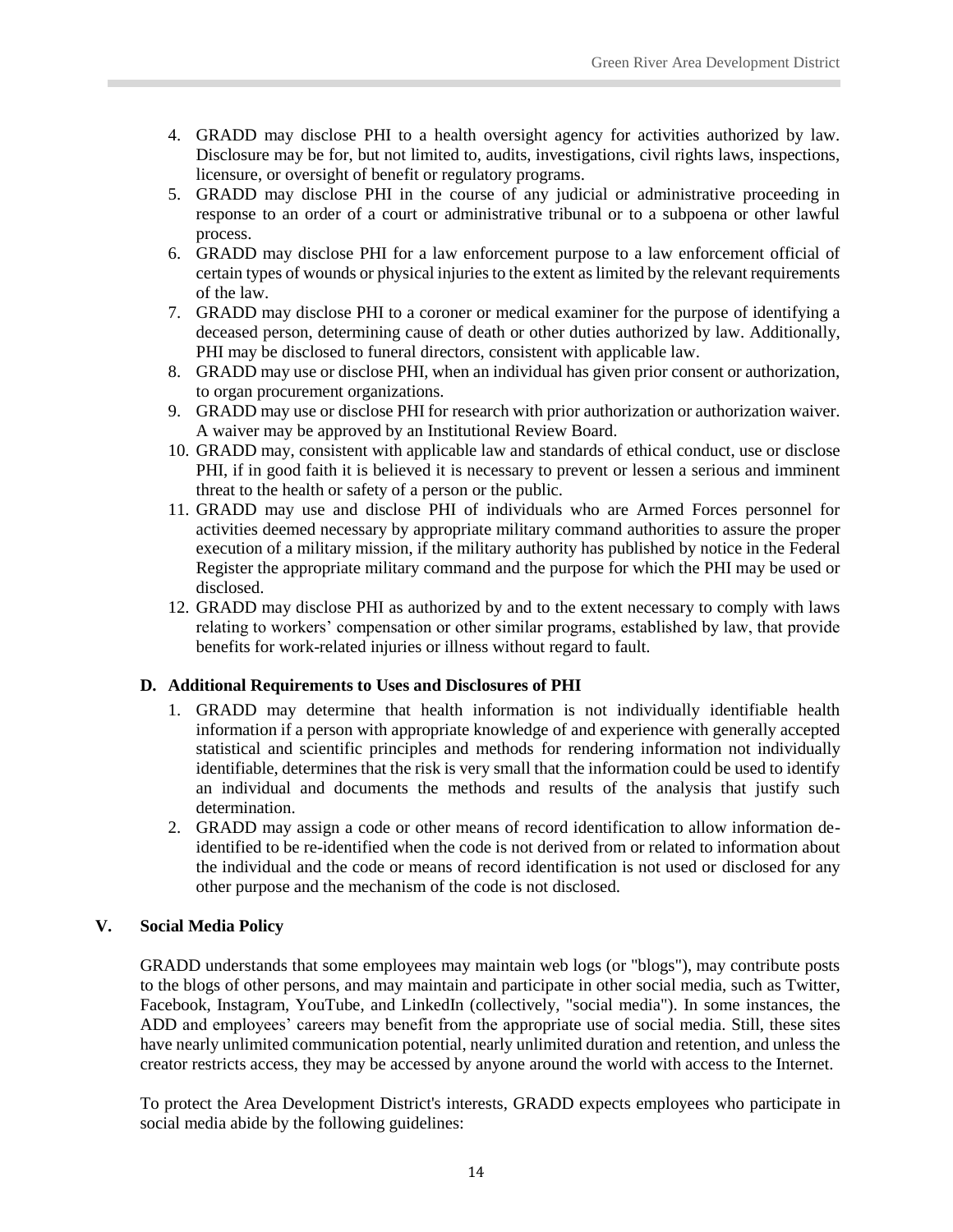4. GRADD may disclose PHI to a health oversight agency for activities authorized by law. Disclosure may be for, but not limited to, audits, investigations, civil rights laws, inspections, licensure, or oversight of benefit or regulatory programs.
5. GRADD may disclose PHI in the course of any judicial or administrative proceeding in response to an order of a court or administrative tribunal or to a subpoena or other lawful process.
6. GRADD may disclose PHI for a law enforcement purpose to a law enforcement official of certain types of wounds or physical injuries to the extent as limited by the relevant requirements of the law.
7. GRADD may disclose PHI to a coroner or medical examiner for the purpose of identifying a deceased person, determining cause of death or other duties authorized by law. Additionally, PHI may be disclosed to funeral directors, consistent with applicable law.
8. GRADD may use or disclose PHI, when an individual has given prior consent or authorization, to organ procurement organizations.
9. GRADD may use or disclose PHI for research with prior authorization or authorization waiver. A waiver may be approved by an Institutional Review Board.
10. GRADD may, consistent with applicable law and standards of ethical conduct, use or disclose PHI, if in good faith it is believed it is necessary to prevent or lessen a serious and imminent threat to the health or safety of a person or the public.
11. GRADD may use and disclose PHI of individuals who are Armed Forces personnel for activities deemed necessary by appropriate military command authorities to assure the proper execution of a military mission, if the military authority has published by notice in the Federal Register the appropriate military command and the purpose for which the PHI may be used or disclosed.
12. GRADD may disclose PHI as authorized by and to the extent necessary to comply with laws relating to workers' compensation or other similar programs, established by law, that provide benefits for work-related injuries or illness without regard to fault.

### D. Additional Requirements to Uses and Disclosures of PHI

1. GRADD may determine that health information is not individually identifiable health information if a person with appropriate knowledge of and experience with generally accepted statistical and scientific principles and methods for rendering information not individually identifiable, determines that the risk is very small that the information could be used to identify an individual and documents the methods and results of the analysis that justify such determination.
2. GRADD may assign a code or other means of record identification to allow information de-identified to be re-identified when the code is not derived from or related to information about the individual and the code or means of record identification is not used or disclosed for any other purpose and the mechanism of the code is not disclosed.

## V. Social Media Policy

GRADD understands that some employees may maintain web logs (or "blogs"), may contribute posts to the blogs of other persons, and may maintain and participate in other social media, such as Twitter, Facebook, Instagram, YouTube, and LinkedIn (collectively, "social media"). In some instances, the ADD and employees' careers may benefit from the appropriate use of social media. Still, these sites have nearly unlimited communication potential, nearly unlimited duration and retention, and unless the creator restricts access, they may be accessed by anyone around the world with access to the Internet.

To protect the Area Development District's interests, GRADD expects employees who participate in social media abide by the following guidelines: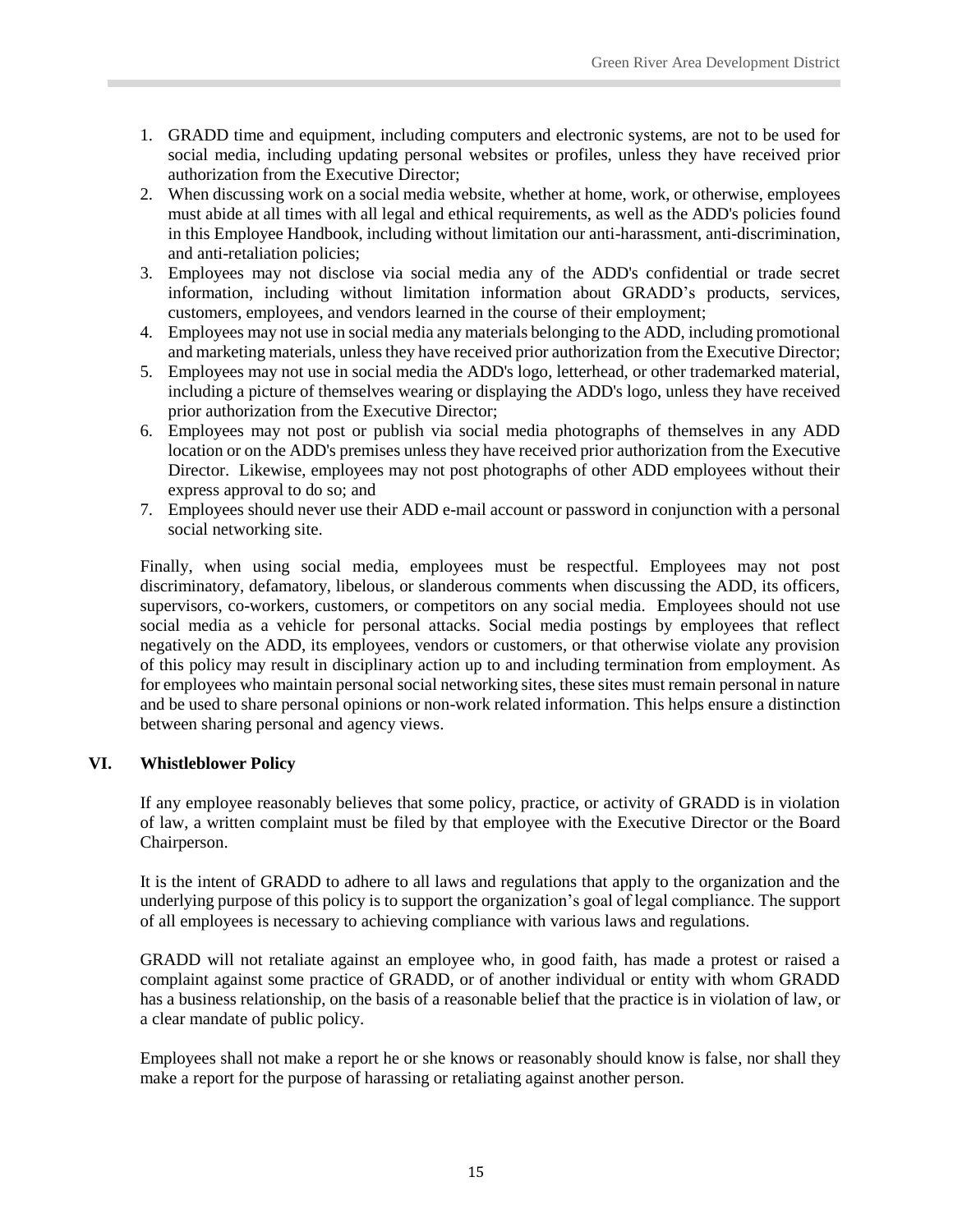1. GRADD time and equipment, including computers and electronic systems, are not to be used for social media, including updating personal websites or profiles, unless they have received prior authorization from the Executive Director;
2. When discussing work on a social media website, whether at home, work, or otherwise, employees must abide at all times with all legal and ethical requirements, as well as the ADD's policies found in this Employee Handbook, including without limitation our anti-harassment, anti-discrimination, and anti-retaliation policies;
3. Employees may not disclose via social media any of the ADD's confidential or trade secret information, including without limitation information about GRADD's products, services, customers, employees, and vendors learned in the course of their employment;
4. Employees may not use in social media any materials belonging to the ADD, including promotional and marketing materials, unless they have received prior authorization from the Executive Director;
5. Employees may not use in social media the ADD's logo, letterhead, or other trademarked material, including a picture of themselves wearing or displaying the ADD's logo, unless they have received prior authorization from the Executive Director;
6. Employees may not post or publish via social media photographs of themselves in any ADD location or on the ADD's premises unless they have received prior authorization from the Executive Director. Likewise, employees may not post photographs of other ADD employees without their express approval to do so; and
7. Employees should never use their ADD e-mail account or password in conjunction with a personal social networking site.

Finally, when using social media, employees must be respectful. Employees may not post discriminatory, defamatory, libelous, or slanderous comments when discussing the ADD, its officers, supervisors, co-workers, customers, or competitors on any social media. Employees should not use social media as a vehicle for personal attacks. Social media postings by employees that reflect negatively on the ADD, its employees, vendors or customers, or that otherwise violate any provision of this policy may result in disciplinary action up to and including termination from employment. As for employees who maintain personal social networking sites, these sites must remain personal in nature and be used to share personal opinions or non-work related information. This helps ensure a distinction between sharing personal and agency views.

### VI. Whistleblower Policy

If any employee reasonably believes that some policy, practice, or activity of GRADD is in violation of law, a written complaint must be filed by that employee with the Executive Director or the Board Chairperson.

It is the intent of GRADD to adhere to all laws and regulations that apply to the organization and the underlying purpose of this policy is to support the organization's goal of legal compliance. The support of all employees is necessary to achieving compliance with various laws and regulations.

GRADD will not retaliate against an employee who, in good faith, has made a protest or raised a complaint against some practice of GRADD, or of another individual or entity with whom GRADD has a business relationship, on the basis of a reasonable belief that the practice is in violation of law, or a clear mandate of public policy.

Employees shall not make a report he or she knows or reasonably should know is false, nor shall they make a report for the purpose of harassing or retaliating against another person.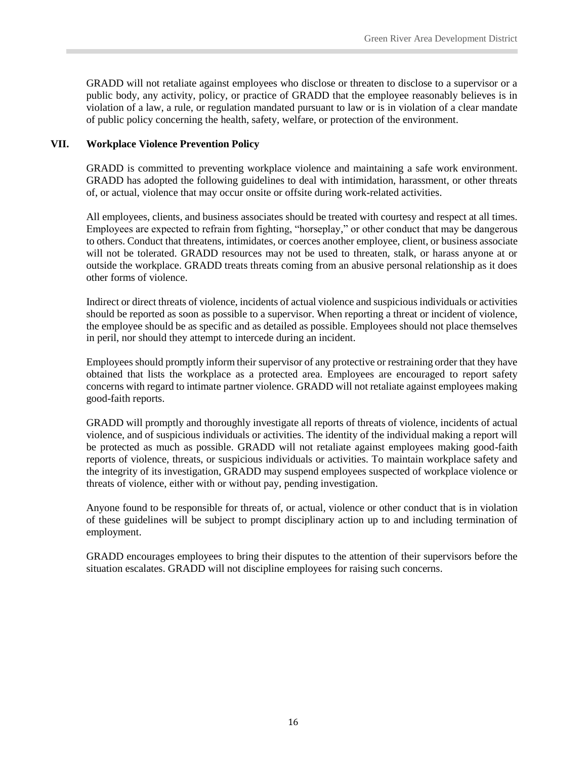GRADD will not retaliate against employees who disclose or threaten to disclose to a supervisor or a public body, any activity, policy, or practice of GRADD that the employee reasonably believes is in violation of a law, a rule, or regulation mandated pursuant to law or is in violation of a clear mandate of public policy concerning the health, safety, welfare, or protection of the environment.

## VII. Workplace Violence Prevention Policy

GRADD is committed to preventing workplace violence and maintaining a safe work environment. GRADD has adopted the following guidelines to deal with intimidation, harassment, or other threats of, or actual, violence that may occur onsite or offsite during work-related activities.

All employees, clients, and business associates should be treated with courtesy and respect at all times. Employees are expected to refrain from fighting, "horseplay," or other conduct that may be dangerous to others. Conduct that threatens, intimidates, or coerces another employee, client, or business associate will not be tolerated. GRADD resources may not be used to threaten, stalk, or harass anyone at or outside the workplace. GRADD treats threats coming from an abusive personal relationship as it does other forms of violence.

Indirect or direct threats of violence, incidents of actual violence and suspicious individuals or activities should be reported as soon as possible to a supervisor. When reporting a threat or incident of violence, the employee should be as specific and as detailed as possible. Employees should not place themselves in peril, nor should they attempt to intercede during an incident.

Employees should promptly inform their supervisor of any protective or restraining order that they have obtained that lists the workplace as a protected area. Employees are encouraged to report safety concerns with regard to intimate partner violence. GRADD will not retaliate against employees making good-faith reports.

GRADD will promptly and thoroughly investigate all reports of threats of violence, incidents of actual violence, and of suspicious individuals or activities. The identity of the individual making a report will be protected as much as possible. GRADD will not retaliate against employees making good-faith reports of violence, threats, or suspicious individuals or activities. To maintain workplace safety and the integrity of its investigation, GRADD may suspend employees suspected of workplace violence or threats of violence, either with or without pay, pending investigation.

Anyone found to be responsible for threats of, or actual, violence or other conduct that is in violation of these guidelines will be subject to prompt disciplinary action up to and including termination of employment.

GRADD encourages employees to bring their disputes to the attention of their supervisors before the situation escalates. GRADD will not discipline employees for raising such concerns.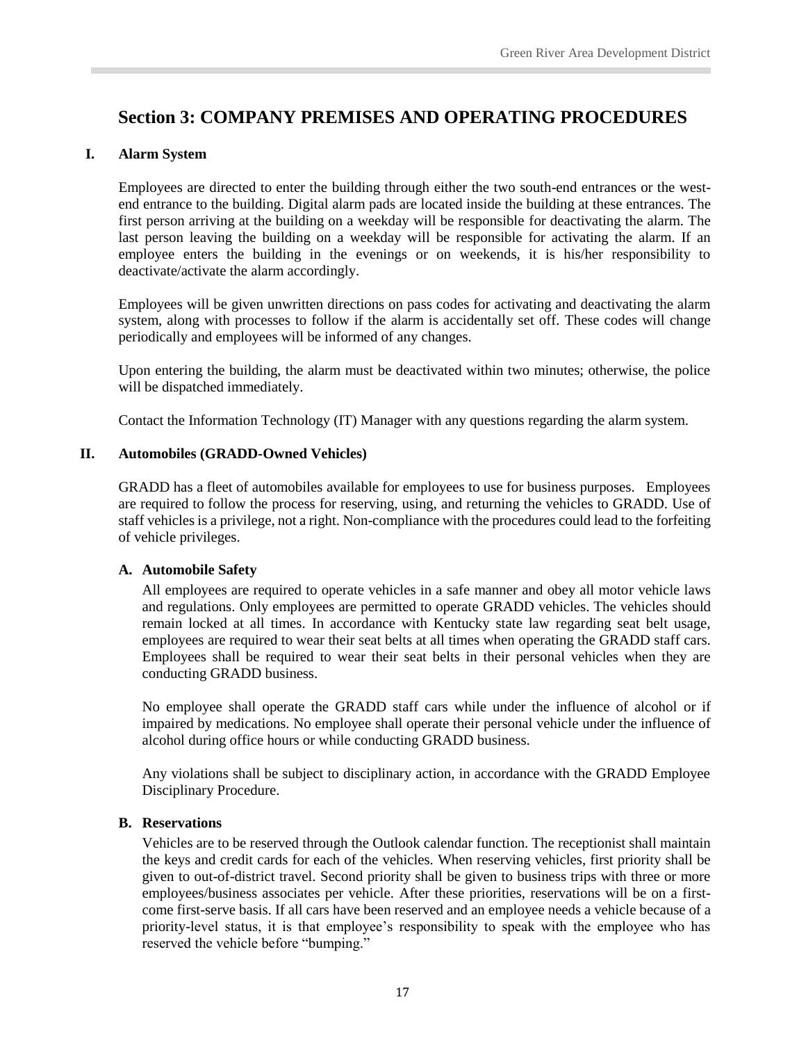## Section 3: COMPANY PREMISES AND OPERATING PROCEDURES

### I. Alarm System

Employees are directed to enter the building through either the two south-end entrances or the west-end entrance to the building. Digital alarm pads are located inside the building at these entrances. The first person arriving at the building on a weekday will be responsible for deactivating the alarm. The last person leaving the building on a weekday will be responsible for activating the alarm. If an employee enters the building in the evenings or on weekends, it is his/her responsibility to deactivate/activate the alarm accordingly.

Employees will be given unwritten directions on pass codes for activating and deactivating the alarm system, along with processes to follow if the alarm is accidentally set off. These codes will change periodically and employees will be informed of any changes.

Upon entering the building, the alarm must be deactivated within two minutes; otherwise, the police will be dispatched immediately.

Contact the Information Technology (IT) Manager with any questions regarding the alarm system.

### II. Automobiles (GRADD-Owned Vehicles)

GRADD has a fleet of automobiles available for employees to use for business purposes. Employees are required to follow the process for reserving, using, and returning the vehicles to GRADD. Use of staff vehicles is a privilege, not a right. Non-compliance with the procedures could lead to the forfeiting of vehicle privileges.

#### A. Automobile Safety

All employees are required to operate vehicles in a safe manner and obey all motor vehicle laws and regulations. Only employees are permitted to operate GRADD vehicles. The vehicles should remain locked at all times. In accordance with Kentucky state law regarding seat belt usage, employees are required to wear their seat belts at all times when operating the GRADD staff cars. Employees shall be required to wear their seat belts in their personal vehicles when they are conducting GRADD business.

No employee shall operate the GRADD staff cars while under the influence of alcohol or if impaired by medications. No employee shall operate their personal vehicle under the influence of alcohol during office hours or while conducting GRADD business.

Any violations shall be subject to disciplinary action, in accordance with the GRADD Employee Disciplinary Procedure.

#### B. Reservations

Vehicles are to be reserved through the Outlook calendar function. The receptionist shall maintain the keys and credit cards for each of the vehicles. When reserving vehicles, first priority shall be given to out-of-district travel. Second priority shall be given to business trips with three or more employees/business associates per vehicle. After these priorities, reservations will be on a first-come first-serve basis. If all cars have been reserved and an employee needs a vehicle because of a priority-level status, it is that employee's responsibility to speak with the employee who has reserved the vehicle before "bumping."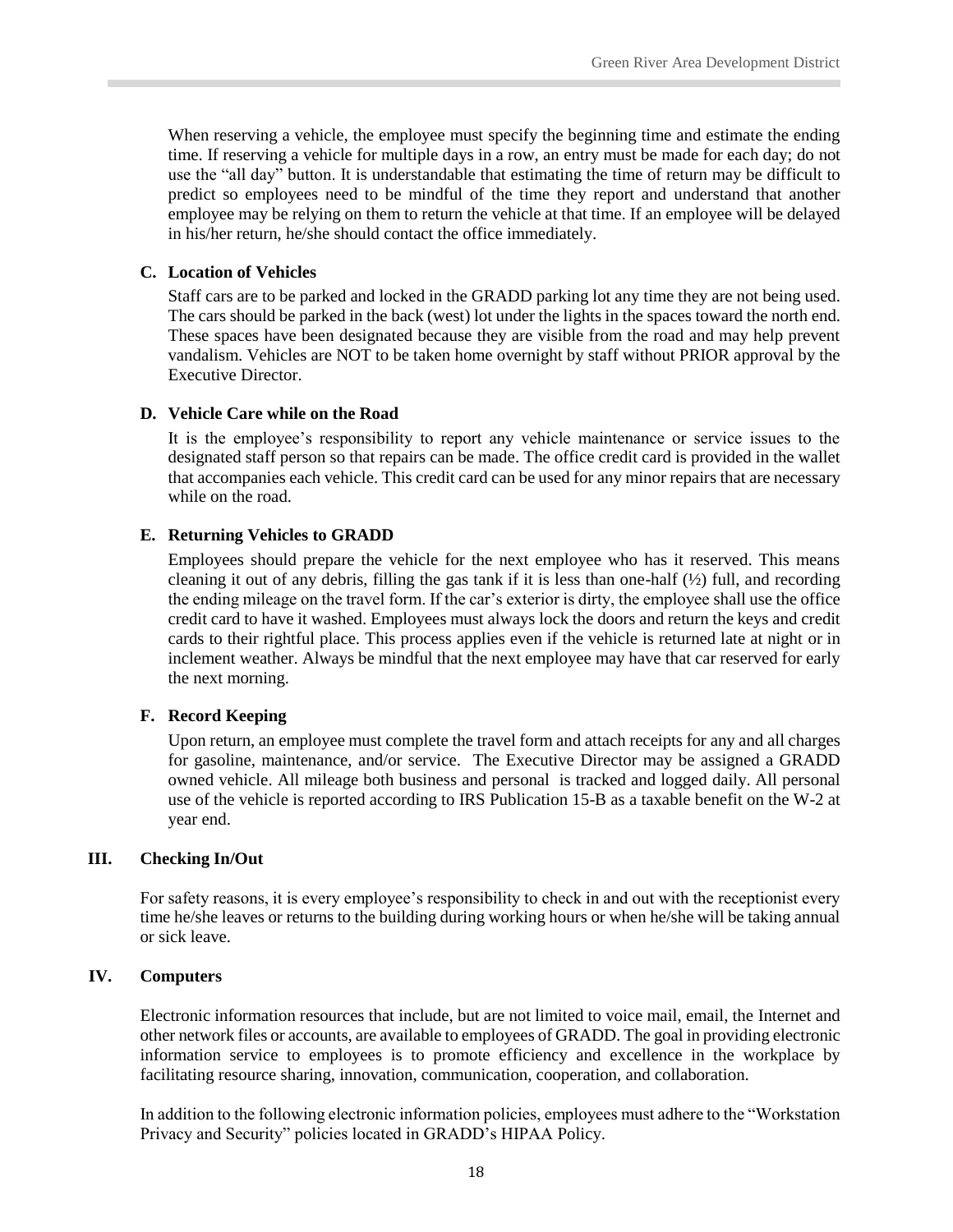When reserving a vehicle, the employee must specify the beginning time and estimate the ending time. If reserving a vehicle for multiple days in a row, an entry must be made for each day; do not use the "all day" button. It is understandable that estimating the time of return may be difficult to predict so employees need to be mindful of the time they report and understand that another employee may be relying on them to return the vehicle at that time. If an employee will be delayed in his/her return, he/she should contact the office immediately.

### C. Location of Vehicles

Staff cars are to be parked and locked in the GRADD parking lot any time they are not being used. The cars should be parked in the back (west) lot under the lights in the spaces toward the north end. These spaces have been designated because they are visible from the road and may help prevent vandalism. Vehicles are NOT to be taken home overnight by staff without PRIOR approval by the Executive Director.

### D. Vehicle Care while on the Road

It is the employee's responsibility to report any vehicle maintenance or service issues to the designated staff person so that repairs can be made. The office credit card is provided in the wallet that accompanies each vehicle. This credit card can be used for any minor repairs that are necessary while on the road.

### E. Returning Vehicles to GRADD

Employees should prepare the vehicle for the next employee who has it reserved. This means cleaning it out of any debris, filling the gas tank if it is less than one-half (½) full, and recording the ending mileage on the travel form. If the car's exterior is dirty, the employee shall use the office credit card to have it washed. Employees must always lock the doors and return the keys and credit cards to their rightful place. This process applies even if the vehicle is returned late at night or in inclement weather. Always be mindful that the next employee may have that car reserved for early the next morning.

### F. Record Keeping

Upon return, an employee must complete the travel form and attach receipts for any and all charges for gasoline, maintenance, and/or service. The Executive Director may be assigned a GRADD owned vehicle. All mileage both business and personal is tracked and logged daily. All personal use of the vehicle is reported according to IRS Publication 15-B as a taxable benefit on the W-2 at year end.

## III. Checking In/Out

For safety reasons, it is every employee's responsibility to check in and out with the receptionist every time he/she leaves or returns to the building during working hours or when he/she will be taking annual or sick leave.

## IV. Computers

Electronic information resources that include, but are not limited to voice mail, email, the Internet and other network files or accounts, are available to employees of GRADD. The goal in providing electronic information service to employees is to promote efficiency and excellence in the workplace by facilitating resource sharing, innovation, communication, cooperation, and collaboration.

In addition to the following electronic information policies, employees must adhere to the "Workstation Privacy and Security" policies located in GRADD's HIPAA Policy.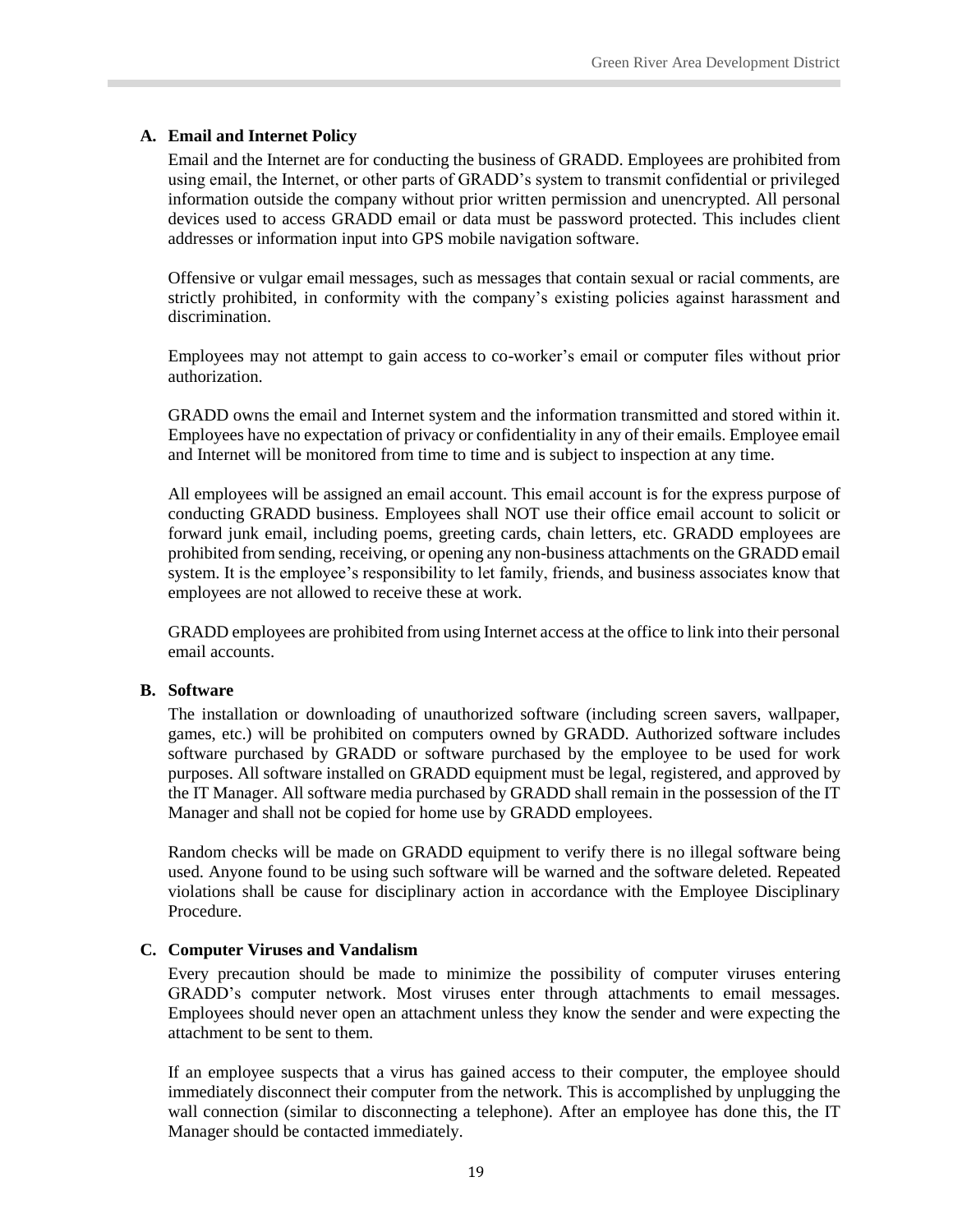### A. Email and Internet Policy

Email and the Internet are for conducting the business of GRADD. Employees are prohibited from using email, the Internet, or other parts of GRADD's system to transmit confidential or privileged information outside the company without prior written permission and unencrypted. All personal devices used to access GRADD email or data must be password protected. This includes client addresses or information input into GPS mobile navigation software.

Offensive or vulgar email messages, such as messages that contain sexual or racial comments, are strictly prohibited, in conformity with the company's existing policies against harassment and discrimination.

Employees may not attempt to gain access to co-worker's email or computer files without prior authorization.

GRADD owns the email and Internet system and the information transmitted and stored within it. Employees have no expectation of privacy or confidentiality in any of their emails. Employee email and Internet will be monitored from time to time and is subject to inspection at any time.

All employees will be assigned an email account. This email account is for the express purpose of conducting GRADD business. Employees shall NOT use their office email account to solicit or forward junk email, including poems, greeting cards, chain letters, etc. GRADD employees are prohibited from sending, receiving, or opening any non-business attachments on the GRADD email system. It is the employee's responsibility to let family, friends, and business associates know that employees are not allowed to receive these at work.

GRADD employees are prohibited from using Internet access at the office to link into their personal email accounts.

### B. Software

The installation or downloading of unauthorized software (including screen savers, wallpaper, games, etc.) will be prohibited on computers owned by GRADD. Authorized software includes software purchased by GRADD or software purchased by the employee to be used for work purposes. All software installed on GRADD equipment must be legal, registered, and approved by the IT Manager. All software media purchased by GRADD shall remain in the possession of the IT Manager and shall not be copied for home use by GRADD employees.

Random checks will be made on GRADD equipment to verify there is no illegal software being used. Anyone found to be using such software will be warned and the software deleted. Repeated violations shall be cause for disciplinary action in accordance with the Employee Disciplinary Procedure.

### C. Computer Viruses and Vandalism

Every precaution should be made to minimize the possibility of computer viruses entering GRADD's computer network. Most viruses enter through attachments to email messages. Employees should never open an attachment unless they know the sender and were expecting the attachment to be sent to them.

If an employee suspects that a virus has gained access to their computer, the employee should immediately disconnect their computer from the network. This is accomplished by unplugging the wall connection (similar to disconnecting a telephone). After an employee has done this, the IT Manager should be contacted immediately.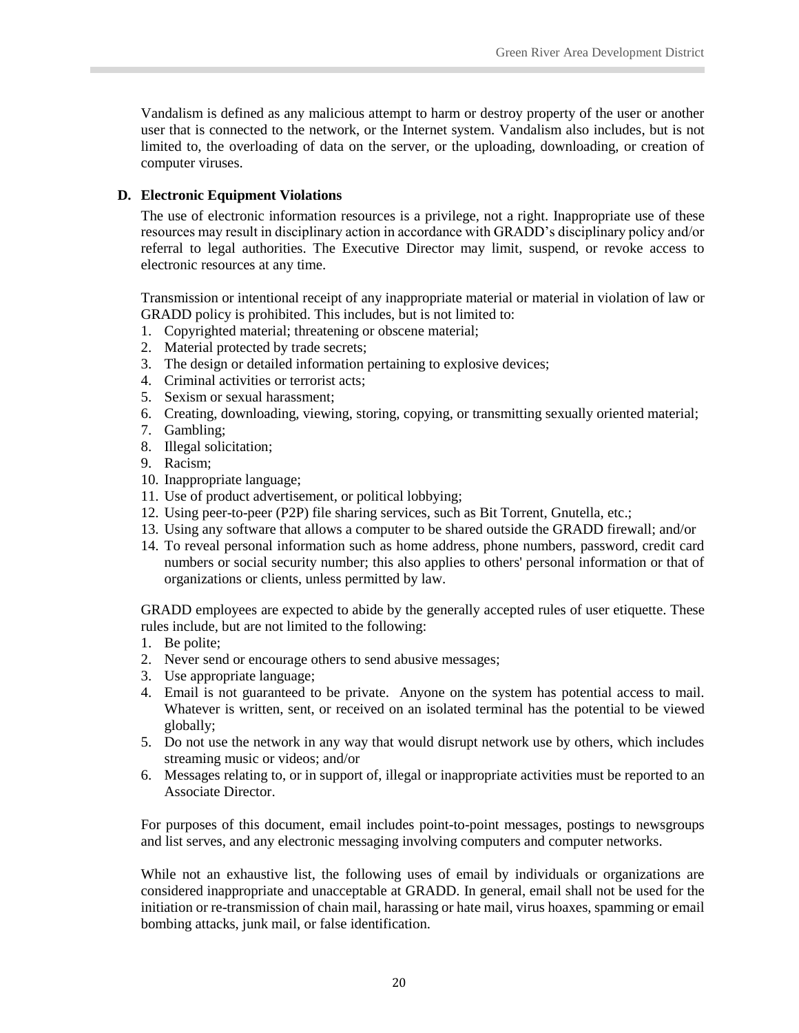Vandalism is defined as any malicious attempt to harm or destroy property of the user or another user that is connected to the network, or the Internet system. Vandalism also includes, but is not limited to, the overloading of data on the server, or the uploading, downloading, or creation of computer viruses.

**D. Electronic Equipment Violations**

The use of electronic information resources is a privilege, not a right. Inappropriate use of these resources may result in disciplinary action in accordance with GRADD's disciplinary policy and/or referral to legal authorities. The Executive Director may limit, suspend, or revoke access to electronic resources at any time.

Transmission or intentional receipt of any inappropriate material or material in violation of law or GRADD policy is prohibited. This includes, but is not limited to:

1. Copyrighted material; threatening or obscene material;
2. Material protected by trade secrets;
3. The design or detailed information pertaining to explosive devices;
4. Criminal activities or terrorist acts;
5. Sexism or sexual harassment;
6. Creating, downloading, viewing, storing, copying, or transmitting sexually oriented material;
7. Gambling;
8. Illegal solicitation;
9. Racism;
10. Inappropriate language;
11. Use of product advertisement, or political lobbying;
12. Using peer-to-peer (P2P) file sharing services, such as Bit Torrent, Gnutella, etc.;
13. Using any software that allows a computer to be shared outside the GRADD firewall; and/or
14. To reveal personal information such as home address, phone numbers, password, credit card numbers or social security number; this also applies to others' personal information or that of organizations or clients, unless permitted by law.

GRADD employees are expected to abide by the generally accepted rules of user etiquette. These rules include, but are not limited to the following:

1. Be polite;
2. Never send or encourage others to send abusive messages;
3. Use appropriate language;
4. Email is not guaranteed to be private. Anyone on the system has potential access to mail. Whatever is written, sent, or received on an isolated terminal has the potential to be viewed globally;
5. Do not use the network in any way that would disrupt network use by others, which includes streaming music or videos; and/or
6. Messages relating to, or in support of, illegal or inappropriate activities must be reported to an Associate Director.

For purposes of this document, email includes point-to-point messages, postings to newsgroups and list serves, and any electronic messaging involving computers and computer networks.

While not an exhaustive list, the following uses of email by individuals or organizations are considered inappropriate and unacceptable at GRADD. In general, email shall not be used for the initiation or re-transmission of chain mail, harassing or hate mail, virus hoaxes, spamming or email bombing attacks, junk mail, or false identification.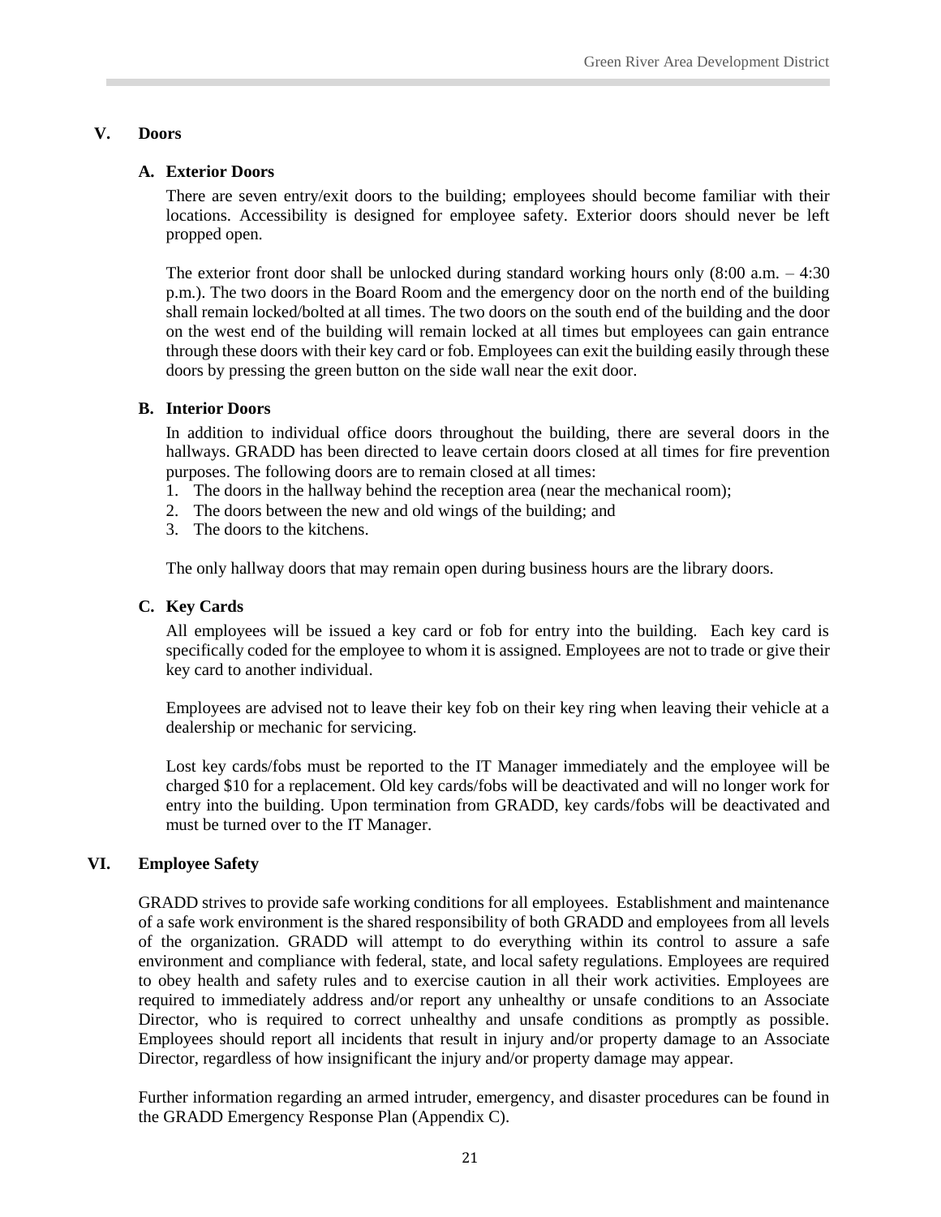## V. Doors

### A. Exterior Doors

There are seven entry/exit doors to the building; employees should become familiar with their locations. Accessibility is designed for employee safety. Exterior doors should never be left propped open.

The exterior front door shall be unlocked during standard working hours only (8:00 a.m. – 4:30 p.m.). The two doors in the Board Room and the emergency door on the north end of the building shall remain locked/bolted at all times. The two doors on the south end of the building and the door on the west end of the building will remain locked at all times but employees can gain entrance through these doors with their key card or fob. Employees can exit the building easily through these doors by pressing the green button on the side wall near the exit door.

### B. Interior Doors

In addition to individual office doors throughout the building, there are several doors in the hallways. GRADD has been directed to leave certain doors closed at all times for fire prevention purposes. The following doors are to remain closed at all times:

1. The doors in the hallway behind the reception area (near the mechanical room);
2. The doors between the new and old wings of the building; and
3. The doors to the kitchens.

The only hallway doors that may remain open during business hours are the library doors.

### C. Key Cards

All employees will be issued a key card or fob for entry into the building. Each key card is specifically coded for the employee to whom it is assigned. Employees are not to trade or give their key card to another individual.

Employees are advised not to leave their key fob on their key ring when leaving their vehicle at a dealership or mechanic for servicing.

Lost key cards/fobs must be reported to the IT Manager immediately and the employee will be charged $10 for a replacement. Old key cards/fobs will be deactivated and will no longer work for entry into the building. Upon termination from GRADD, key cards/fobs will be deactivated and must be turned over to the IT Manager.

## VI. Employee Safety

GRADD strives to provide safe working conditions for all employees. Establishment and maintenance of a safe work environment is the shared responsibility of both GRADD and employees from all levels of the organization. GRADD will attempt to do everything within its control to assure a safe environment and compliance with federal, state, and local safety regulations. Employees are required to obey health and safety rules and to exercise caution in all their work activities. Employees are required to immediately address and/or report any unhealthy or unsafe conditions to an Associate Director, who is required to correct unhealthy and unsafe conditions as promptly as possible. Employees should report all incidents that result in injury and/or property damage to an Associate Director, regardless of how insignificant the injury and/or property damage may appear.

Further information regarding an armed intruder, emergency, and disaster procedures can be found in the GRADD Emergency Response Plan (Appendix C).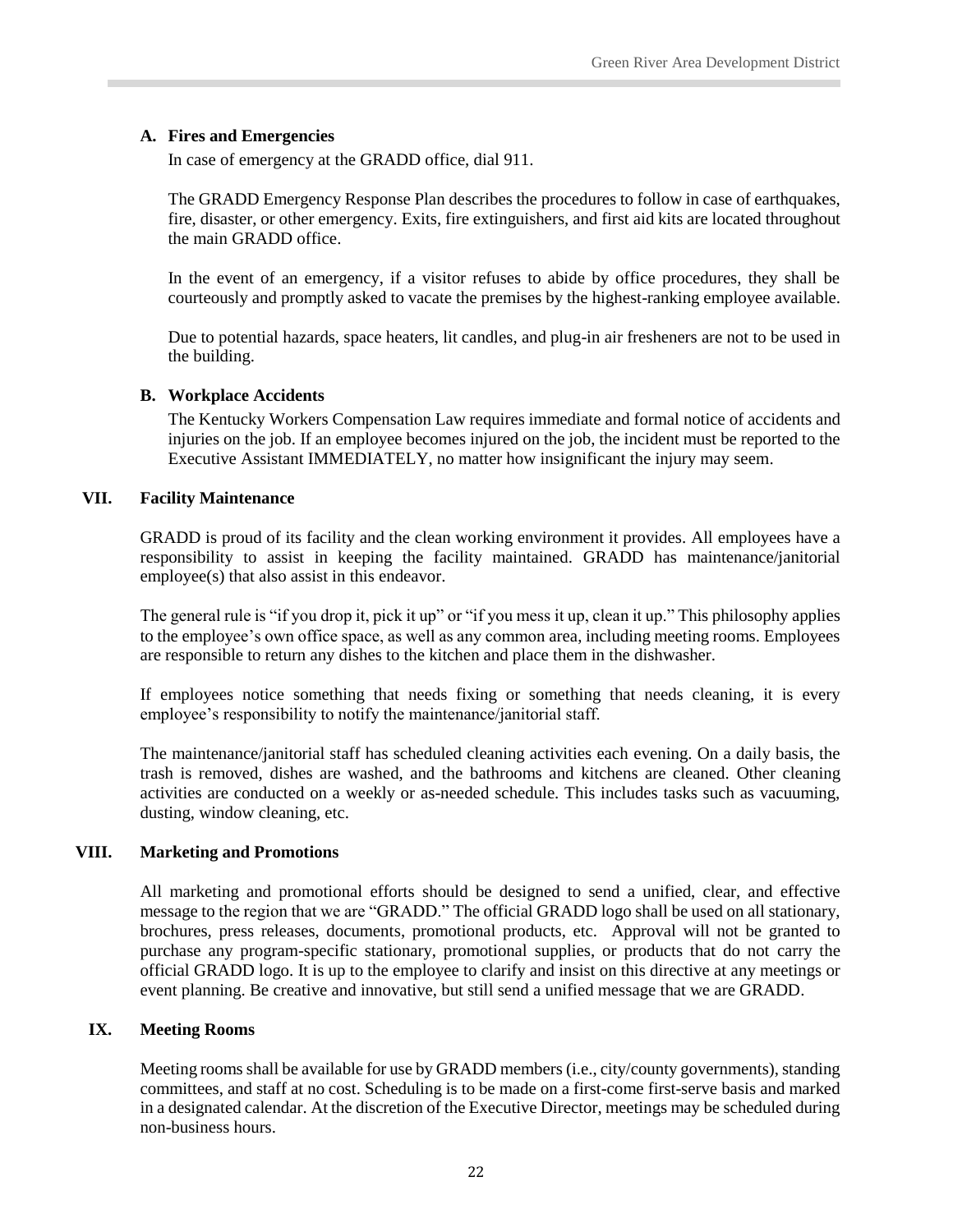### A. Fires and Emergencies

In case of emergency at the GRADD office, dial 911.

The GRADD Emergency Response Plan describes the procedures to follow in case of earthquakes, fire, disaster, or other emergency. Exits, fire extinguishers, and first aid kits are located throughout the main GRADD office.

In the event of an emergency, if a visitor refuses to abide by office procedures, they shall be courteously and promptly asked to vacate the premises by the highest-ranking employee available.

Due to potential hazards, space heaters, lit candles, and plug-in air fresheners are not to be used in the building.

### B. Workplace Accidents

The Kentucky Workers Compensation Law requires immediate and formal notice of accidents and injuries on the job. If an employee becomes injured on the job, the incident must be reported to the Executive Assistant IMMEDIATELY, no matter how insignificant the injury may seem.

## VII. Facility Maintenance

GRADD is proud of its facility and the clean working environment it provides. All employees have a responsibility to assist in keeping the facility maintained. GRADD has maintenance/janitorial employee(s) that also assist in this endeavor.

The general rule is "if you drop it, pick it up" or "if you mess it up, clean it up." This philosophy applies to the employee's own office space, as well as any common area, including meeting rooms. Employees are responsible to return any dishes to the kitchen and place them in the dishwasher.

If employees notice something that needs fixing or something that needs cleaning, it is every employee's responsibility to notify the maintenance/janitorial staff.

The maintenance/janitorial staff has scheduled cleaning activities each evening. On a daily basis, the trash is removed, dishes are washed, and the bathrooms and kitchens are cleaned. Other cleaning activities are conducted on a weekly or as-needed schedule. This includes tasks such as vacuuming, dusting, window cleaning, etc.

## VIII. Marketing and Promotions

All marketing and promotional efforts should be designed to send a unified, clear, and effective message to the region that we are "GRADD." The official GRADD logo shall be used on all stationary, brochures, press releases, documents, promotional products, etc. Approval will not be granted to purchase any program-specific stationary, promotional supplies, or products that do not carry the official GRADD logo. It is up to the employee to clarify and insist on this directive at any meetings or event planning. Be creative and innovative, but still send a unified message that we are GRADD.

## IX. Meeting Rooms

Meeting rooms shall be available for use by GRADD members (i.e., city/county governments), standing committees, and staff at no cost. Scheduling is to be made on a first-come first-serve basis and marked in a designated calendar. At the discretion of the Executive Director, meetings may be scheduled during non-business hours.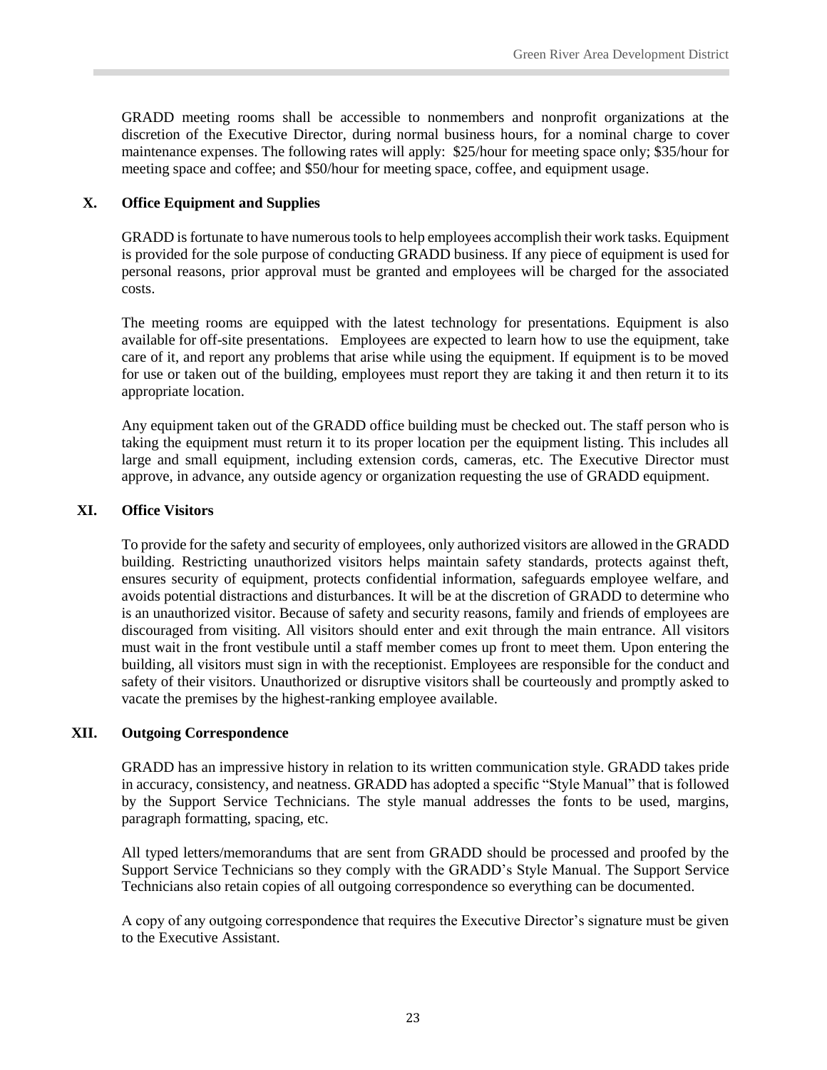GRADD meeting rooms shall be accessible to nonmembers and nonprofit organizations at the discretion of the Executive Director, during normal business hours, for a nominal charge to cover maintenance expenses. The following rates will apply: $25/hour for meeting space only; $35/hour for meeting space and coffee; and $50/hour for meeting space, coffee, and equipment usage.

## X. Office Equipment and Supplies

GRADD is fortunate to have numerous tools to help employees accomplish their work tasks. Equipment is provided for the sole purpose of conducting GRADD business. If any piece of equipment is used for personal reasons, prior approval must be granted and employees will be charged for the associated costs.

The meeting rooms are equipped with the latest technology for presentations. Equipment is also available for off-site presentations. Employees are expected to learn how to use the equipment, take care of it, and report any problems that arise while using the equipment. If equipment is to be moved for use or taken out of the building, employees must report they are taking it and then return it to its appropriate location.

Any equipment taken out of the GRADD office building must be checked out. The staff person who is taking the equipment must return it to its proper location per the equipment listing. This includes all large and small equipment, including extension cords, cameras, etc. The Executive Director must approve, in advance, any outside agency or organization requesting the use of GRADD equipment.

## XI. Office Visitors

To provide for the safety and security of employees, only authorized visitors are allowed in the GRADD building. Restricting unauthorized visitors helps maintain safety standards, protects against theft, ensures security of equipment, protects confidential information, safeguards employee welfare, and avoids potential distractions and disturbances. It will be at the discretion of GRADD to determine who is an unauthorized visitor. Because of safety and security reasons, family and friends of employees are discouraged from visiting. All visitors should enter and exit through the main entrance. All visitors must wait in the front vestibule until a staff member comes up front to meet them. Upon entering the building, all visitors must sign in with the receptionist. Employees are responsible for the conduct and safety of their visitors. Unauthorized or disruptive visitors shall be courteously and promptly asked to vacate the premises by the highest-ranking employee available.

## XII. Outgoing Correspondence

GRADD has an impressive history in relation to its written communication style. GRADD takes pride in accuracy, consistency, and neatness. GRADD has adopted a specific "Style Manual" that is followed by the Support Service Technicians. The style manual addresses the fonts to be used, margins, paragraph formatting, spacing, etc.

All typed letters/memorandums that are sent from GRADD should be processed and proofed by the Support Service Technicians so they comply with the GRADD's Style Manual. The Support Service Technicians also retain copies of all outgoing correspondence so everything can be documented.

A copy of any outgoing correspondence that requires the Executive Director's signature must be given to the Executive Assistant.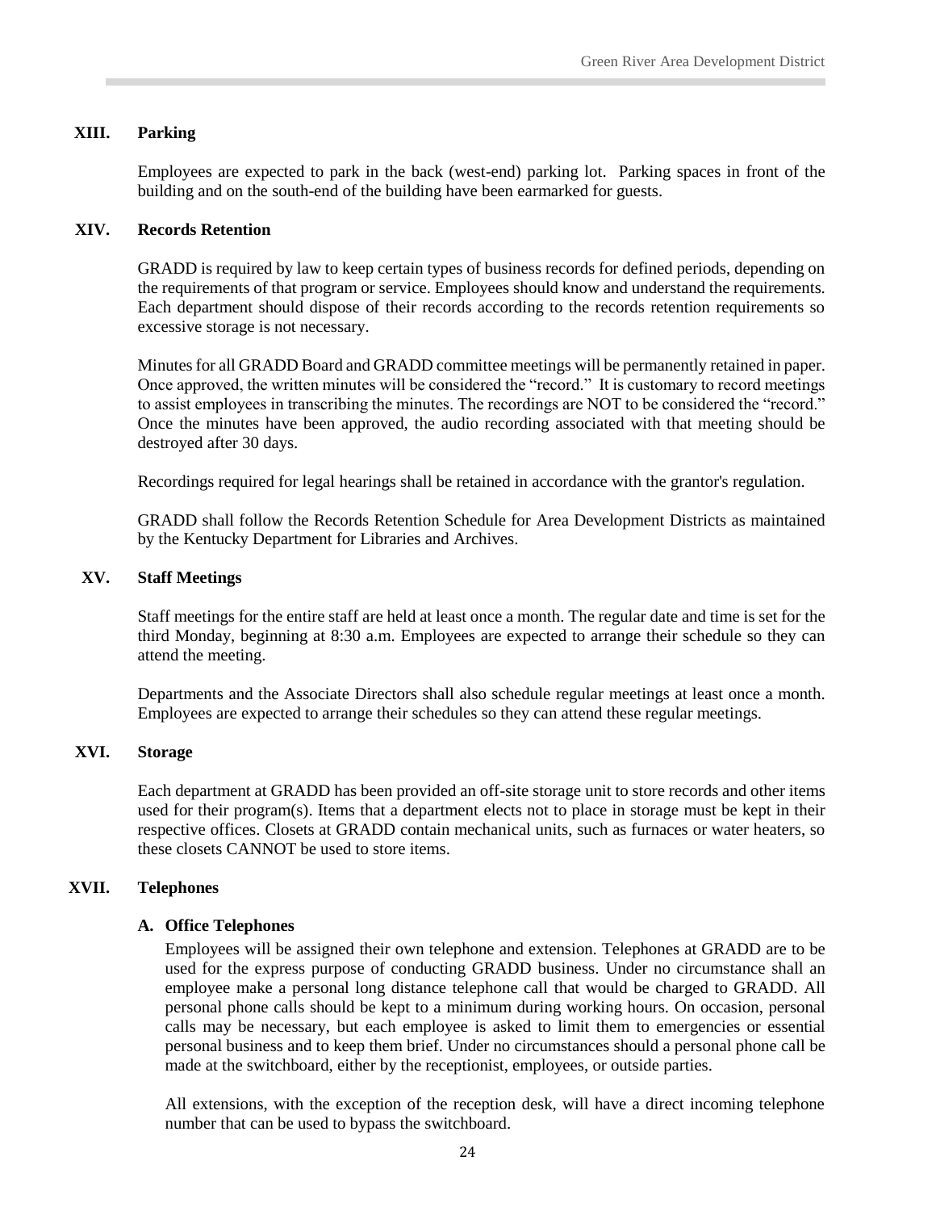## XIII. Parking

Employees are expected to park in the back (west-end) parking lot. Parking spaces in front of the building and on the south-end of the building have been earmarked for guests.

## XIV. Records Retention

GRADD is required by law to keep certain types of business records for defined periods, depending on the requirements of that program or service. Employees should know and understand the requirements. Each department should dispose of their records according to the records retention requirements so excessive storage is not necessary.

Minutes for all GRADD Board and GRADD committee meetings will be permanently retained in paper. Once approved, the written minutes will be considered the "record." It is customary to record meetings to assist employees in transcribing the minutes. The recordings are NOT to be considered the "record." Once the minutes have been approved, the audio recording associated with that meeting should be destroyed after 30 days.

Recordings required for legal hearings shall be retained in accordance with the grantor's regulation.

GRADD shall follow the Records Retention Schedule for Area Development Districts as maintained by the Kentucky Department for Libraries and Archives.

## XV. Staff Meetings

Staff meetings for the entire staff are held at least once a month. The regular date and time is set for the third Monday, beginning at 8:30 a.m. Employees are expected to arrange their schedule so they can attend the meeting.

Departments and the Associate Directors shall also schedule regular meetings at least once a month. Employees are expected to arrange their schedules so they can attend these regular meetings.

## XVI. Storage

Each department at GRADD has been provided an off-site storage unit to store records and other items used for their program(s). Items that a department elects not to place in storage must be kept in their respective offices. Closets at GRADD contain mechanical units, such as furnaces or water heaters, so these closets CANNOT be used to store items.

## XVII. Telephones

### A. Office Telephones

Employees will be assigned their own telephone and extension. Telephones at GRADD are to be used for the express purpose of conducting GRADD business. Under no circumstance shall an employee make a personal long distance telephone call that would be charged to GRADD. All personal phone calls should be kept to a minimum during working hours. On occasion, personal calls may be necessary, but each employee is asked to limit them to emergencies or essential personal business and to keep them brief. Under no circumstances should a personal phone call be made at the switchboard, either by the receptionist, employees, or outside parties.

All extensions, with the exception of the reception desk, will have a direct incoming telephone number that can be used to bypass the switchboard.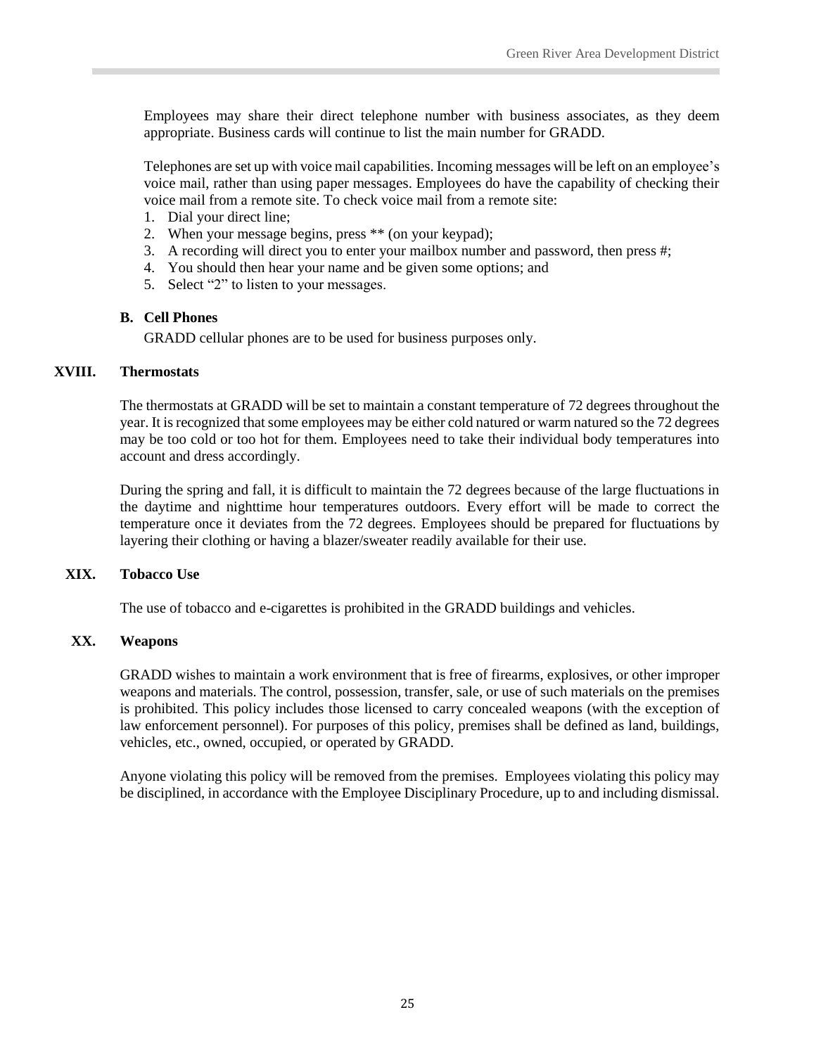Employees may share their direct telephone number with business associates, as they deem appropriate. Business cards will continue to list the main number for GRADD.

Telephones are set up with voice mail capabilities. Incoming messages will be left on an employee's voice mail, rather than using paper messages. Employees do have the capability of checking their voice mail from a remote site. To check voice mail from a remote site:

1. Dial your direct line;
2. When your message begins, press ** (on your keypad);
3. A recording will direct you to enter your mailbox number and password, then press #;
4. You should then hear your name and be given some options; and
5. Select "2" to listen to your messages.

**B. Cell Phones**

GRADD cellular phones are to be used for business purposes only.

## XVIII. Thermostats

The thermostats at GRADD will be set to maintain a constant temperature of 72 degrees throughout the year. It is recognized that some employees may be either cold natured or warm natured so the 72 degrees may be too cold or too hot for them. Employees need to take their individual body temperatures into account and dress accordingly.

During the spring and fall, it is difficult to maintain the 72 degrees because of the large fluctuations in the daytime and nighttime hour temperatures outdoors. Every effort will be made to correct the temperature once it deviates from the 72 degrees. Employees should be prepared for fluctuations by layering their clothing or having a blazer/sweater readily available for their use.

## XIX. Tobacco Use

The use of tobacco and e-cigarettes is prohibited in the GRADD buildings and vehicles.

## XX. Weapons

GRADD wishes to maintain a work environment that is free of firearms, explosives, or other improper weapons and materials. The control, possession, transfer, sale, or use of such materials on the premises is prohibited. This policy includes those licensed to carry concealed weapons (with the exception of law enforcement personnel). For purposes of this policy, premises shall be defined as land, buildings, vehicles, etc., owned, occupied, or operated by GRADD.

Anyone violating this policy will be removed from the premises. Employees violating this policy may be disciplined, in accordance with the Employee Disciplinary Procedure, up to and including dismissal.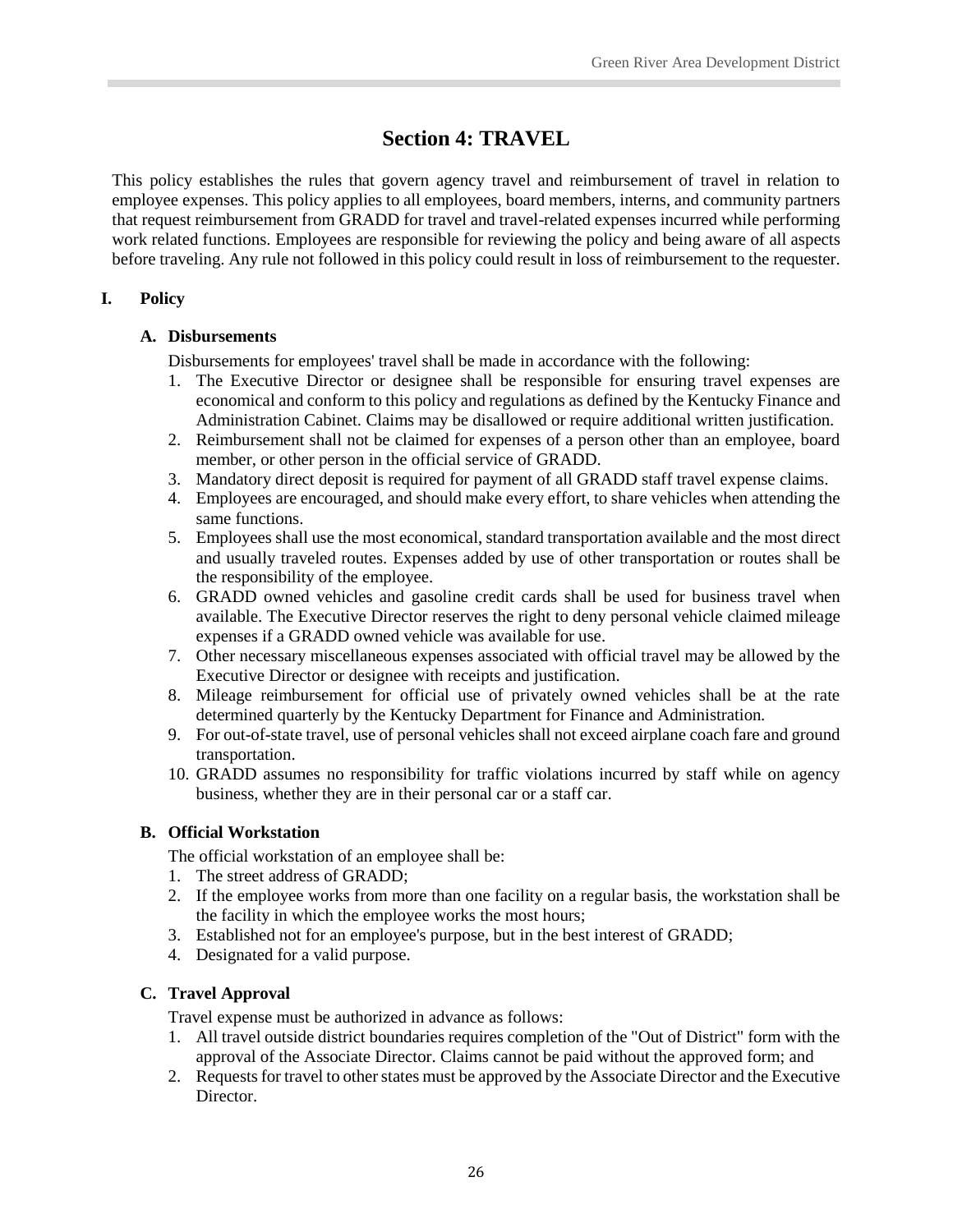# Section 4: TRAVEL

This policy establishes the rules that govern agency travel and reimbursement of travel in relation to employee expenses. This policy applies to all employees, board members, interns, and community partners that request reimbursement from GRADD for travel and travel-related expenses incurred while performing work related functions. Employees are responsible for reviewing the policy and being aware of all aspects before traveling. Any rule not followed in this policy could result in loss of reimbursement to the requester.

## I. Policy

### A. Disbursements

Disbursements for employees' travel shall be made in accordance with the following:

1. The Executive Director or designee shall be responsible for ensuring travel expenses are economical and conform to this policy and regulations as defined by the Kentucky Finance and Administration Cabinet. Claims may be disallowed or require additional written justification.
2. Reimbursement shall not be claimed for expenses of a person other than an employee, board member, or other person in the official service of GRADD.
3. Mandatory direct deposit is required for payment of all GRADD staff travel expense claims.
4. Employees are encouraged, and should make every effort, to share vehicles when attending the same functions.
5. Employees shall use the most economical, standard transportation available and the most direct and usually traveled routes. Expenses added by use of other transportation or routes shall be the responsibility of the employee.
6. GRADD owned vehicles and gasoline credit cards shall be used for business travel when available. The Executive Director reserves the right to deny personal vehicle claimed mileage expenses if a GRADD owned vehicle was available for use.
7. Other necessary miscellaneous expenses associated with official travel may be allowed by the Executive Director or designee with receipts and justification.
8. Mileage reimbursement for official use of privately owned vehicles shall be at the rate determined quarterly by the Kentucky Department for Finance and Administration.
9. For out-of-state travel, use of personal vehicles shall not exceed airplane coach fare and ground transportation.
10. GRADD assumes no responsibility for traffic violations incurred by staff while on agency business, whether they are in their personal car or a staff car.

### B. Official Workstation

The official workstation of an employee shall be:

1. The street address of GRADD;
2. If the employee works from more than one facility on a regular basis, the workstation shall be the facility in which the employee works the most hours;
3. Established not for an employee's purpose, but in the best interest of GRADD;
4. Designated for a valid purpose.

### C. Travel Approval

Travel expense must be authorized in advance as follows:

1. All travel outside district boundaries requires completion of the "Out of District" form with the approval of the Associate Director. Claims cannot be paid without the approved form; and
2. Requests for travel to other states must be approved by the Associate Director and the Executive Director.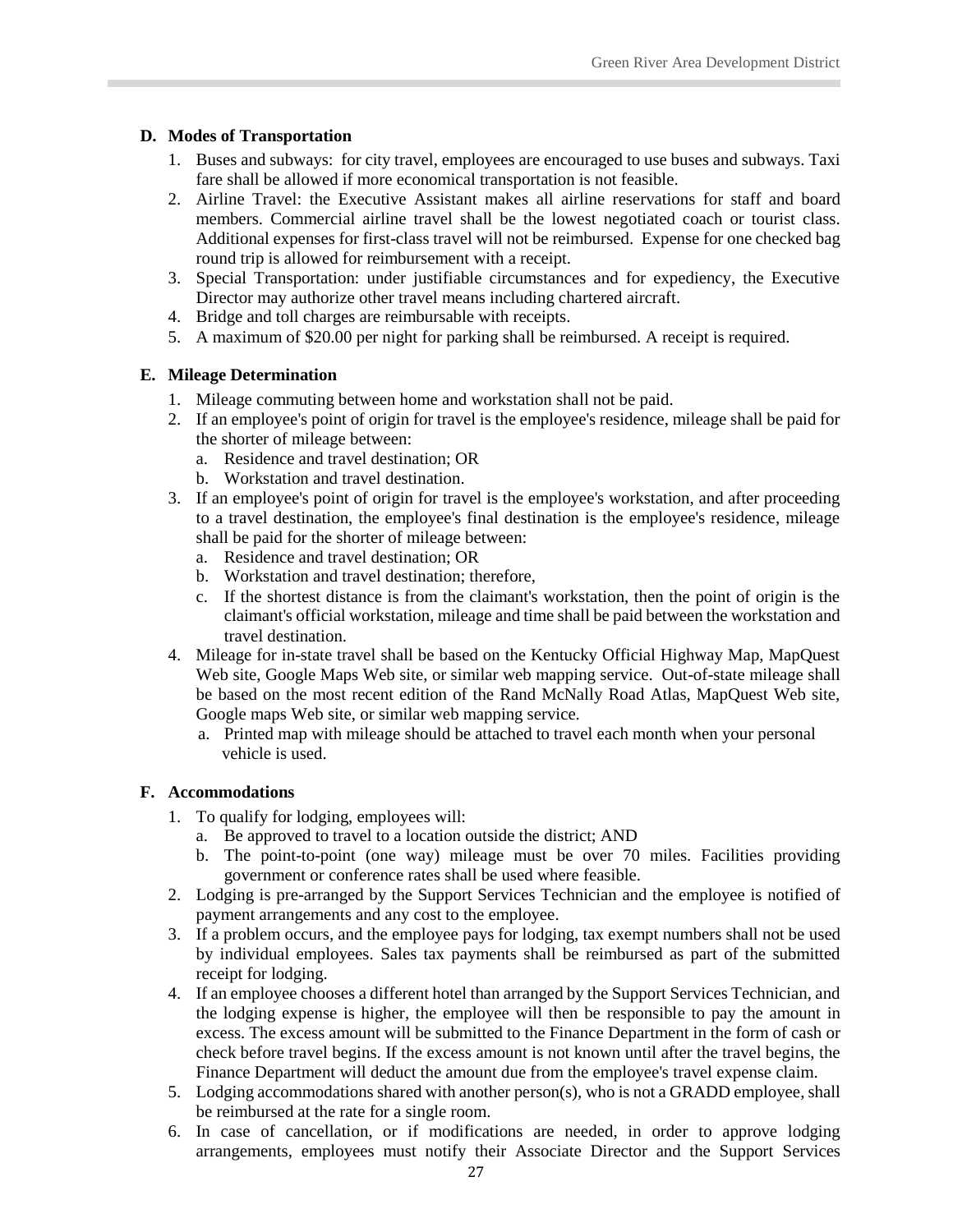**D. Modes of Transportation**

1. Buses and subways: for city travel, employees are encouraged to use buses and subways. Taxi fare shall be allowed if more economical transportation is not feasible.
2. Airline Travel: the Executive Assistant makes all airline reservations for staff and board members. Commercial airline travel shall be the lowest negotiated coach or tourist class. Additional expenses for first-class travel will not be reimbursed. Expense for one checked bag round trip is allowed for reimbursement with a receipt.
3. Special Transportation: under justifiable circumstances and for expediency, the Executive Director may authorize other travel means including chartered aircraft.
4. Bridge and toll charges are reimbursable with receipts.
5. A maximum of $20.00 per night for parking shall be reimbursed. A receipt is required.

**E. Mileage Determination**

1. Mileage commuting between home and workstation shall not be paid.
2. If an employee's point of origin for travel is the employee's residence, mileage shall be paid for the shorter of mileage between:
   a. Residence and travel destination; OR
   b. Workstation and travel destination.
3. If an employee's point of origin for travel is the employee's workstation, and after proceeding to a travel destination, the employee's final destination is the employee's residence, mileage shall be paid for the shorter of mileage between:
   a. Residence and travel destination; OR
   b. Workstation and travel destination; therefore,
   c. If the shortest distance is from the claimant's workstation, then the point of origin is the claimant's official workstation, mileage and time shall be paid between the workstation and travel destination.
4. Mileage for in-state travel shall be based on the Kentucky Official Highway Map, MapQuest Web site, Google Maps Web site, or similar web mapping service. Out-of-state mileage shall be based on the most recent edition of the Rand McNally Road Atlas, MapQuest Web site, Google maps Web site, or similar web mapping service.
   a. Printed map with mileage should be attached to travel each month when your personal vehicle is used.

**F. Accommodations**

1. To qualify for lodging, employees will:
   a. Be approved to travel to a location outside the district; AND
   b. The point-to-point (one way) mileage must be over 70 miles. Facilities providing government or conference rates shall be used where feasible.
2. Lodging is pre-arranged by the Support Services Technician and the employee is notified of payment arrangements and any cost to the employee.
3. If a problem occurs, and the employee pays for lodging, tax exempt numbers shall not be used by individual employees. Sales tax payments shall be reimbursed as part of the submitted receipt for lodging.
4. If an employee chooses a different hotel than arranged by the Support Services Technician, and the lodging expense is higher, the employee will then be responsible to pay the amount in excess. The excess amount will be submitted to the Finance Department in the form of cash or check before travel begins. If the excess amount is not known until after the travel begins, the Finance Department will deduct the amount due from the employee's travel expense claim.
5. Lodging accommodations shared with another person(s), who is not a GRADD employee, shall be reimbursed at the rate for a single room.
6. In case of cancellation, or if modifications are needed, in order to approve lodging arrangements, employees must notify their Associate Director and the Support Services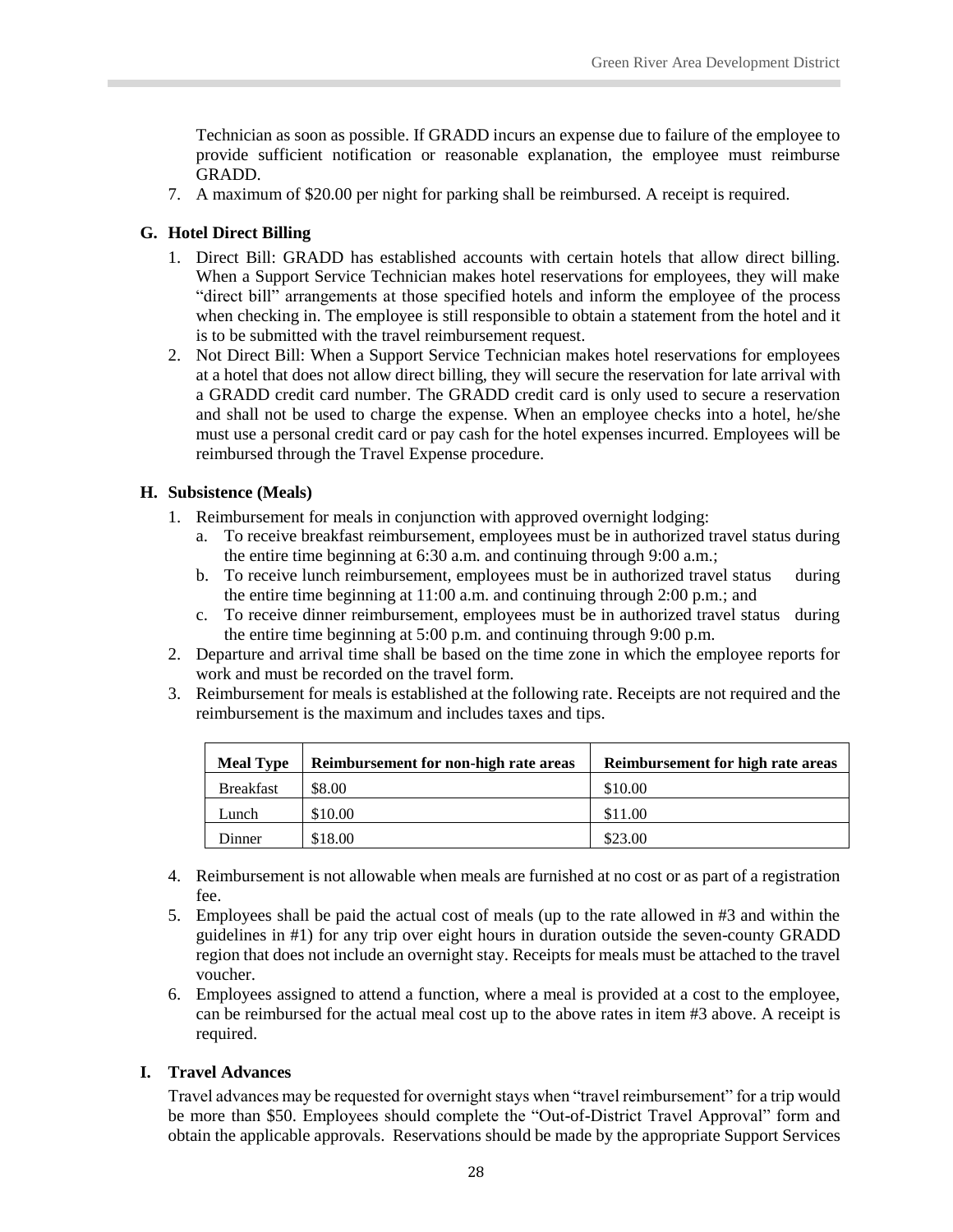Technician as soon as possible. If GRADD incurs an expense due to failure of the employee to provide sufficient notification or reasonable explanation, the employee must reimburse GRADD.

7. A maximum of $20.00 per night for parking shall be reimbursed. A receipt is required.

### G. Hotel Direct Billing

1. Direct Bill: GRADD has established accounts with certain hotels that allow direct billing. When a Support Service Technician makes hotel reservations for employees, they will make "direct bill" arrangements at those specified hotels and inform the employee of the process when checking in. The employee is still responsible to obtain a statement from the hotel and it is to be submitted with the travel reimbursement request.
2. Not Direct Bill: When a Support Service Technician makes hotel reservations for employees at a hotel that does not allow direct billing, they will secure the reservation for late arrival with a GRADD credit card number. The GRADD credit card is only used to secure a reservation and shall not be used to charge the expense. When an employee checks into a hotel, he/she must use a personal credit card or pay cash for the hotel expenses incurred. Employees will be reimbursed through the Travel Expense procedure.

### H. Subsistence (Meals)

1. Reimbursement for meals in conjunction with approved overnight lodging:
   a. To receive breakfast reimbursement, employees must be in authorized travel status during the entire time beginning at 6:30 a.m. and continuing through 9:00 a.m.;
   b. To receive lunch reimbursement, employees must be in authorized travel status during the entire time beginning at 11:00 a.m. and continuing through 2:00 p.m.; and
   c. To receive dinner reimbursement, employees must be in authorized travel status during the entire time beginning at 5:00 p.m. and continuing through 9:00 p.m.
2. Departure and arrival time shall be based on the time zone in which the employee reports for work and must be recorded on the travel form.
3. Reimbursement for meals is established at the following rate. Receipts are not required and the reimbursement is the maximum and includes taxes and tips.

| Meal Type | Reimbursement for non-high rate areas | Reimbursement for high rate areas |
|---|---|---|
| Breakfast | $8.00 | $10.00 |
| Lunch | $10.00 | $11.00 |
| Dinner | $18.00 | $23.00 |

4. Reimbursement is not allowable when meals are furnished at no cost or as part of a registration fee.
5. Employees shall be paid the actual cost of meals (up to the rate allowed in #3 and within the guidelines in #1) for any trip over eight hours in duration outside the seven-county GRADD region that does not include an overnight stay. Receipts for meals must be attached to the travel voucher.
6. Employees assigned to attend a function, where a meal is provided at a cost to the employee, can be reimbursed for the actual meal cost up to the above rates in item #3 above. A receipt is required.

### I. Travel Advances

Travel advances may be requested for overnight stays when "travel reimbursement" for a trip would be more than $50. Employees should complete the "Out-of-District Travel Approval" form and obtain the applicable approvals. Reservations should be made by the appropriate Support Services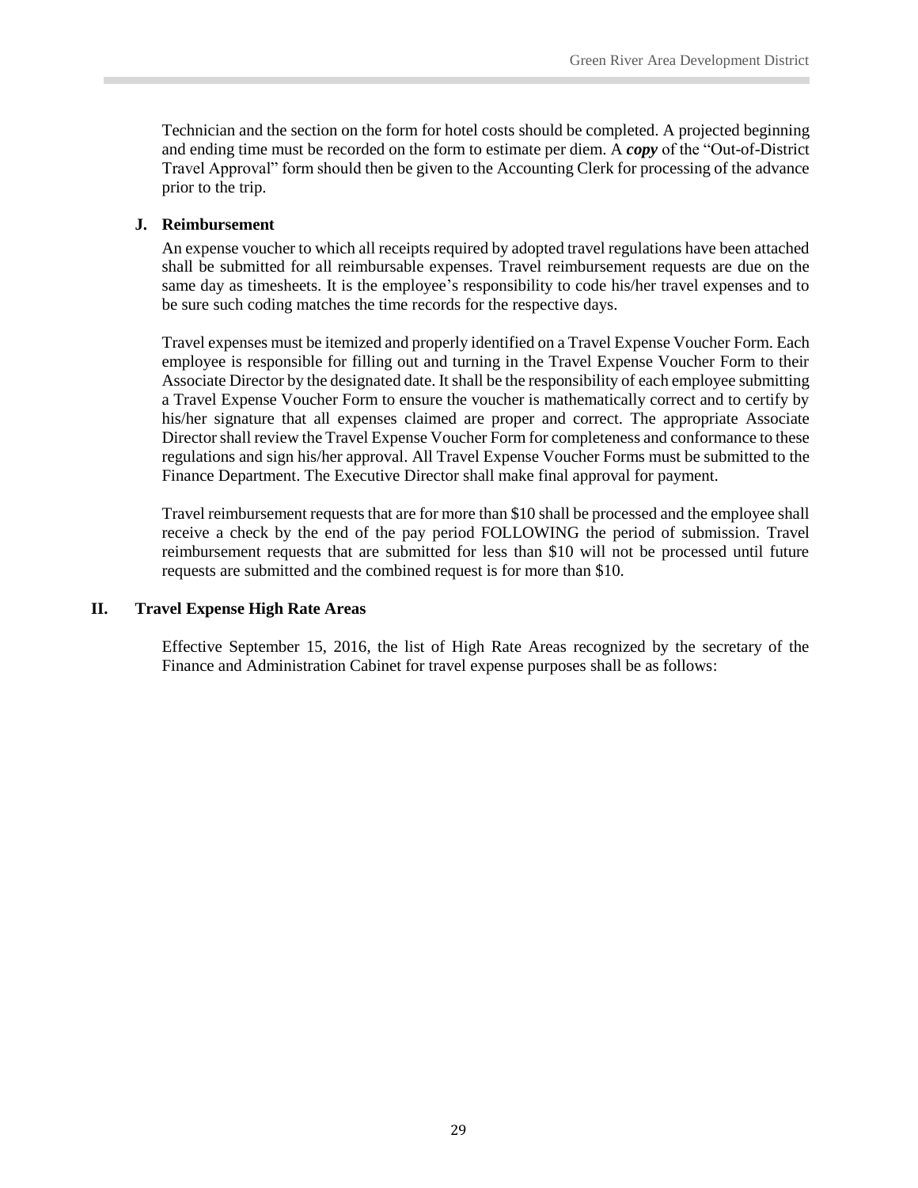Technician and the section on the form for hotel costs should be completed. A projected beginning and ending time must be recorded on the form to estimate per diem. A ***copy*** of the "Out-of-District Travel Approval" form should then be given to the Accounting Clerk for processing of the advance prior to the trip.

### J. Reimbursement

An expense voucher to which all receipts required by adopted travel regulations have been attached shall be submitted for all reimbursable expenses. Travel reimbursement requests are due on the same day as timesheets. It is the employee's responsibility to code his/her travel expenses and to be sure such coding matches the time records for the respective days.

Travel expenses must be itemized and properly identified on a Travel Expense Voucher Form. Each employee is responsible for filling out and turning in the Travel Expense Voucher Form to their Associate Director by the designated date. It shall be the responsibility of each employee submitting a Travel Expense Voucher Form to ensure the voucher is mathematically correct and to certify by his/her signature that all expenses claimed are proper and correct. The appropriate Associate Director shall review the Travel Expense Voucher Form for completeness and conformance to these regulations and sign his/her approval. All Travel Expense Voucher Forms must be submitted to the Finance Department. The Executive Director shall make final approval for payment.

Travel reimbursement requests that are for more than $10 shall be processed and the employee shall receive a check by the end of the pay period FOLLOWING the period of submission. Travel reimbursement requests that are submitted for less than $10 will not be processed until future requests are submitted and the combined request is for more than $10.

## II. Travel Expense High Rate Areas

Effective September 15, 2016, the list of High Rate Areas recognized by the secretary of the Finance and Administration Cabinet for travel expense purposes shall be as follows: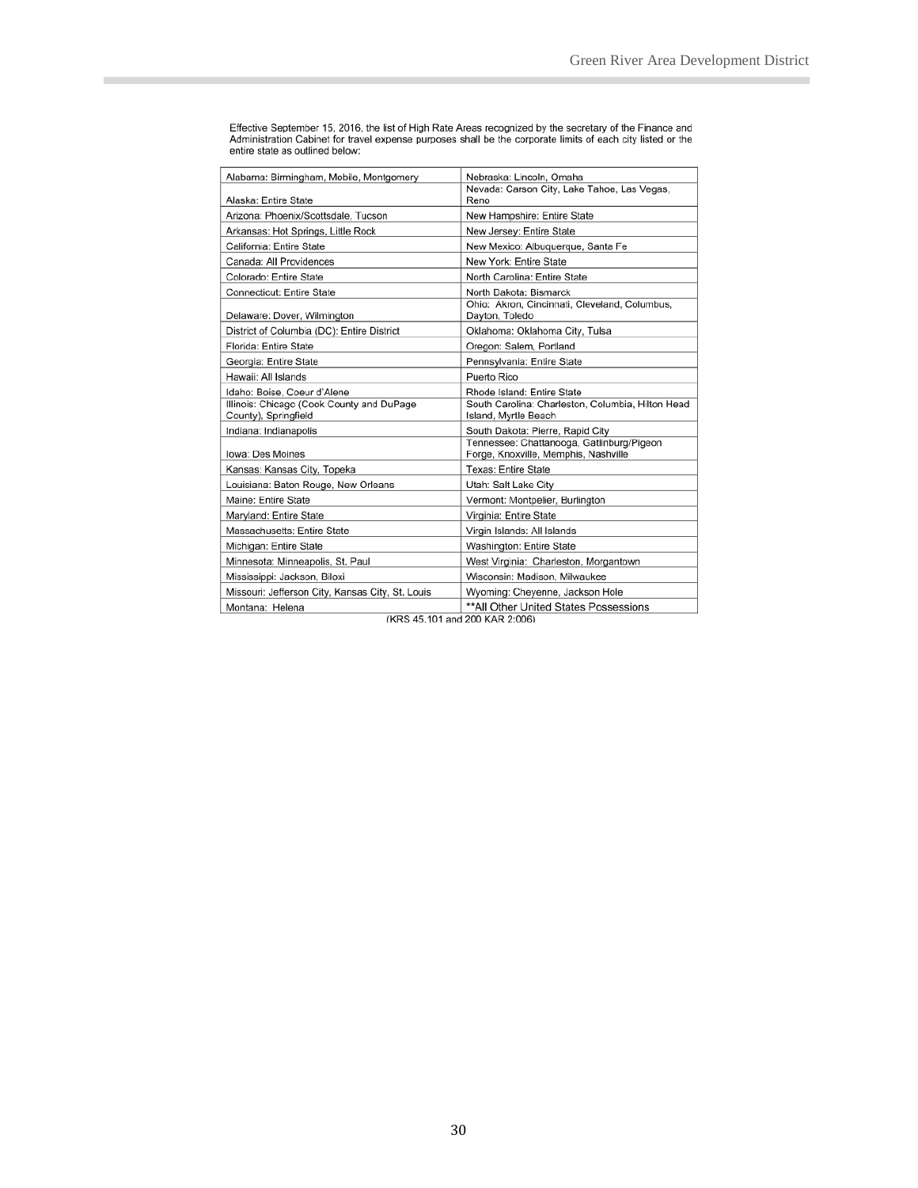Effective September 15, 2016, the list of High Rate Areas recognized by the secretary of the Finance and Administration Cabinet for travel expense purposes shall be the corporate limits of each city listed or the entire state as outlined below:

| | |
|---|---|
| Alabama: Birmingham, Mobile, Montgomery | Nebraska: Lincoln, Omaha |
| Alaska: Entire State | Nevada: Carson City, Lake Tahoe, Las Vegas, Reno |
| Arizona: Phoenix/Scottsdale, Tucson | New Hampshire: Entire State |
| Arkansas: Hot Springs, Little Rock | New Jersey: Entire State |
| California: Entire State | New Mexico: Albuquerque, Santa Fe |
| Canada: All Providences | New York: Entire State |
| Colorado: Entire State | North Carolina: Entire State |
| Connecticut: Entire State | North Dakota: Bismarck |
| Delaware: Dover, Wilmington | Ohio: Akron, Cincinnati, Cleveland, Columbus, Dayton, Toledo |
| District of Columbia (DC): Entire District | Oklahoma: Oklahoma City, Tulsa |
| Florida: Entire State | Oregon: Salem, Portland |
| Georgia: Entire State | Pennsylvania: Entire State |
| Hawaii: All Islands | Puerto Rico |
| Idaho: Boise, Coeur d'Alene | Rhode Island: Entire State |
| Illinois: Chicago (Cook County and DuPage County), Springfield | South Carolina: Charleston, Columbia, Hilton Head Island, Myrtle Beach |
| Indiana: Indianapolis | South Dakota: Pierre, Rapid City |
| Iowa: Des Moines | Tennessee: Chattanooga, Gatlinburg/Pigeon Forge, Knoxville, Memphis, Nashville |
| Kansas: Kansas City, Topeka | Texas: Entire State |
| Louisiana: Baton Rouge, New Orleans | Utah: Salt Lake City |
| Maine: Entire State | Vermont: Montpelier, Burlington |
| Maryland: Entire State | Virginia: Entire State |
| Massachusetts: Entire State | Virgin Islands: All Islands |
| Michigan: Entire State | Washington: Entire State |
| Minnesota: Minneapolis, St. Paul | West Virginia: Charleston, Morgantown |
| Mississippi: Jackson, Biloxi | Wisconsin: Madison, Milwaukee |
| Missouri: Jefferson City, Kansas City, St. Louis | Wyoming: Cheyenne, Jackson Hole |
| Montana: Helena | **All Other United States Possessions |

(KRS 45.101 and 200 KAR 2:006)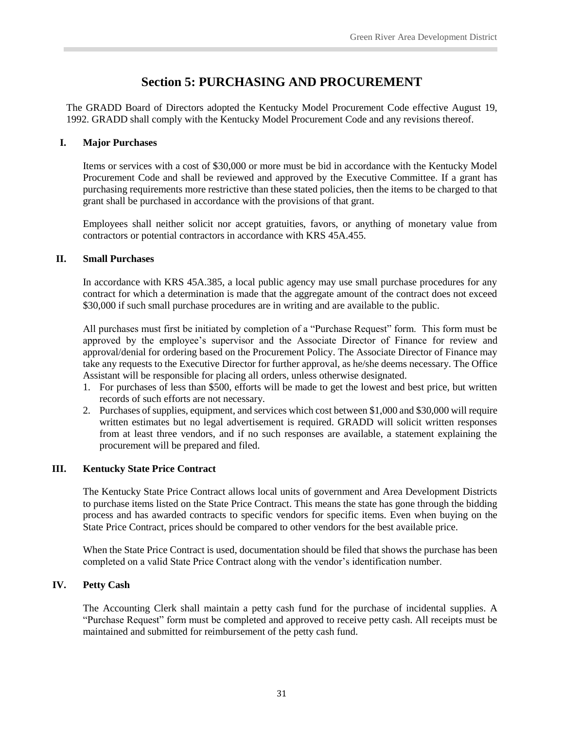# Section 5: PURCHASING AND PROCUREMENT

The GRADD Board of Directors adopted the Kentucky Model Procurement Code effective August 19, 1992. GRADD shall comply with the Kentucky Model Procurement Code and any revisions thereof.

## I. Major Purchases

Items or services with a cost of $30,000 or more must be bid in accordance with the Kentucky Model Procurement Code and shall be reviewed and approved by the Executive Committee. If a grant has purchasing requirements more restrictive than these stated policies, then the items to be charged to that grant shall be purchased in accordance with the provisions of that grant.

Employees shall neither solicit nor accept gratuities, favors, or anything of monetary value from contractors or potential contractors in accordance with KRS 45A.455.

## II. Small Purchases

In accordance with KRS 45A.385, a local public agency may use small purchase procedures for any contract for which a determination is made that the aggregate amount of the contract does not exceed $30,000 if such small purchase procedures are in writing and are available to the public.

All purchases must first be initiated by completion of a "Purchase Request" form. This form must be approved by the employee's supervisor and the Associate Director of Finance for review and approval/denial for ordering based on the Procurement Policy. The Associate Director of Finance may take any requests to the Executive Director for further approval, as he/she deems necessary. The Office Assistant will be responsible for placing all orders, unless otherwise designated.

1. For purchases of less than $500, efforts will be made to get the lowest and best price, but written records of such efforts are not necessary.
2. Purchases of supplies, equipment, and services which cost between $1,000 and $30,000 will require written estimates but no legal advertisement is required. GRADD will solicit written responses from at least three vendors, and if no such responses are available, a statement explaining the procurement will be prepared and filed.

## III. Kentucky State Price Contract

The Kentucky State Price Contract allows local units of government and Area Development Districts to purchase items listed on the State Price Contract. This means the state has gone through the bidding process and has awarded contracts to specific vendors for specific items. Even when buying on the State Price Contract, prices should be compared to other vendors for the best available price.

When the State Price Contract is used, documentation should be filed that shows the purchase has been completed on a valid State Price Contract along with the vendor's identification number.

## IV. Petty Cash

The Accounting Clerk shall maintain a petty cash fund for the purchase of incidental supplies. A "Purchase Request" form must be completed and approved to receive petty cash. All receipts must be maintained and submitted for reimbursement of the petty cash fund.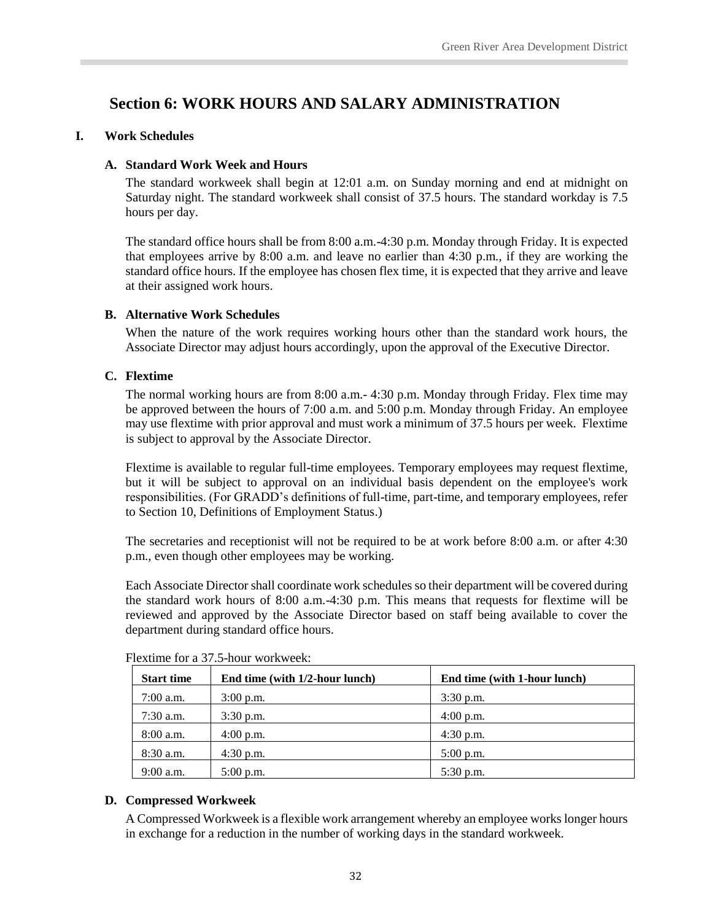# Section 6: WORK HOURS AND SALARY ADMINISTRATION

## I. Work Schedules

### A. Standard Work Week and Hours

The standard workweek shall begin at 12:01 a.m. on Sunday morning and end at midnight on Saturday night. The standard workweek shall consist of 37.5 hours. The standard workday is 7.5 hours per day.

The standard office hours shall be from 8:00 a.m.-4:30 p.m. Monday through Friday. It is expected that employees arrive by 8:00 a.m. and leave no earlier than 4:30 p.m., if they are working the standard office hours. If the employee has chosen flex time, it is expected that they arrive and leave at their assigned work hours.

### B. Alternative Work Schedules

When the nature of the work requires working hours other than the standard work hours, the Associate Director may adjust hours accordingly, upon the approval of the Executive Director.

### C. Flextime

The normal working hours are from 8:00 a.m.- 4:30 p.m. Monday through Friday. Flex time may be approved between the hours of 7:00 a.m. and 5:00 p.m. Monday through Friday. An employee may use flextime with prior approval and must work a minimum of 37.5 hours per week. Flextime is subject to approval by the Associate Director.

Flextime is available to regular full-time employees. Temporary employees may request flextime, but it will be subject to approval on an individual basis dependent on the employee's work responsibilities. (For GRADD's definitions of full-time, part-time, and temporary employees, refer to Section 10, Definitions of Employment Status.)

The secretaries and receptionist will not be required to be at work before 8:00 a.m. or after 4:30 p.m., even though other employees may be working.

Each Associate Director shall coordinate work schedules so their department will be covered during the standard work hours of 8:00 a.m.-4:30 p.m. This means that requests for flextime will be reviewed and approved by the Associate Director based on staff being available to cover the department during standard office hours.

Flextime for a 37.5-hour workweek:

| Start time | End time (with 1/2-hour lunch) | End time (with 1-hour lunch) |
|---|---|---|
| 7:00 a.m. | 3:00 p.m. | 3:30 p.m. |
| 7:30 a.m. | 3:30 p.m. | 4:00 p.m. |
| 8:00 a.m. | 4:00 p.m. | 4:30 p.m. |
| 8:30 a.m. | 4:30 p.m. | 5:00 p.m. |
| 9:00 a.m. | 5:00 p.m. | 5:30 p.m. |

### D. Compressed Workweek

A Compressed Workweek is a flexible work arrangement whereby an employee works longer hours in exchange for a reduction in the number of working days in the standard workweek.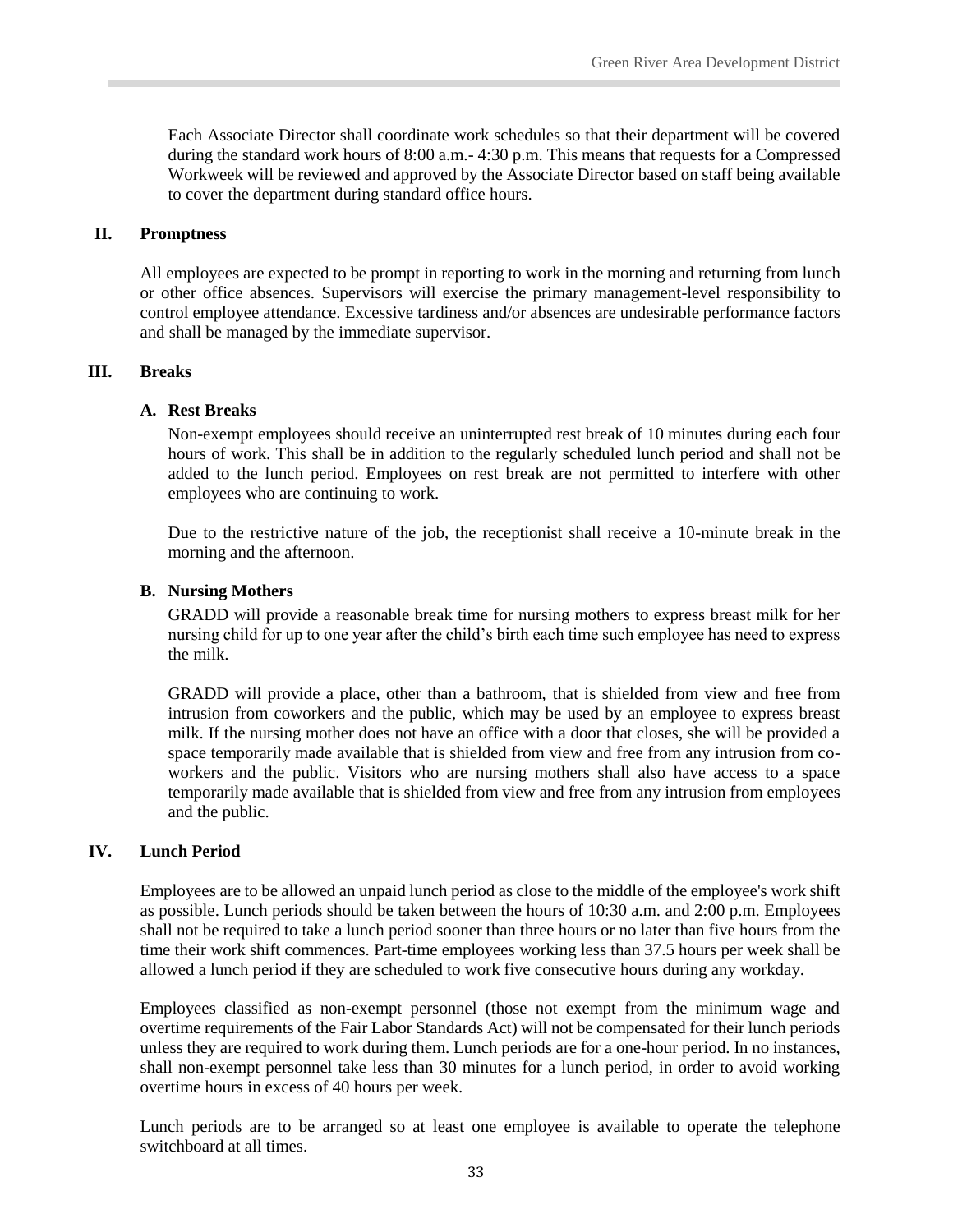Each Associate Director shall coordinate work schedules so that their department will be covered during the standard work hours of 8:00 a.m.- 4:30 p.m. This means that requests for a Compressed Workweek will be reviewed and approved by the Associate Director based on staff being available to cover the department during standard office hours.

## II. Promptness

All employees are expected to be prompt in reporting to work in the morning and returning from lunch or other office absences. Supervisors will exercise the primary management-level responsibility to control employee attendance. Excessive tardiness and/or absences are undesirable performance factors and shall be managed by the immediate supervisor.

## III. Breaks

### A. Rest Breaks

Non-exempt employees should receive an uninterrupted rest break of 10 minutes during each four hours of work. This shall be in addition to the regularly scheduled lunch period and shall not be added to the lunch period. Employees on rest break are not permitted to interfere with other employees who are continuing to work.

Due to the restrictive nature of the job, the receptionist shall receive a 10-minute break in the morning and the afternoon.

### B. Nursing Mothers

GRADD will provide a reasonable break time for nursing mothers to express breast milk for her nursing child for up to one year after the child's birth each time such employee has need to express the milk.

GRADD will provide a place, other than a bathroom, that is shielded from view and free from intrusion from coworkers and the public, which may be used by an employee to express breast milk. If the nursing mother does not have an office with a door that closes, she will be provided a space temporarily made available that is shielded from view and free from any intrusion from co-workers and the public. Visitors who are nursing mothers shall also have access to a space temporarily made available that is shielded from view and free from any intrusion from employees and the public.

## IV. Lunch Period

Employees are to be allowed an unpaid lunch period as close to the middle of the employee's work shift as possible. Lunch periods should be taken between the hours of 10:30 a.m. and 2:00 p.m. Employees shall not be required to take a lunch period sooner than three hours or no later than five hours from the time their work shift commences. Part-time employees working less than 37.5 hours per week shall be allowed a lunch period if they are scheduled to work five consecutive hours during any workday.

Employees classified as non-exempt personnel (those not exempt from the minimum wage and overtime requirements of the Fair Labor Standards Act) will not be compensated for their lunch periods unless they are required to work during them. Lunch periods are for a one-hour period. In no instances, shall non-exempt personnel take less than 30 minutes for a lunch period, in order to avoid working overtime hours in excess of 40 hours per week.

Lunch periods are to be arranged so at least one employee is available to operate the telephone switchboard at all times.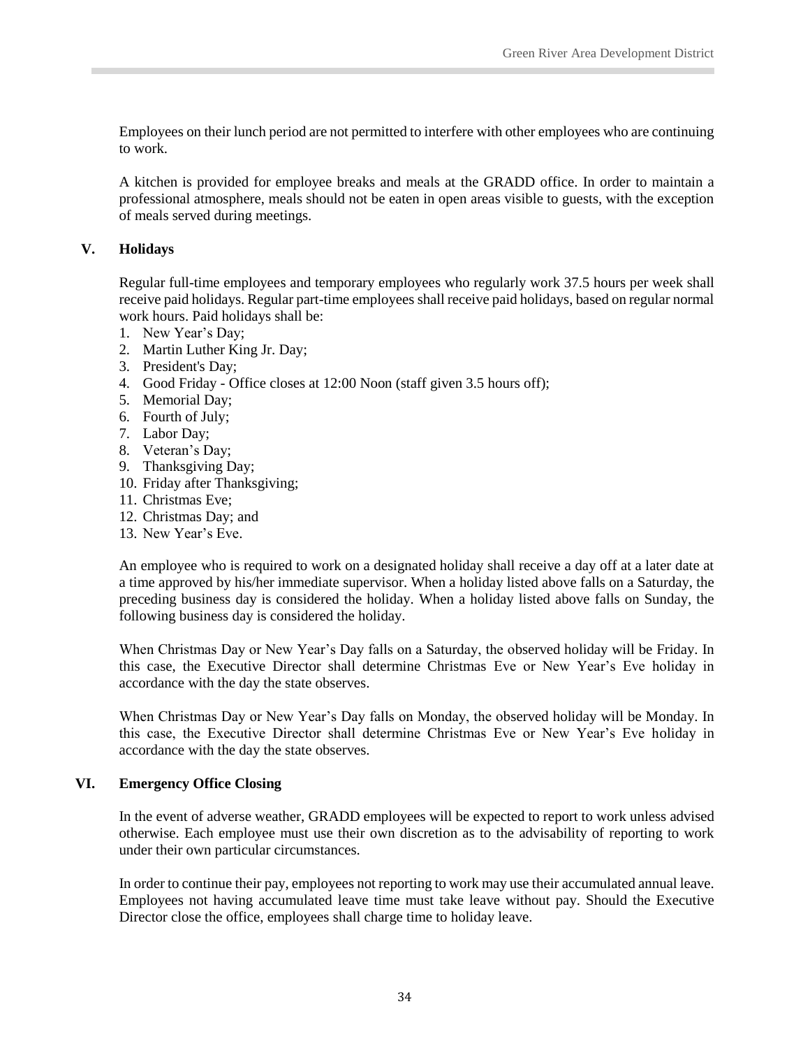Employees on their lunch period are not permitted to interfere with other employees who are continuing to work.

A kitchen is provided for employee breaks and meals at the GRADD office. In order to maintain a professional atmosphere, meals should not be eaten in open areas visible to guests, with the exception of meals served during meetings.

## V. Holidays

Regular full-time employees and temporary employees who regularly work 37.5 hours per week shall receive paid holidays. Regular part-time employees shall receive paid holidays, based on regular normal work hours. Paid holidays shall be:

1. New Year's Day;
2. Martin Luther King Jr. Day;
3. President's Day;
4. Good Friday - Office closes at 12:00 Noon (staff given 3.5 hours off);
5. Memorial Day;
6. Fourth of July;
7. Labor Day;
8. Veteran's Day;
9. Thanksgiving Day;
10. Friday after Thanksgiving;
11. Christmas Eve;
12. Christmas Day; and
13. New Year's Eve.

An employee who is required to work on a designated holiday shall receive a day off at a later date at a time approved by his/her immediate supervisor. When a holiday listed above falls on a Saturday, the preceding business day is considered the holiday. When a holiday listed above falls on Sunday, the following business day is considered the holiday.

When Christmas Day or New Year's Day falls on a Saturday, the observed holiday will be Friday. In this case, the Executive Director shall determine Christmas Eve or New Year's Eve holiday in accordance with the day the state observes.

When Christmas Day or New Year's Day falls on Monday, the observed holiday will be Monday. In this case, the Executive Director shall determine Christmas Eve or New Year's Eve holiday in accordance with the day the state observes.

## VI. Emergency Office Closing

In the event of adverse weather, GRADD employees will be expected to report to work unless advised otherwise. Each employee must use their own discretion as to the advisability of reporting to work under their own particular circumstances.

In order to continue their pay, employees not reporting to work may use their accumulated annual leave. Employees not having accumulated leave time must take leave without pay. Should the Executive Director close the office, employees shall charge time to holiday leave.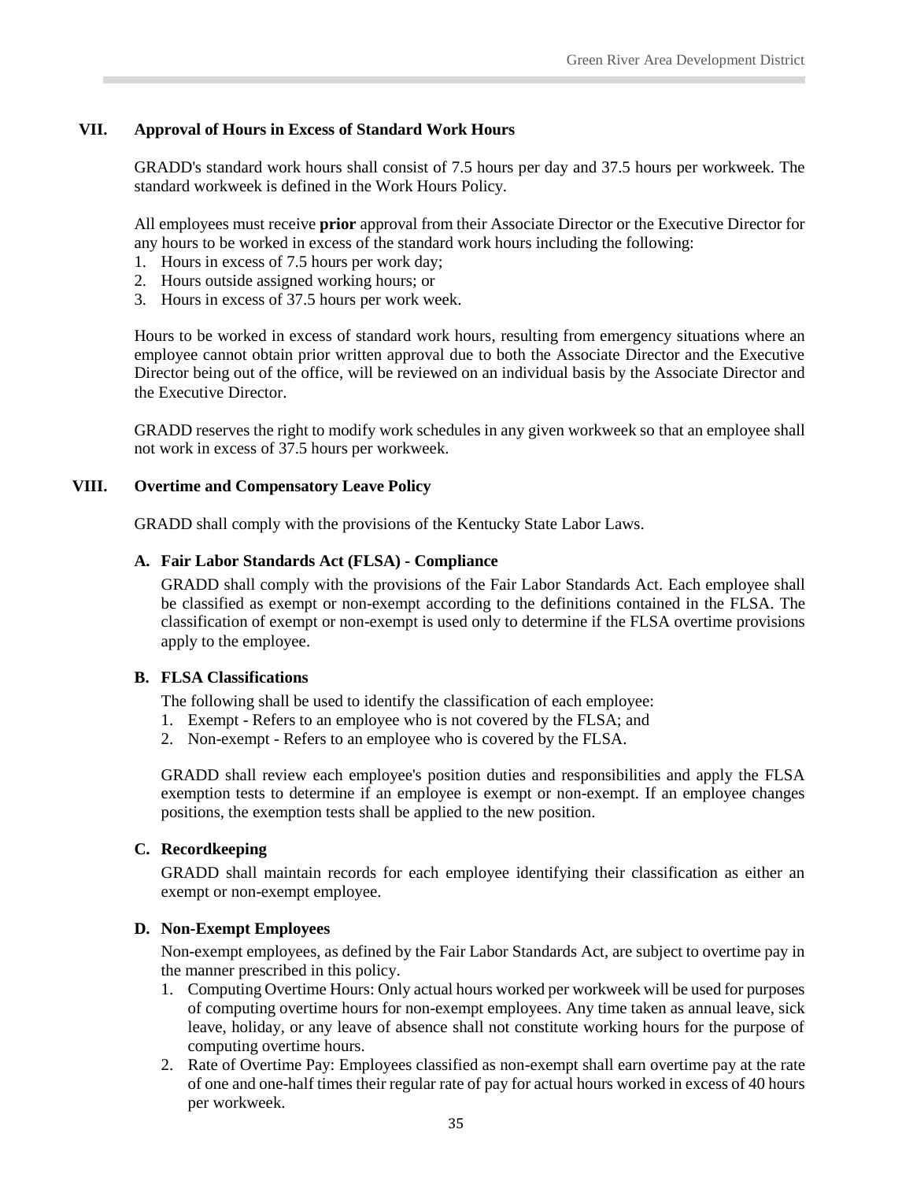## VII. Approval of Hours in Excess of Standard Work Hours

GRADD's standard work hours shall consist of 7.5 hours per day and 37.5 hours per workweek. The standard workweek is defined in the Work Hours Policy.

All employees must receive **prior** approval from their Associate Director or the Executive Director for any hours to be worked in excess of the standard work hours including the following:

1. Hours in excess of 7.5 hours per work day;
2. Hours outside assigned working hours; or
3. Hours in excess of 37.5 hours per work week.

Hours to be worked in excess of standard work hours, resulting from emergency situations where an employee cannot obtain prior written approval due to both the Associate Director and the Executive Director being out of the office, will be reviewed on an individual basis by the Associate Director and the Executive Director.

GRADD reserves the right to modify work schedules in any given workweek so that an employee shall not work in excess of 37.5 hours per workweek.

## VIII. Overtime and Compensatory Leave Policy

GRADD shall comply with the provisions of the Kentucky State Labor Laws.

### A. Fair Labor Standards Act (FLSA) - Compliance

GRADD shall comply with the provisions of the Fair Labor Standards Act. Each employee shall be classified as exempt or non-exempt according to the definitions contained in the FLSA. The classification of exempt or non-exempt is used only to determine if the FLSA overtime provisions apply to the employee.

### B. FLSA Classifications

The following shall be used to identify the classification of each employee:

1. Exempt - Refers to an employee who is not covered by the FLSA; and
2. Non-exempt - Refers to an employee who is covered by the FLSA.

GRADD shall review each employee's position duties and responsibilities and apply the FLSA exemption tests to determine if an employee is exempt or non-exempt. If an employee changes positions, the exemption tests shall be applied to the new position.

### C. Recordkeeping

GRADD shall maintain records for each employee identifying their classification as either an exempt or non-exempt employee.

### D. Non-Exempt Employees

Non-exempt employees, as defined by the Fair Labor Standards Act, are subject to overtime pay in the manner prescribed in this policy.

1. Computing Overtime Hours: Only actual hours worked per workweek will be used for purposes of computing overtime hours for non-exempt employees. Any time taken as annual leave, sick leave, holiday, or any leave of absence shall not constitute working hours for the purpose of computing overtime hours.
2. Rate of Overtime Pay: Employees classified as non-exempt shall earn overtime pay at the rate of one and one-half times their regular rate of pay for actual hours worked in excess of 40 hours per workweek.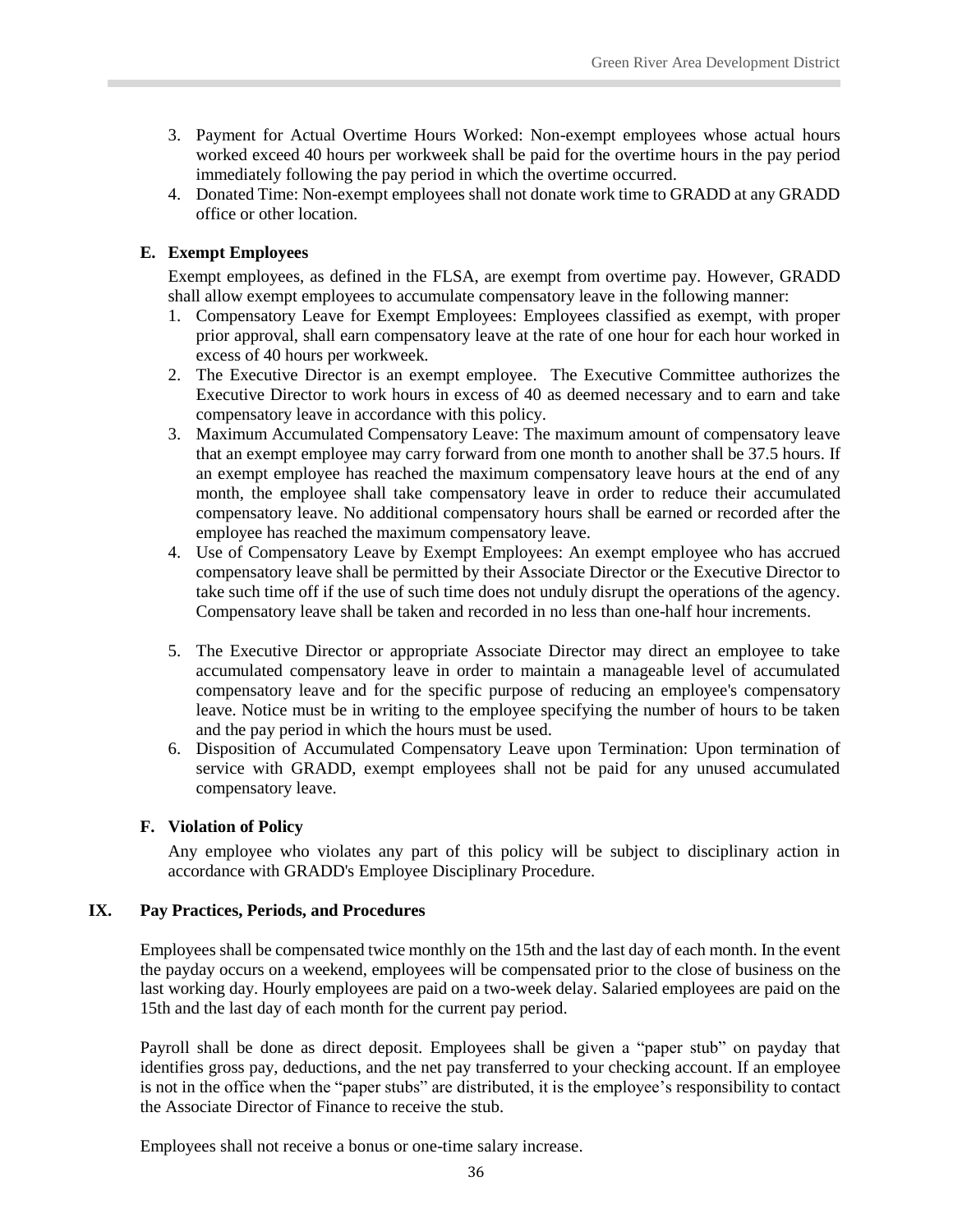3. Payment for Actual Overtime Hours Worked: Non-exempt employees whose actual hours worked exceed 40 hours per workweek shall be paid for the overtime hours in the pay period immediately following the pay period in which the overtime occurred.
4. Donated Time: Non-exempt employees shall not donate work time to GRADD at any GRADD office or other location.

### E. Exempt Employees

Exempt employees, as defined in the FLSA, are exempt from overtime pay. However, GRADD shall allow exempt employees to accumulate compensatory leave in the following manner:

1. Compensatory Leave for Exempt Employees: Employees classified as exempt, with proper prior approval, shall earn compensatory leave at the rate of one hour for each hour worked in excess of 40 hours per workweek.
2. The Executive Director is an exempt employee. The Executive Committee authorizes the Executive Director to work hours in excess of 40 as deemed necessary and to earn and take compensatory leave in accordance with this policy.
3. Maximum Accumulated Compensatory Leave: The maximum amount of compensatory leave that an exempt employee may carry forward from one month to another shall be 37.5 hours. If an exempt employee has reached the maximum compensatory leave hours at the end of any month, the employee shall take compensatory leave in order to reduce their accumulated compensatory leave. No additional compensatory hours shall be earned or recorded after the employee has reached the maximum compensatory leave.
4. Use of Compensatory Leave by Exempt Employees: An exempt employee who has accrued compensatory leave shall be permitted by their Associate Director or the Executive Director to take such time off if the use of such time does not unduly disrupt the operations of the agency. Compensatory leave shall be taken and recorded in no less than one-half hour increments.
5. The Executive Director or appropriate Associate Director may direct an employee to take accumulated compensatory leave in order to maintain a manageable level of accumulated compensatory leave and for the specific purpose of reducing an employee's compensatory leave. Notice must be in writing to the employee specifying the number of hours to be taken and the pay period in which the hours must be used.
6. Disposition of Accumulated Compensatory Leave upon Termination: Upon termination of service with GRADD, exempt employees shall not be paid for any unused accumulated compensatory leave.

### F. Violation of Policy

Any employee who violates any part of this policy will be subject to disciplinary action in accordance with GRADD's Employee Disciplinary Procedure.

## IX. Pay Practices, Periods, and Procedures

Employees shall be compensated twice monthly on the 15th and the last day of each month. In the event the payday occurs on a weekend, employees will be compensated prior to the close of business on the last working day. Hourly employees are paid on a two-week delay. Salaried employees are paid on the 15th and the last day of each month for the current pay period.

Payroll shall be done as direct deposit. Employees shall be given a "paper stub" on payday that identifies gross pay, deductions, and the net pay transferred to your checking account. If an employee is not in the office when the "paper stubs" are distributed, it is the employee's responsibility to contact the Associate Director of Finance to receive the stub.

Employees shall not receive a bonus or one-time salary increase.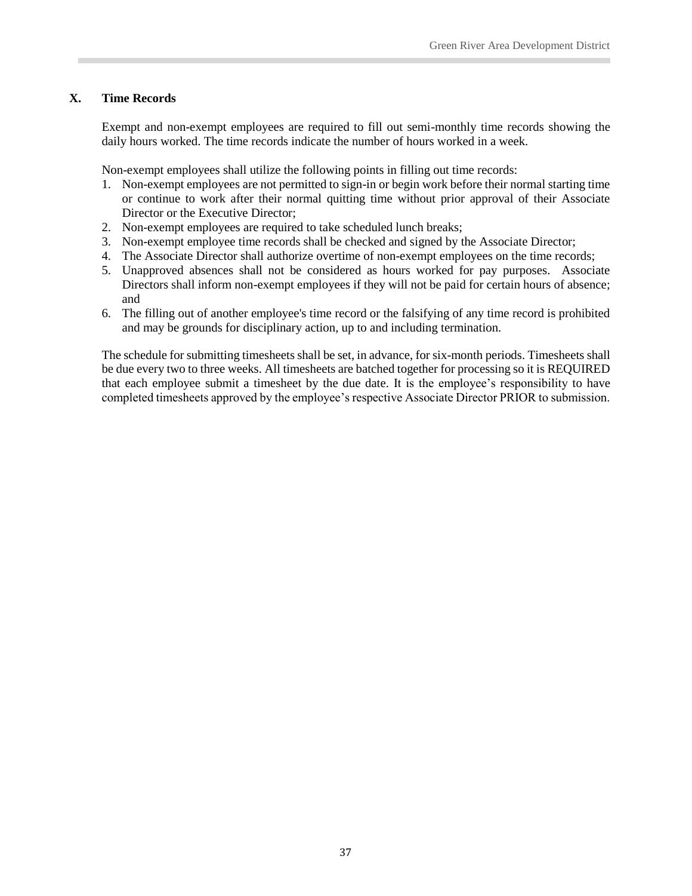## X. Time Records

Exempt and non-exempt employees are required to fill out semi-monthly time records showing the daily hours worked. The time records indicate the number of hours worked in a week.

Non-exempt employees shall utilize the following points in filling out time records:

1. Non-exempt employees are not permitted to sign-in or begin work before their normal starting time or continue to work after their normal quitting time without prior approval of their Associate Director or the Executive Director;
2. Non-exempt employees are required to take scheduled lunch breaks;
3. Non-exempt employee time records shall be checked and signed by the Associate Director;
4. The Associate Director shall authorize overtime of non-exempt employees on the time records;
5. Unapproved absences shall not be considered as hours worked for pay purposes. Associate Directors shall inform non-exempt employees if they will not be paid for certain hours of absence; and
6. The filling out of another employee's time record or the falsifying of any time record is prohibited and may be grounds for disciplinary action, up to and including termination.

The schedule for submitting timesheets shall be set, in advance, for six-month periods. Timesheets shall be due every two to three weeks. All timesheets are batched together for processing so it is REQUIRED that each employee submit a timesheet by the due date. It is the employee's responsibility to have completed timesheets approved by the employee's respective Associate Director PRIOR to submission.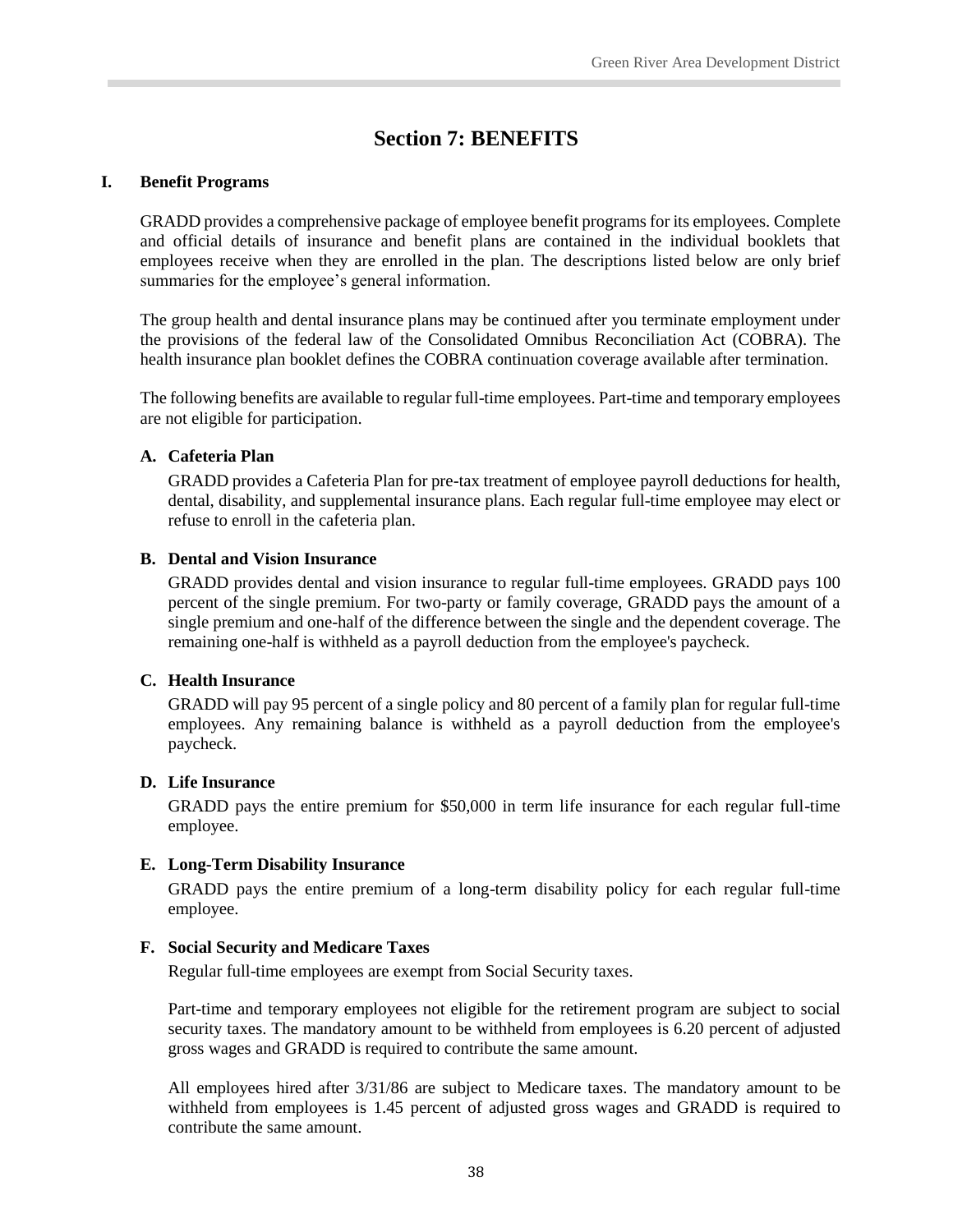# Section 7: BENEFITS

## I. Benefit Programs

GRADD provides a comprehensive package of employee benefit programs for its employees. Complete and official details of insurance and benefit plans are contained in the individual booklets that employees receive when they are enrolled in the plan. The descriptions listed below are only brief summaries for the employee's general information.

The group health and dental insurance plans may be continued after you terminate employment under the provisions of the federal law of the Consolidated Omnibus Reconciliation Act (COBRA). The health insurance plan booklet defines the COBRA continuation coverage available after termination.

The following benefits are available to regular full-time employees. Part-time and temporary employees are not eligible for participation.

### A. Cafeteria Plan

GRADD provides a Cafeteria Plan for pre-tax treatment of employee payroll deductions for health, dental, disability, and supplemental insurance plans. Each regular full-time employee may elect or refuse to enroll in the cafeteria plan.

### B. Dental and Vision Insurance

GRADD provides dental and vision insurance to regular full-time employees. GRADD pays 100 percent of the single premium. For two-party or family coverage, GRADD pays the amount of a single premium and one-half of the difference between the single and the dependent coverage. The remaining one-half is withheld as a payroll deduction from the employee's paycheck.

### C. Health Insurance

GRADD will pay 95 percent of a single policy and 80 percent of a family plan for regular full-time employees. Any remaining balance is withheld as a payroll deduction from the employee's paycheck.

### D. Life Insurance

GRADD pays the entire premium for $50,000 in term life insurance for each regular full-time employee.

### E. Long-Term Disability Insurance

GRADD pays the entire premium of a long-term disability policy for each regular full-time employee.

### F. Social Security and Medicare Taxes

Regular full-time employees are exempt from Social Security taxes.

Part-time and temporary employees not eligible for the retirement program are subject to social security taxes. The mandatory amount to be withheld from employees is 6.20 percent of adjusted gross wages and GRADD is required to contribute the same amount.

All employees hired after 3/31/86 are subject to Medicare taxes. The mandatory amount to be withheld from employees is 1.45 percent of adjusted gross wages and GRADD is required to contribute the same amount.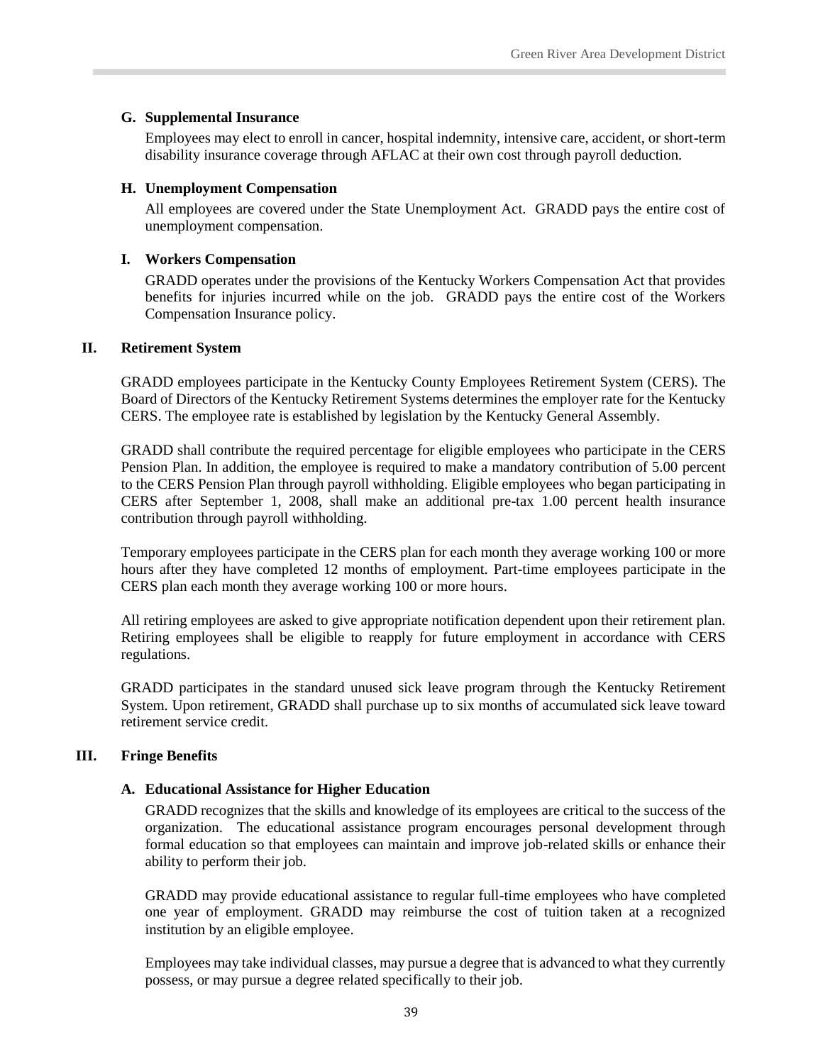### G. Supplemental Insurance

Employees may elect to enroll in cancer, hospital indemnity, intensive care, accident, or short-term disability insurance coverage through AFLAC at their own cost through payroll deduction.

### H. Unemployment Compensation

All employees are covered under the State Unemployment Act. GRADD pays the entire cost of unemployment compensation.

### I. Workers Compensation

GRADD operates under the provisions of the Kentucky Workers Compensation Act that provides benefits for injuries incurred while on the job. GRADD pays the entire cost of the Workers Compensation Insurance policy.

## II. Retirement System

GRADD employees participate in the Kentucky County Employees Retirement System (CERS). The Board of Directors of the Kentucky Retirement Systems determines the employer rate for the Kentucky CERS. The employee rate is established by legislation by the Kentucky General Assembly.

GRADD shall contribute the required percentage for eligible employees who participate in the CERS Pension Plan. In addition, the employee is required to make a mandatory contribution of 5.00 percent to the CERS Pension Plan through payroll withholding. Eligible employees who began participating in CERS after September 1, 2008, shall make an additional pre-tax 1.00 percent health insurance contribution through payroll withholding.

Temporary employees participate in the CERS plan for each month they average working 100 or more hours after they have completed 12 months of employment. Part-time employees participate in the CERS plan each month they average working 100 or more hours.

All retiring employees are asked to give appropriate notification dependent upon their retirement plan. Retiring employees shall be eligible to reapply for future employment in accordance with CERS regulations.

GRADD participates in the standard unused sick leave program through the Kentucky Retirement System. Upon retirement, GRADD shall purchase up to six months of accumulated sick leave toward retirement service credit.

## III. Fringe Benefits

### A. Educational Assistance for Higher Education

GRADD recognizes that the skills and knowledge of its employees are critical to the success of the organization. The educational assistance program encourages personal development through formal education so that employees can maintain and improve job-related skills or enhance their ability to perform their job.

GRADD may provide educational assistance to regular full-time employees who have completed one year of employment. GRADD may reimburse the cost of tuition taken at a recognized institution by an eligible employee.

Employees may take individual classes, may pursue a degree that is advanced to what they currently possess, or may pursue a degree related specifically to their job.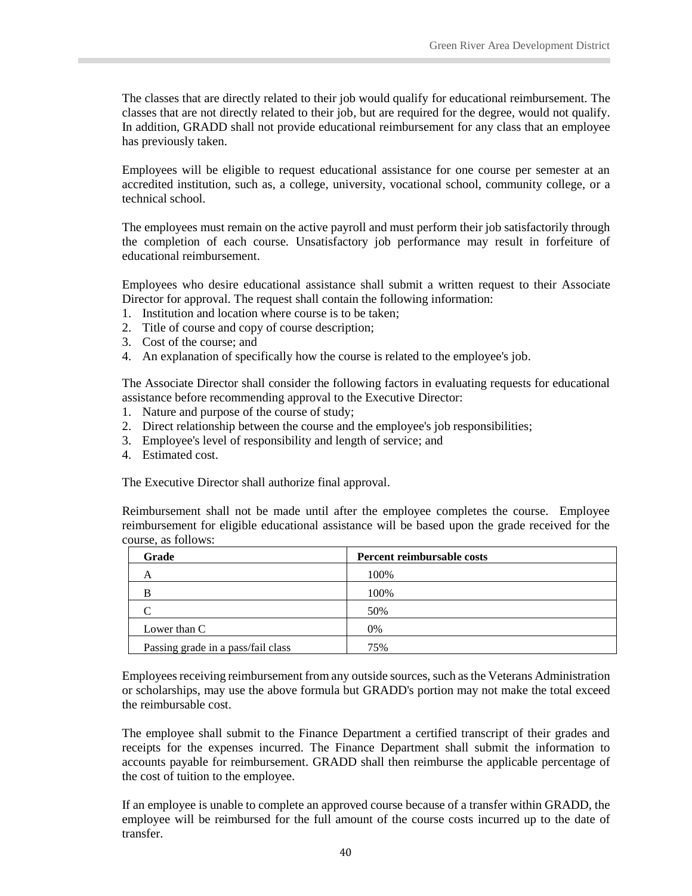The classes that are directly related to their job would qualify for educational reimbursement. The classes that are not directly related to their job, but are required for the degree, would not qualify. In addition, GRADD shall not provide educational reimbursement for any class that an employee has previously taken.

Employees will be eligible to request educational assistance for one course per semester at an accredited institution, such as, a college, university, vocational school, community college, or a technical school.

The employees must remain on the active payroll and must perform their job satisfactorily through the completion of each course. Unsatisfactory job performance may result in forfeiture of educational reimbursement.

Employees who desire educational assistance shall submit a written request to their Associate Director for approval. The request shall contain the following information:

1. Institution and location where course is to be taken;
2. Title of course and copy of course description;
3. Cost of the course; and
4. An explanation of specifically how the course is related to the employee's job.

The Associate Director shall consider the following factors in evaluating requests for educational assistance before recommending approval to the Executive Director:

1. Nature and purpose of the course of study;
2. Direct relationship between the course and the employee's job responsibilities;
3. Employee's level of responsibility and length of service; and
4. Estimated cost.

The Executive Director shall authorize final approval.

Reimbursement shall not be made until after the employee completes the course. Employee reimbursement for eligible educational assistance will be based upon the grade received for the course, as follows:

| Grade | Percent reimbursable costs |
|---|---|
| A | 100% |
| B | 100% |
| C | 50% |
| Lower than C | 0% |
| Passing grade in a pass/fail class | 75% |

Employees receiving reimbursement from any outside sources, such as the Veterans Administration or scholarships, may use the above formula but GRADD's portion may not make the total exceed the reimbursable cost.

The employee shall submit to the Finance Department a certified transcript of their grades and receipts for the expenses incurred. The Finance Department shall submit the information to accounts payable for reimbursement. GRADD shall then reimburse the applicable percentage of the cost of tuition to the employee.

If an employee is unable to complete an approved course because of a transfer within GRADD, the employee will be reimbursed for the full amount of the course costs incurred up to the date of transfer.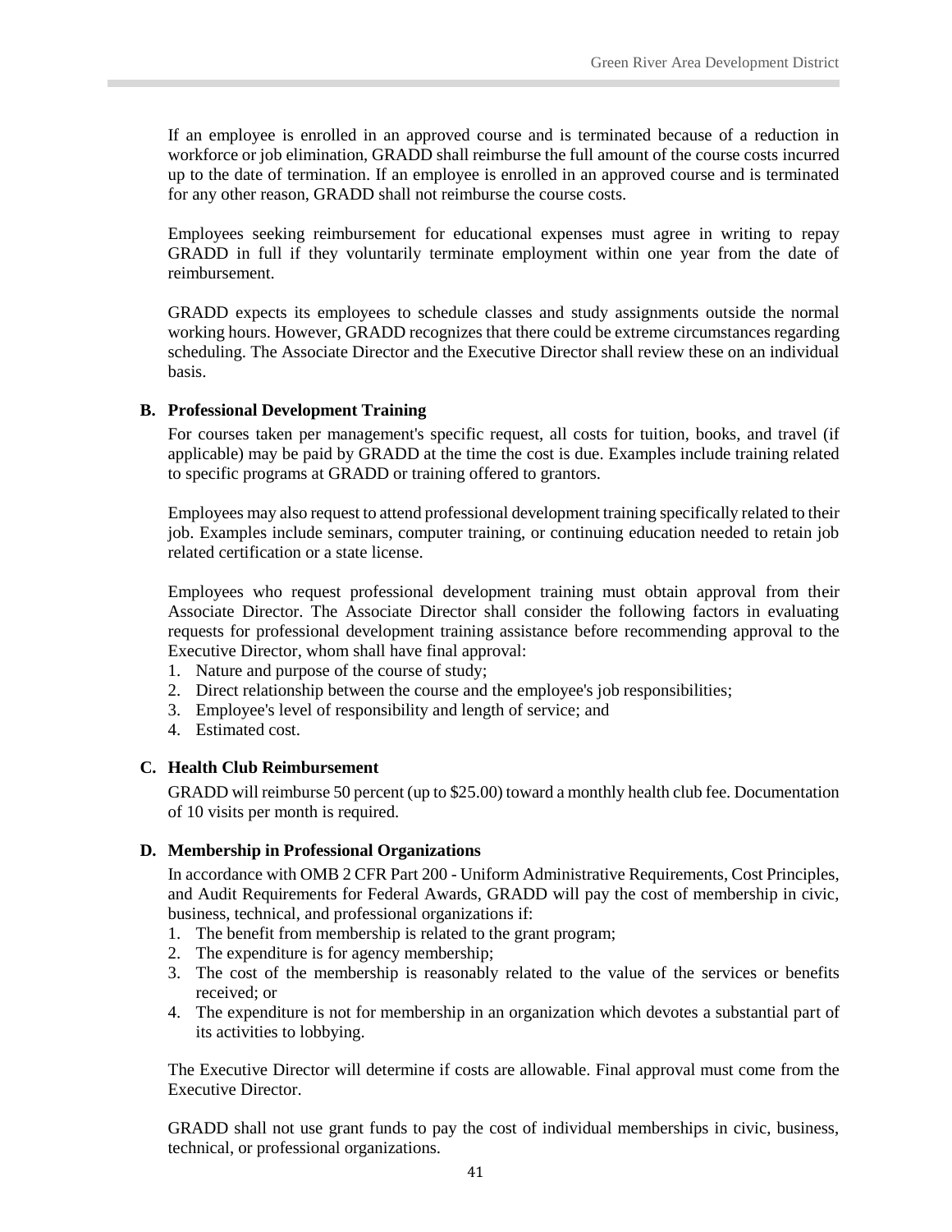If an employee is enrolled in an approved course and is terminated because of a reduction in workforce or job elimination, GRADD shall reimburse the full amount of the course costs incurred up to the date of termination. If an employee is enrolled in an approved course and is terminated for any other reason, GRADD shall not reimburse the course costs.

Employees seeking reimbursement for educational expenses must agree in writing to repay GRADD in full if they voluntarily terminate employment within one year from the date of reimbursement.

GRADD expects its employees to schedule classes and study assignments outside the normal working hours. However, GRADD recognizes that there could be extreme circumstances regarding scheduling. The Associate Director and the Executive Director shall review these on an individual basis.

**B. Professional Development Training**

For courses taken per management's specific request, all costs for tuition, books, and travel (if applicable) may be paid by GRADD at the time the cost is due. Examples include training related to specific programs at GRADD or training offered to grantors.

Employees may also request to attend professional development training specifically related to their job. Examples include seminars, computer training, or continuing education needed to retain job related certification or a state license.

Employees who request professional development training must obtain approval from their Associate Director. The Associate Director shall consider the following factors in evaluating requests for professional development training assistance before recommending approval to the Executive Director, whom shall have final approval:

1. Nature and purpose of the course of study;
2. Direct relationship between the course and the employee's job responsibilities;
3. Employee's level of responsibility and length of service; and
4. Estimated cost.

**C. Health Club Reimbursement**

GRADD will reimburse 50 percent (up to $25.00) toward a monthly health club fee. Documentation of 10 visits per month is required.

**D. Membership in Professional Organizations**

In accordance with OMB 2 CFR Part 200 - Uniform Administrative Requirements, Cost Principles, and Audit Requirements for Federal Awards, GRADD will pay the cost of membership in civic, business, technical, and professional organizations if:

1. The benefit from membership is related to the grant program;
2. The expenditure is for agency membership;
3. The cost of the membership is reasonably related to the value of the services or benefits received; or
4. The expenditure is not for membership in an organization which devotes a substantial part of its activities to lobbying.

The Executive Director will determine if costs are allowable. Final approval must come from the Executive Director.

GRADD shall not use grant funds to pay the cost of individual memberships in civic, business, technical, or professional organizations.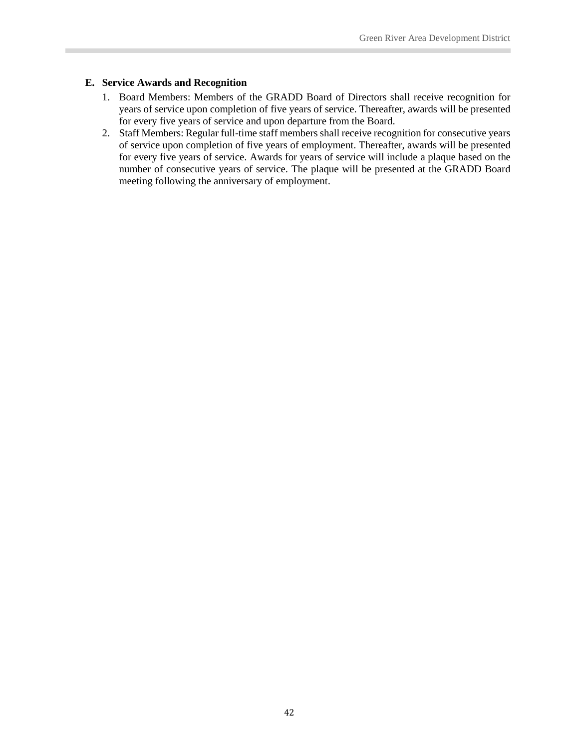**E. Service Awards and Recognition**

1. Board Members: Members of the GRADD Board of Directors shall receive recognition for years of service upon completion of five years of service. Thereafter, awards will be presented for every five years of service and upon departure from the Board.
2. Staff Members: Regular full-time staff members shall receive recognition for consecutive years of service upon completion of five years of employment. Thereafter, awards will be presented for every five years of service. Awards for years of service will include a plaque based on the number of consecutive years of service. The plaque will be presented at the GRADD Board meeting following the anniversary of employment.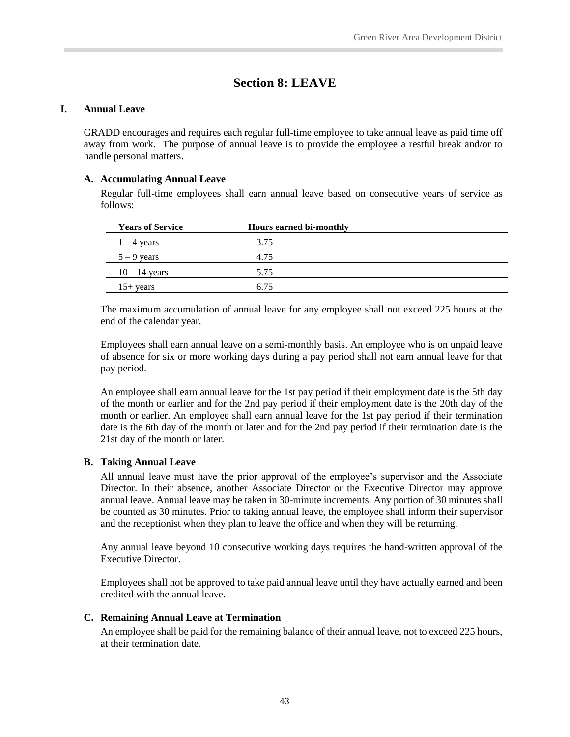# Section 8: LEAVE

## I. Annual Leave

GRADD encourages and requires each regular full-time employee to take annual leave as paid time off away from work. The purpose of annual leave is to provide the employee a restful break and/or to handle personal matters.

### A. Accumulating Annual Leave

Regular full-time employees shall earn annual leave based on consecutive years of service as follows:

| Years of Service | Hours earned bi-monthly |
|---|---|
| 1 – 4 years | 3.75 |
| 5 – 9 years | 4.75 |
| 10 – 14 years | 5.75 |
| 15+ years | 6.75 |

The maximum accumulation of annual leave for any employee shall not exceed 225 hours at the end of the calendar year.

Employees shall earn annual leave on a semi-monthly basis. An employee who is on unpaid leave of absence for six or more working days during a pay period shall not earn annual leave for that pay period.

An employee shall earn annual leave for the 1st pay period if their employment date is the 5th day of the month or earlier and for the 2nd pay period if their employment date is the 20th day of the month or earlier. An employee shall earn annual leave for the 1st pay period if their termination date is the 6th day of the month or later and for the 2nd pay period if their termination date is the 21st day of the month or later.

### B. Taking Annual Leave

All annual leave must have the prior approval of the employee's supervisor and the Associate Director. In their absence, another Associate Director or the Executive Director may approve annual leave. Annual leave may be taken in 30-minute increments. Any portion of 30 minutes shall be counted as 30 minutes. Prior to taking annual leave, the employee shall inform their supervisor and the receptionist when they plan to leave the office and when they will be returning.

Any annual leave beyond 10 consecutive working days requires the hand-written approval of the Executive Director.

Employees shall not be approved to take paid annual leave until they have actually earned and been credited with the annual leave.

### C. Remaining Annual Leave at Termination

An employee shall be paid for the remaining balance of their annual leave, not to exceed 225 hours, at their termination date.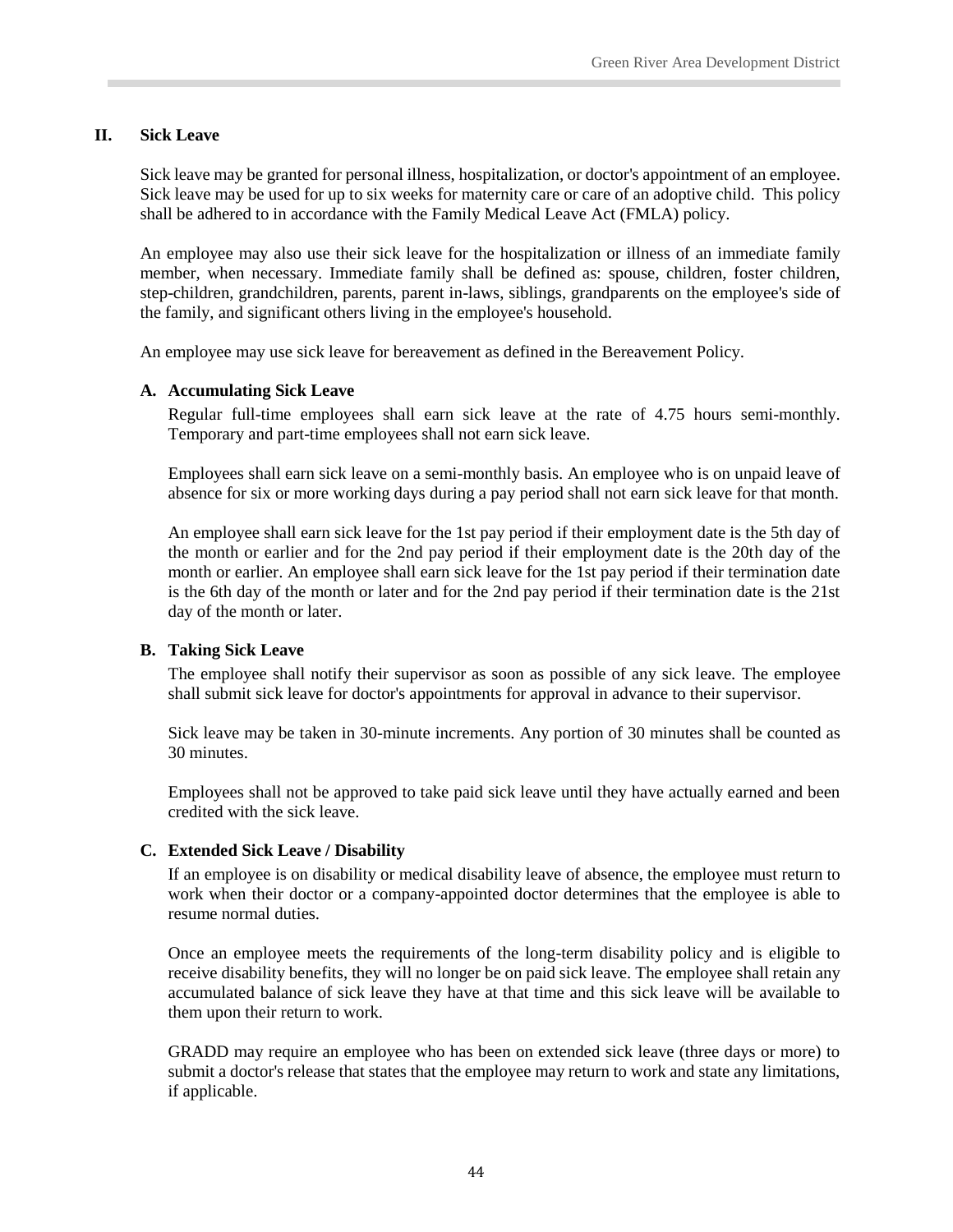## II. Sick Leave

Sick leave may be granted for personal illness, hospitalization, or doctor's appointment of an employee. Sick leave may be used for up to six weeks for maternity care or care of an adoptive child. This policy shall be adhered to in accordance with the Family Medical Leave Act (FMLA) policy.

An employee may also use their sick leave for the hospitalization or illness of an immediate family member, when necessary. Immediate family shall be defined as: spouse, children, foster children, step-children, grandchildren, parents, parent in-laws, siblings, grandparents on the employee's side of the family, and significant others living in the employee's household.

An employee may use sick leave for bereavement as defined in the Bereavement Policy.

### A. Accumulating Sick Leave

Regular full-time employees shall earn sick leave at the rate of 4.75 hours semi-monthly. Temporary and part-time employees shall not earn sick leave.

Employees shall earn sick leave on a semi-monthly basis. An employee who is on unpaid leave of absence for six or more working days during a pay period shall not earn sick leave for that month.

An employee shall earn sick leave for the 1st pay period if their employment date is the 5th day of the month or earlier and for the 2nd pay period if their employment date is the 20th day of the month or earlier. An employee shall earn sick leave for the 1st pay period if their termination date is the 6th day of the month or later and for the 2nd pay period if their termination date is the 21st day of the month or later.

### B. Taking Sick Leave

The employee shall notify their supervisor as soon as possible of any sick leave. The employee shall submit sick leave for doctor's appointments for approval in advance to their supervisor.

Sick leave may be taken in 30-minute increments. Any portion of 30 minutes shall be counted as 30 minutes.

Employees shall not be approved to take paid sick leave until they have actually earned and been credited with the sick leave.

### C. Extended Sick Leave / Disability

If an employee is on disability or medical disability leave of absence, the employee must return to work when their doctor or a company-appointed doctor determines that the employee is able to resume normal duties.

Once an employee meets the requirements of the long-term disability policy and is eligible to receive disability benefits, they will no longer be on paid sick leave. The employee shall retain any accumulated balance of sick leave they have at that time and this sick leave will be available to them upon their return to work.

GRADD may require an employee who has been on extended sick leave (three days or more) to submit a doctor's release that states that the employee may return to work and state any limitations, if applicable.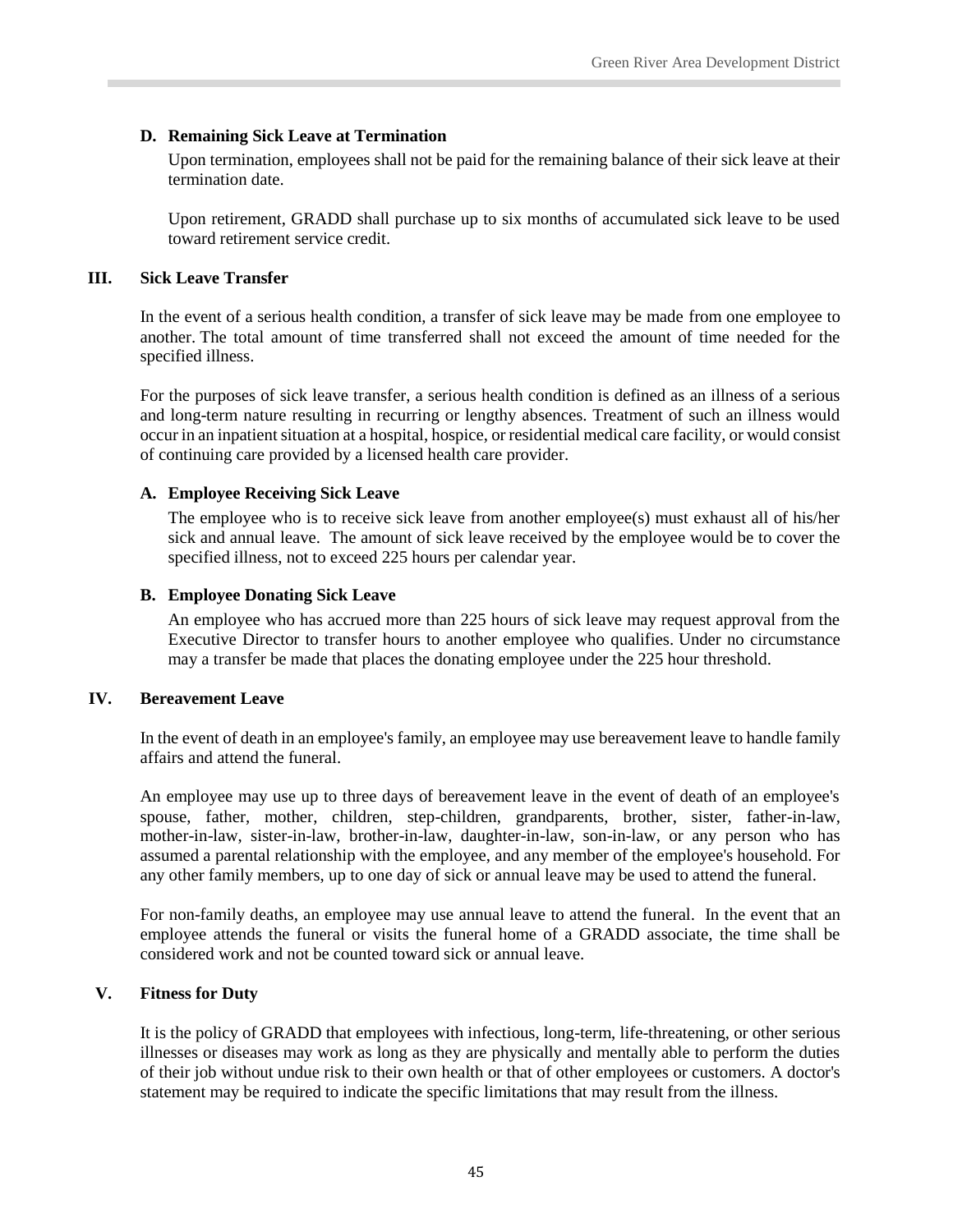### D. Remaining Sick Leave at Termination

Upon termination, employees shall not be paid for the remaining balance of their sick leave at their termination date.

Upon retirement, GRADD shall purchase up to six months of accumulated sick leave to be used toward retirement service credit.

## III. Sick Leave Transfer

In the event of a serious health condition, a transfer of sick leave may be made from one employee to another. The total amount of time transferred shall not exceed the amount of time needed for the specified illness.

For the purposes of sick leave transfer, a serious health condition is defined as an illness of a serious and long-term nature resulting in recurring or lengthy absences. Treatment of such an illness would occur in an inpatient situation at a hospital, hospice, or residential medical care facility, or would consist of continuing care provided by a licensed health care provider.

### A. Employee Receiving Sick Leave

The employee who is to receive sick leave from another employee(s) must exhaust all of his/her sick and annual leave. The amount of sick leave received by the employee would be to cover the specified illness, not to exceed 225 hours per calendar year.

### B. Employee Donating Sick Leave

An employee who has accrued more than 225 hours of sick leave may request approval from the Executive Director to transfer hours to another employee who qualifies. Under no circumstance may a transfer be made that places the donating employee under the 225 hour threshold.

## IV. Bereavement Leave

In the event of death in an employee's family, an employee may use bereavement leave to handle family affairs and attend the funeral.

An employee may use up to three days of bereavement leave in the event of death of an employee's spouse, father, mother, children, step-children, grandparents, brother, sister, father-in-law, mother-in-law, sister-in-law, brother-in-law, daughter-in-law, son-in-law, or any person who has assumed a parental relationship with the employee, and any member of the employee's household. For any other family members, up to one day of sick or annual leave may be used to attend the funeral.

For non-family deaths, an employee may use annual leave to attend the funeral. In the event that an employee attends the funeral or visits the funeral home of a GRADD associate, the time shall be considered work and not be counted toward sick or annual leave.

## V. Fitness for Duty

It is the policy of GRADD that employees with infectious, long-term, life-threatening, or other serious illnesses or diseases may work as long as they are physically and mentally able to perform the duties of their job without undue risk to their own health or that of other employees or customers. A doctor's statement may be required to indicate the specific limitations that may result from the illness.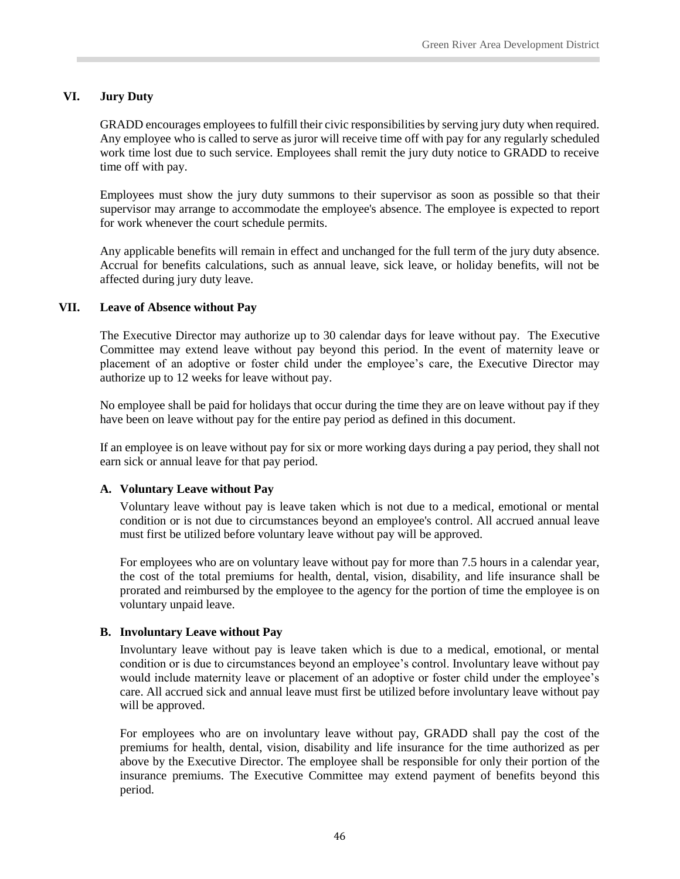## VI. Jury Duty

GRADD encourages employees to fulfill their civic responsibilities by serving jury duty when required. Any employee who is called to serve as juror will receive time off with pay for any regularly scheduled work time lost due to such service. Employees shall remit the jury duty notice to GRADD to receive time off with pay.

Employees must show the jury duty summons to their supervisor as soon as possible so that their supervisor may arrange to accommodate the employee's absence. The employee is expected to report for work whenever the court schedule permits.

Any applicable benefits will remain in effect and unchanged for the full term of the jury duty absence. Accrual for benefits calculations, such as annual leave, sick leave, or holiday benefits, will not be affected during jury duty leave.

## VII. Leave of Absence without Pay

The Executive Director may authorize up to 30 calendar days for leave without pay. The Executive Committee may extend leave without pay beyond this period. In the event of maternity leave or placement of an adoptive or foster child under the employee's care, the Executive Director may authorize up to 12 weeks for leave without pay.

No employee shall be paid for holidays that occur during the time they are on leave without pay if they have been on leave without pay for the entire pay period as defined in this document.

If an employee is on leave without pay for six or more working days during a pay period, they shall not earn sick or annual leave for that pay period.

### A. Voluntary Leave without Pay

Voluntary leave without pay is leave taken which is not due to a medical, emotional or mental condition or is not due to circumstances beyond an employee's control. All accrued annual leave must first be utilized before voluntary leave without pay will be approved.

For employees who are on voluntary leave without pay for more than 7.5 hours in a calendar year, the cost of the total premiums for health, dental, vision, disability, and life insurance shall be prorated and reimbursed by the employee to the agency for the portion of time the employee is on voluntary unpaid leave.

### B. Involuntary Leave without Pay

Involuntary leave without pay is leave taken which is due to a medical, emotional, or mental condition or is due to circumstances beyond an employee's control. Involuntary leave without pay would include maternity leave or placement of an adoptive or foster child under the employee's care. All accrued sick and annual leave must first be utilized before involuntary leave without pay will be approved.

For employees who are on involuntary leave without pay, GRADD shall pay the cost of the premiums for health, dental, vision, disability and life insurance for the time authorized as per above by the Executive Director. The employee shall be responsible for only their portion of the insurance premiums. The Executive Committee may extend payment of benefits beyond this period.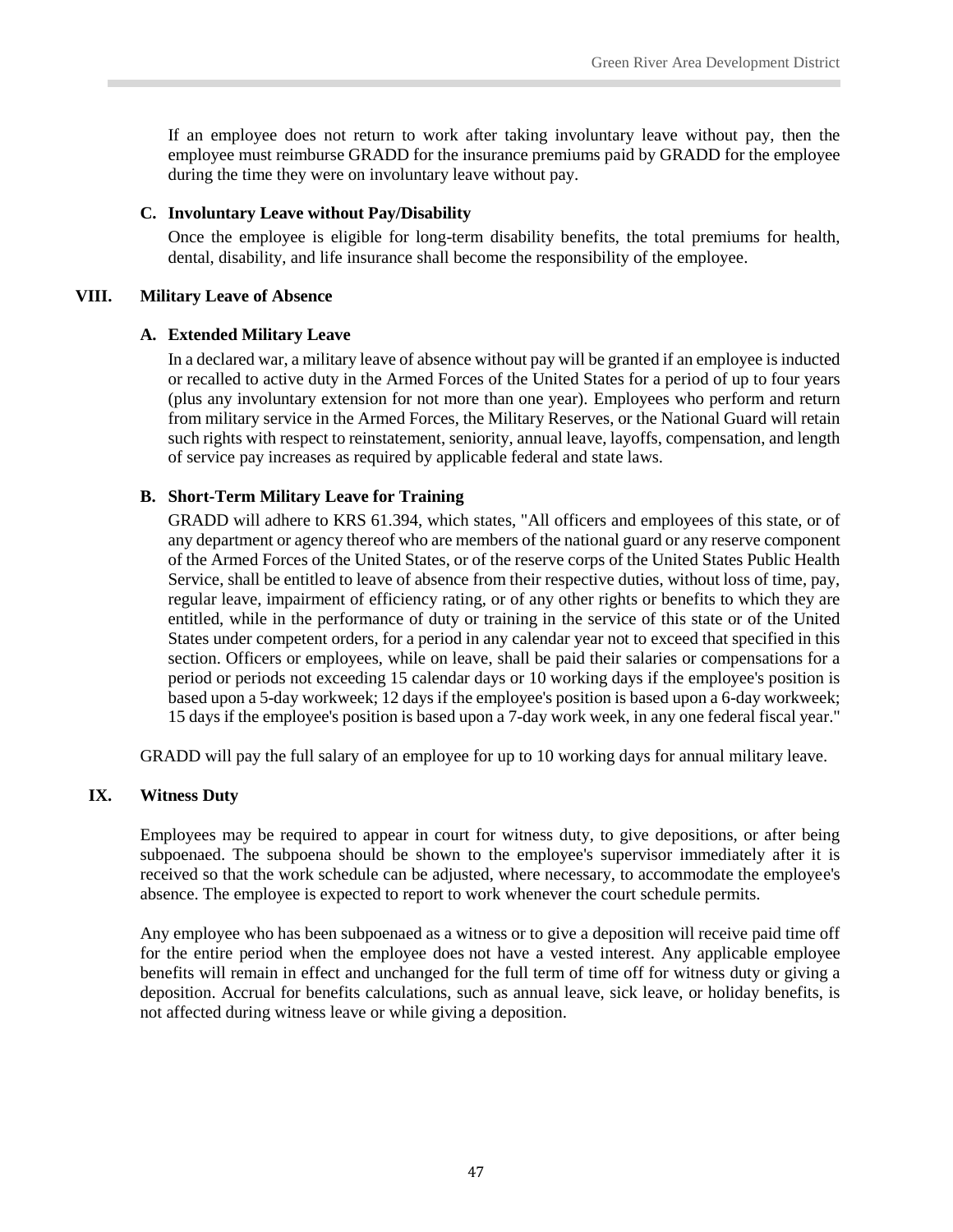If an employee does not return to work after taking involuntary leave without pay, then the employee must reimburse GRADD for the insurance premiums paid by GRADD for the employee during the time they were on involuntary leave without pay.

### C. Involuntary Leave without Pay/Disability

Once the employee is eligible for long-term disability benefits, the total premiums for health, dental, disability, and life insurance shall become the responsibility of the employee.

## VIII. Military Leave of Absence

### A. Extended Military Leave

In a declared war, a military leave of absence without pay will be granted if an employee is inducted or recalled to active duty in the Armed Forces of the United States for a period of up to four years (plus any involuntary extension for not more than one year). Employees who perform and return from military service in the Armed Forces, the Military Reserves, or the National Guard will retain such rights with respect to reinstatement, seniority, annual leave, layoffs, compensation, and length of service pay increases as required by applicable federal and state laws.

### B. Short-Term Military Leave for Training

GRADD will adhere to KRS 61.394, which states, "All officers and employees of this state, or of any department or agency thereof who are members of the national guard or any reserve component of the Armed Forces of the United States, or of the reserve corps of the United States Public Health Service, shall be entitled to leave of absence from their respective duties, without loss of time, pay, regular leave, impairment of efficiency rating, or of any other rights or benefits to which they are entitled, while in the performance of duty or training in the service of this state or of the United States under competent orders, for a period in any calendar year not to exceed that specified in this section. Officers or employees, while on leave, shall be paid their salaries or compensations for a period or periods not exceeding 15 calendar days or 10 working days if the employee's position is based upon a 5-day workweek; 12 days if the employee's position is based upon a 6-day workweek; 15 days if the employee's position is based upon a 7-day work week, in any one federal fiscal year."

GRADD will pay the full salary of an employee for up to 10 working days for annual military leave.

## IX. Witness Duty

Employees may be required to appear in court for witness duty, to give depositions, or after being subpoenaed. The subpoena should be shown to the employee's supervisor immediately after it is received so that the work schedule can be adjusted, where necessary, to accommodate the employee's absence. The employee is expected to report to work whenever the court schedule permits.

Any employee who has been subpoenaed as a witness or to give a deposition will receive paid time off for the entire period when the employee does not have a vested interest. Any applicable employee benefits will remain in effect and unchanged for the full term of time off for witness duty or giving a deposition. Accrual for benefits calculations, such as annual leave, sick leave, or holiday benefits, is not affected during witness leave or while giving a deposition.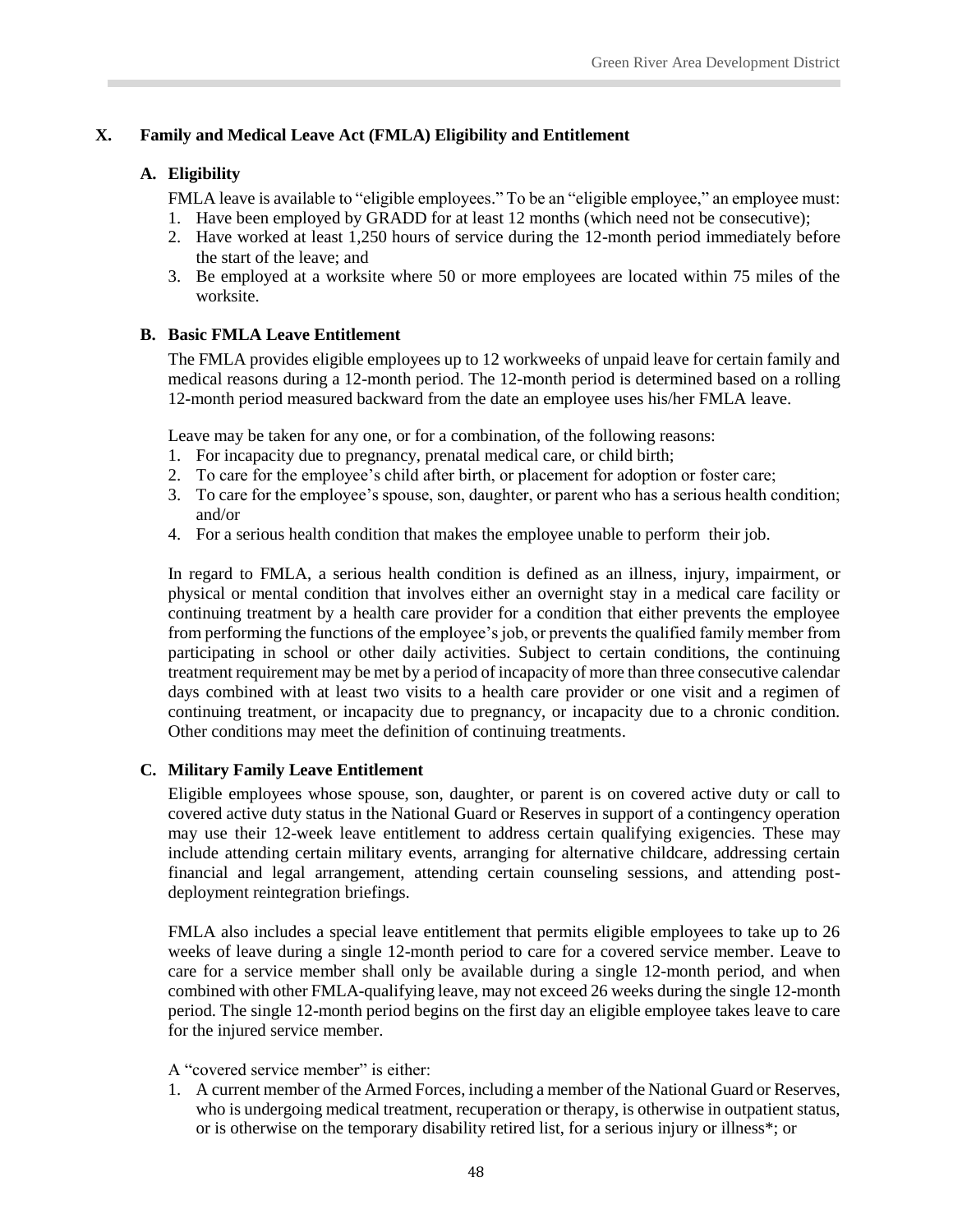## X. Family and Medical Leave Act (FMLA) Eligibility and Entitlement

### A. Eligibility

FMLA leave is available to "eligible employees." To be an "eligible employee," an employee must:

1. Have been employed by GRADD for at least 12 months (which need not be consecutive);
2. Have worked at least 1,250 hours of service during the 12-month period immediately before the start of the leave; and
3. Be employed at a worksite where 50 or more employees are located within 75 miles of the worksite.

### B. Basic FMLA Leave Entitlement

The FMLA provides eligible employees up to 12 workweeks of unpaid leave for certain family and medical reasons during a 12-month period. The 12-month period is determined based on a rolling 12-month period measured backward from the date an employee uses his/her FMLA leave.

Leave may be taken for any one, or for a combination, of the following reasons:

1. For incapacity due to pregnancy, prenatal medical care, or child birth;
2. To care for the employee's child after birth, or placement for adoption or foster care;
3. To care for the employee's spouse, son, daughter, or parent who has a serious health condition; and/or
4. For a serious health condition that makes the employee unable to perform their job.

In regard to FMLA, a serious health condition is defined as an illness, injury, impairment, or physical or mental condition that involves either an overnight stay in a medical care facility or continuing treatment by a health care provider for a condition that either prevents the employee from performing the functions of the employee's job, or prevents the qualified family member from participating in school or other daily activities. Subject to certain conditions, the continuing treatment requirement may be met by a period of incapacity of more than three consecutive calendar days combined with at least two visits to a health care provider or one visit and a regimen of continuing treatment, or incapacity due to pregnancy, or incapacity due to a chronic condition. Other conditions may meet the definition of continuing treatments.

### C. Military Family Leave Entitlement

Eligible employees whose spouse, son, daughter, or parent is on covered active duty or call to covered active duty status in the National Guard or Reserves in support of a contingency operation may use their 12-week leave entitlement to address certain qualifying exigencies. These may include attending certain military events, arranging for alternative childcare, addressing certain financial and legal arrangement, attending certain counseling sessions, and attending post-deployment reintegration briefings.

FMLA also includes a special leave entitlement that permits eligible employees to take up to 26 weeks of leave during a single 12-month period to care for a covered service member. Leave to care for a service member shall only be available during a single 12-month period, and when combined with other FMLA-qualifying leave, may not exceed 26 weeks during the single 12-month period. The single 12-month period begins on the first day an eligible employee takes leave to care for the injured service member.

A "covered service member" is either:

1. A current member of the Armed Forces, including a member of the National Guard or Reserves, who is undergoing medical treatment, recuperation or therapy, is otherwise in outpatient status, or is otherwise on the temporary disability retired list, for a serious injury or illness*; or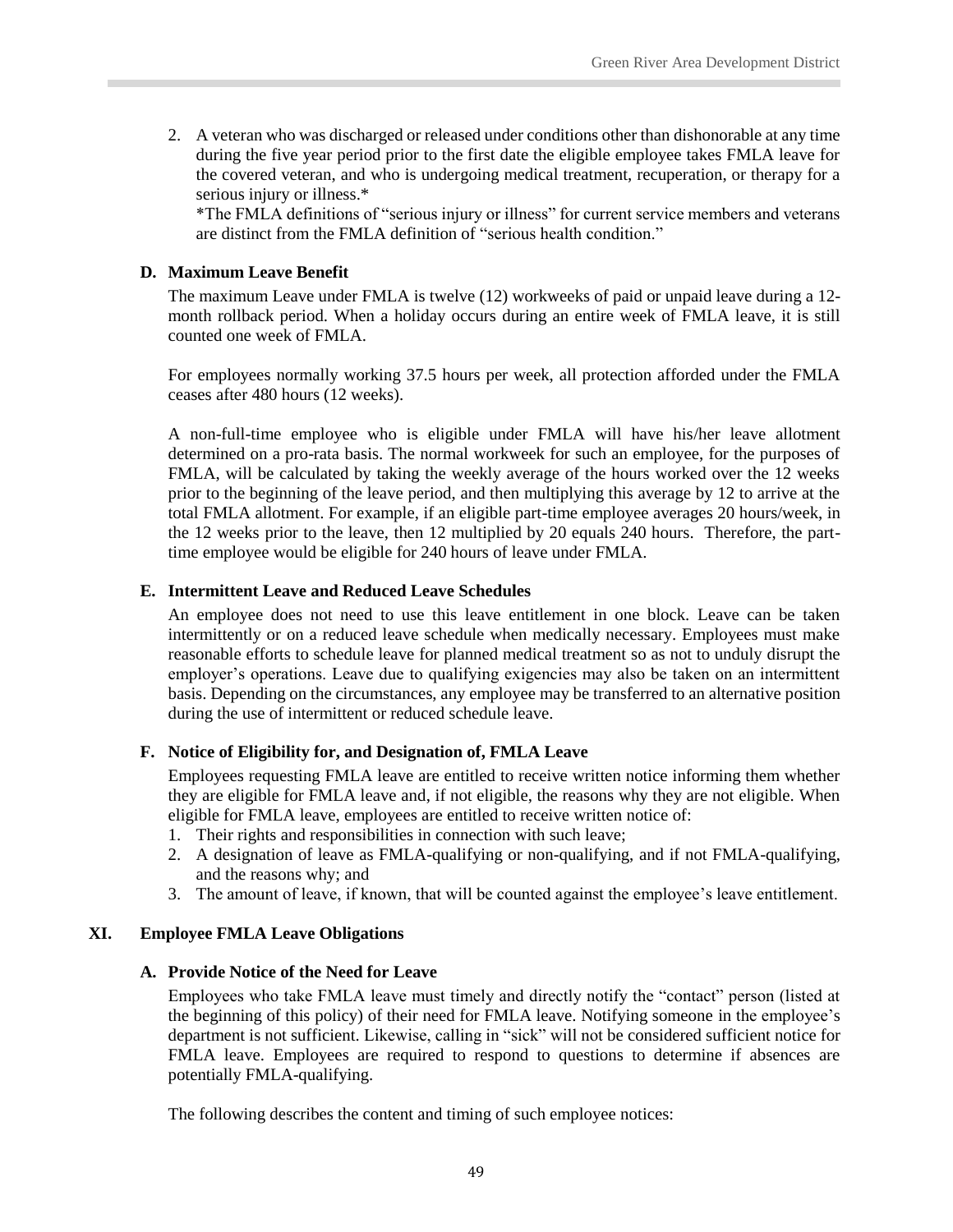2. A veteran who was discharged or released under conditions other than dishonorable at any time during the five year period prior to the first date the eligible employee takes FMLA leave for the covered veteran, and who is undergoing medical treatment, recuperation, or therapy for a serious injury or illness.*

   *The FMLA definitions of "serious injury or illness" for current service members and veterans are distinct from the FMLA definition of "serious health condition."

### D. Maximum Leave Benefit

The maximum Leave under FMLA is twelve (12) workweeks of paid or unpaid leave during a 12-month rollback period. When a holiday occurs during an entire week of FMLA leave, it is still counted one week of FMLA.

For employees normally working 37.5 hours per week, all protection afforded under the FMLA ceases after 480 hours (12 weeks).

A non-full-time employee who is eligible under FMLA will have his/her leave allotment determined on a pro-rata basis. The normal workweek for such an employee, for the purposes of FMLA, will be calculated by taking the weekly average of the hours worked over the 12 weeks prior to the beginning of the leave period, and then multiplying this average by 12 to arrive at the total FMLA allotment. For example, if an eligible part-time employee averages 20 hours/week, in the 12 weeks prior to the leave, then 12 multiplied by 20 equals 240 hours. Therefore, the part-time employee would be eligible for 240 hours of leave under FMLA.

### E. Intermittent Leave and Reduced Leave Schedules

An employee does not need to use this leave entitlement in one block. Leave can be taken intermittently or on a reduced leave schedule when medically necessary. Employees must make reasonable efforts to schedule leave for planned medical treatment so as not to unduly disrupt the employer's operations. Leave due to qualifying exigencies may also be taken on an intermittent basis. Depending on the circumstances, any employee may be transferred to an alternative position during the use of intermittent or reduced schedule leave.

### F. Notice of Eligibility for, and Designation of, FMLA Leave

Employees requesting FMLA leave are entitled to receive written notice informing them whether they are eligible for FMLA leave and, if not eligible, the reasons why they are not eligible. When eligible for FMLA leave, employees are entitled to receive written notice of:

1. Their rights and responsibilities in connection with such leave;
2. A designation of leave as FMLA-qualifying or non-qualifying, and if not FMLA-qualifying, and the reasons why; and
3. The amount of leave, if known, that will be counted against the employee's leave entitlement.

## XI. Employee FMLA Leave Obligations

### A. Provide Notice of the Need for Leave

Employees who take FMLA leave must timely and directly notify the "contact" person (listed at the beginning of this policy) of their need for FMLA leave. Notifying someone in the employee's department is not sufficient. Likewise, calling in "sick" will not be considered sufficient notice for FMLA leave. Employees are required to respond to questions to determine if absences are potentially FMLA-qualifying.

The following describes the content and timing of such employee notices: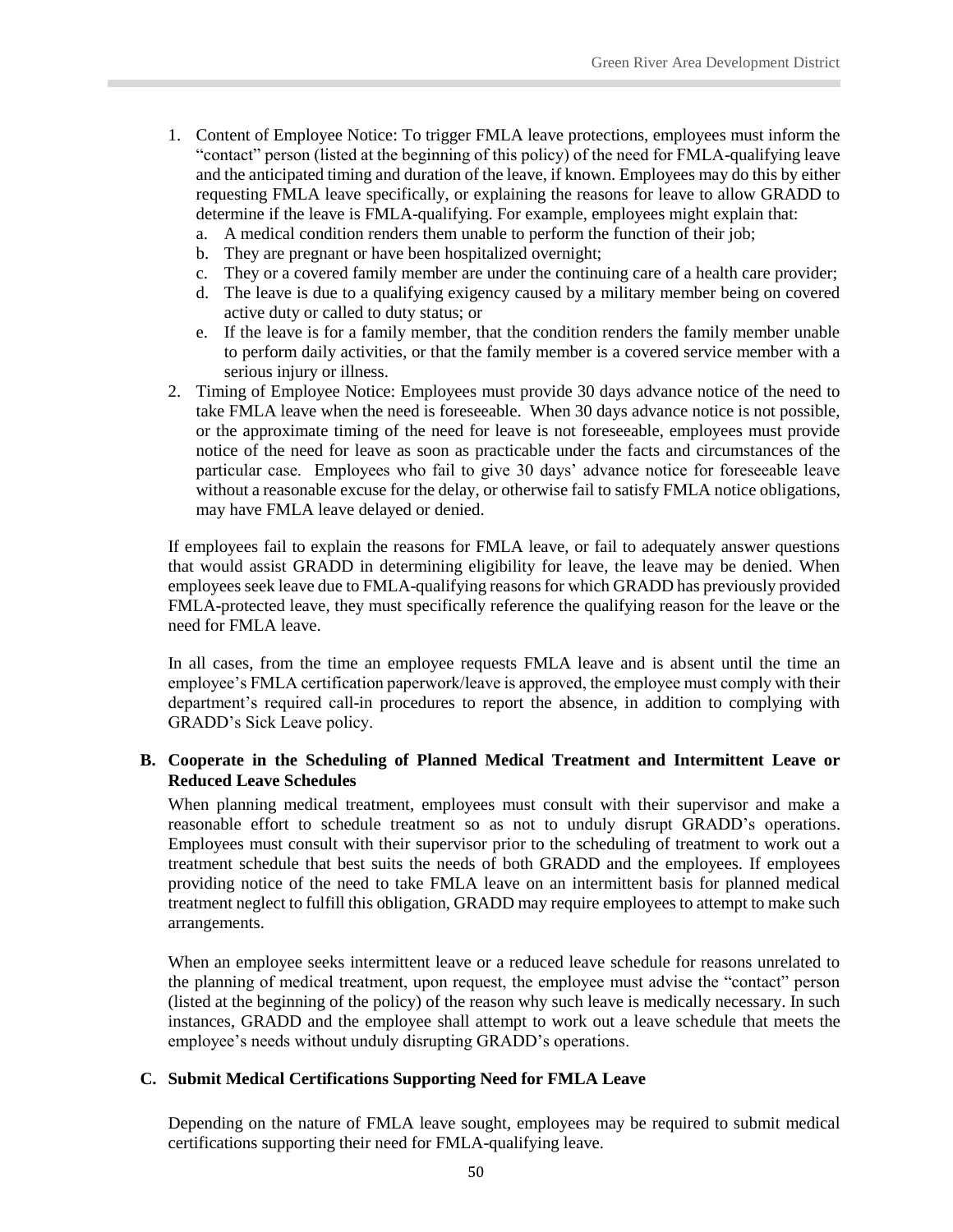1. Content of Employee Notice: To trigger FMLA leave protections, employees must inform the "contact" person (listed at the beginning of this policy) of the need for FMLA-qualifying leave and the anticipated timing and duration of the leave, if known. Employees may do this by either requesting FMLA leave specifically, or explaining the reasons for leave to allow GRADD to determine if the leave is FMLA-qualifying. For example, employees might explain that:
   a. A medical condition renders them unable to perform the function of their job;
   b. They are pregnant or have been hospitalized overnight;
   c. They or a covered family member are under the continuing care of a health care provider;
   d. The leave is due to a qualifying exigency caused by a military member being on covered active duty or called to duty status; or
   e. If the leave is for a family member, that the condition renders the family member unable to perform daily activities, or that the family member is a covered service member with a serious injury or illness.
2. Timing of Employee Notice: Employees must provide 30 days advance notice of the need to take FMLA leave when the need is foreseeable. When 30 days advance notice is not possible, or the approximate timing of the need for leave is not foreseeable, employees must provide notice of the need for leave as soon as practicable under the facts and circumstances of the particular case. Employees who fail to give 30 days' advance notice for foreseeable leave without a reasonable excuse for the delay, or otherwise fail to satisfy FMLA notice obligations, may have FMLA leave delayed or denied.

If employees fail to explain the reasons for FMLA leave, or fail to adequately answer questions that would assist GRADD in determining eligibility for leave, the leave may be denied. When employees seek leave due to FMLA-qualifying reasons for which GRADD has previously provided FMLA-protected leave, they must specifically reference the qualifying reason for the leave or the need for FMLA leave.

In all cases, from the time an employee requests FMLA leave and is absent until the time an employee's FMLA certification paperwork/leave is approved, the employee must comply with their department's required call-in procedures to report the absence, in addition to complying with GRADD's Sick Leave policy.

**B. Cooperate in the Scheduling of Planned Medical Treatment and Intermittent Leave or Reduced Leave Schedules**

When planning medical treatment, employees must consult with their supervisor and make a reasonable effort to schedule treatment so as not to unduly disrupt GRADD's operations. Employees must consult with their supervisor prior to the scheduling of treatment to work out a treatment schedule that best suits the needs of both GRADD and the employees. If employees providing notice of the need to take FMLA leave on an intermittent basis for planned medical treatment neglect to fulfill this obligation, GRADD may require employees to attempt to make such arrangements.

When an employee seeks intermittent leave or a reduced leave schedule for reasons unrelated to the planning of medical treatment, upon request, the employee must advise the "contact" person (listed at the beginning of the policy) of the reason why such leave is medically necessary. In such instances, GRADD and the employee shall attempt to work out a leave schedule that meets the employee's needs without unduly disrupting GRADD's operations.

**C. Submit Medical Certifications Supporting Need for FMLA Leave**

Depending on the nature of FMLA leave sought, employees may be required to submit medical certifications supporting their need for FMLA-qualifying leave.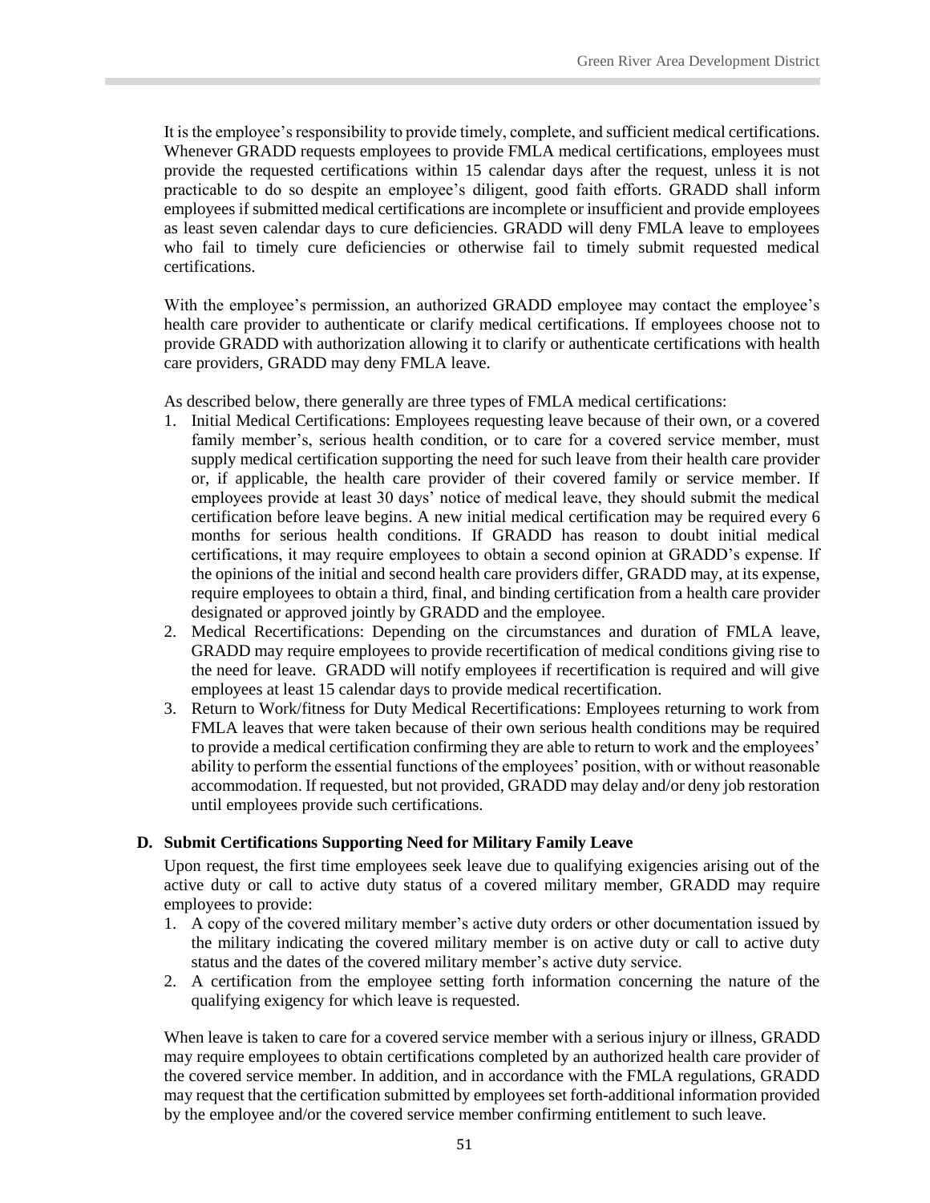It is the employee's responsibility to provide timely, complete, and sufficient medical certifications. Whenever GRADD requests employees to provide FMLA medical certifications, employees must provide the requested certifications within 15 calendar days after the request, unless it is not practicable to do so despite an employee's diligent, good faith efforts. GRADD shall inform employees if submitted medical certifications are incomplete or insufficient and provide employees as least seven calendar days to cure deficiencies. GRADD will deny FMLA leave to employees who fail to timely cure deficiencies or otherwise fail to timely submit requested medical certifications.

With the employee's permission, an authorized GRADD employee may contact the employee's health care provider to authenticate or clarify medical certifications. If employees choose not to provide GRADD with authorization allowing it to clarify or authenticate certifications with health care providers, GRADD may deny FMLA leave.

As described below, there generally are three types of FMLA medical certifications:

1. Initial Medical Certifications: Employees requesting leave because of their own, or a covered family member's, serious health condition, or to care for a covered service member, must supply medical certification supporting the need for such leave from their health care provider or, if applicable, the health care provider of their covered family or service member. If employees provide at least 30 days' notice of medical leave, they should submit the medical certification before leave begins. A new initial medical certification may be required every 6 months for serious health conditions. If GRADD has reason to doubt initial medical certifications, it may require employees to obtain a second opinion at GRADD's expense. If the opinions of the initial and second health care providers differ, GRADD may, at its expense, require employees to obtain a third, final, and binding certification from a health care provider designated or approved jointly by GRADD and the employee.
2. Medical Recertifications: Depending on the circumstances and duration of FMLA leave, GRADD may require employees to provide recertification of medical conditions giving rise to the need for leave. GRADD will notify employees if recertification is required and will give employees at least 15 calendar days to provide medical recertification.
3. Return to Work/fitness for Duty Medical Recertifications: Employees returning to work from FMLA leaves that were taken because of their own serious health conditions may be required to provide a medical certification confirming they are able to return to work and the employees' ability to perform the essential functions of the employees' position, with or without reasonable accommodation. If requested, but not provided, GRADD may delay and/or deny job restoration until employees provide such certifications.

**D. Submit Certifications Supporting Need for Military Family Leave**

Upon request, the first time employees seek leave due to qualifying exigencies arising out of the active duty or call to active duty status of a covered military member, GRADD may require employees to provide:

1. A copy of the covered military member's active duty orders or other documentation issued by the military indicating the covered military member is on active duty or call to active duty status and the dates of the covered military member's active duty service.
2. A certification from the employee setting forth information concerning the nature of the qualifying exigency for which leave is requested.

When leave is taken to care for a covered service member with a serious injury or illness, GRADD may require employees to obtain certifications completed by an authorized health care provider of the covered service member. In addition, and in accordance with the FMLA regulations, GRADD may request that the certification submitted by employees set forth-additional information provided by the employee and/or the covered service member confirming entitlement to such leave.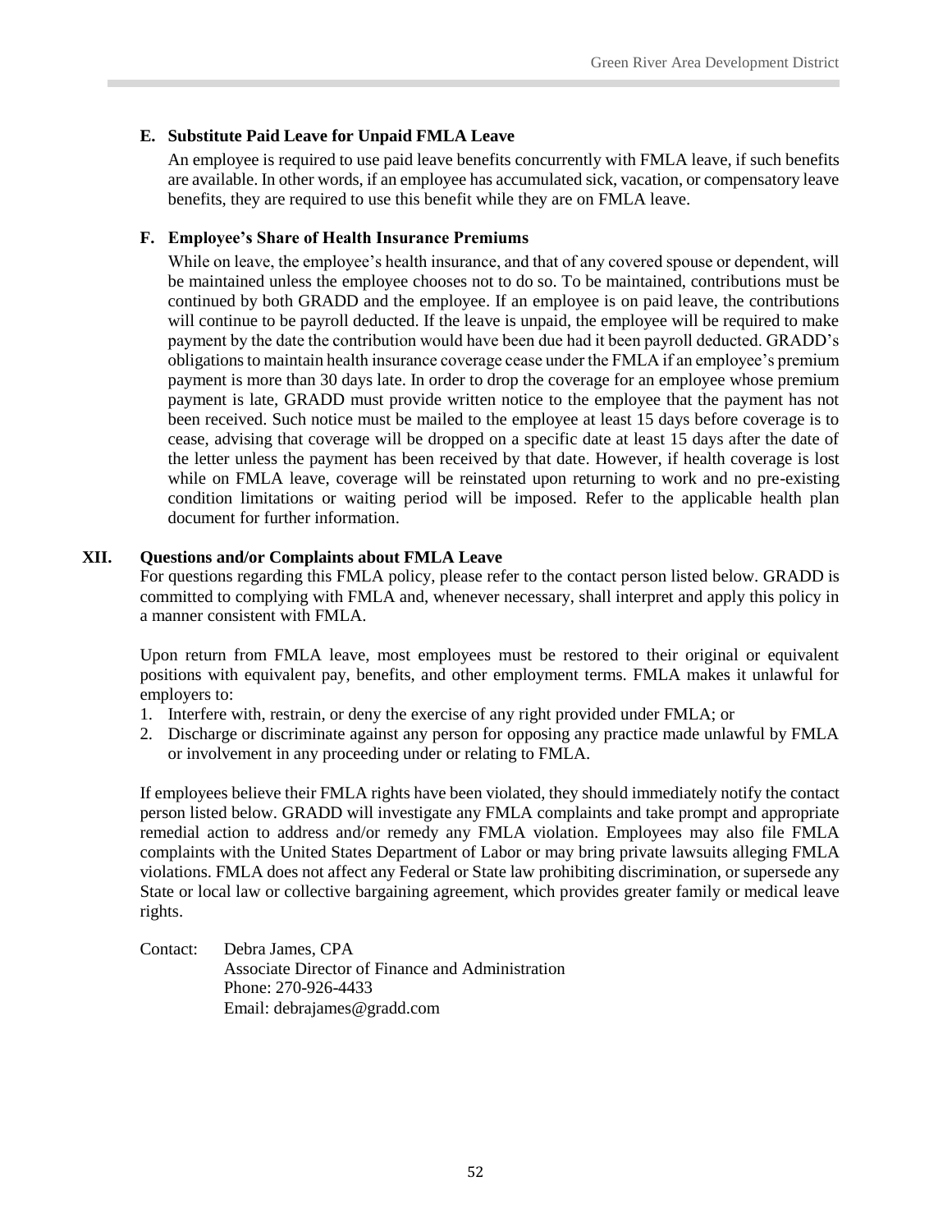### E. Substitute Paid Leave for Unpaid FMLA Leave

An employee is required to use paid leave benefits concurrently with FMLA leave, if such benefits are available. In other words, if an employee has accumulated sick, vacation, or compensatory leave benefits, they are required to use this benefit while they are on FMLA leave.

### F. Employee's Share of Health Insurance Premiums

While on leave, the employee's health insurance, and that of any covered spouse or dependent, will be maintained unless the employee chooses not to do so. To be maintained, contributions must be continued by both GRADD and the employee. If an employee is on paid leave, the contributions will continue to be payroll deducted. If the leave is unpaid, the employee will be required to make payment by the date the contribution would have been due had it been payroll deducted. GRADD's obligations to maintain health insurance coverage cease under the FMLA if an employee's premium payment is more than 30 days late. In order to drop the coverage for an employee whose premium payment is late, GRADD must provide written notice to the employee that the payment has not been received. Such notice must be mailed to the employee at least 15 days before coverage is to cease, advising that coverage will be dropped on a specific date at least 15 days after the date of the letter unless the payment has been received by that date. However, if health coverage is lost while on FMLA leave, coverage will be reinstated upon returning to work and no pre-existing condition limitations or waiting period will be imposed. Refer to the applicable health plan document for further information.

## XII. Questions and/or Complaints about FMLA Leave

For questions regarding this FMLA policy, please refer to the contact person listed below. GRADD is committed to complying with FMLA and, whenever necessary, shall interpret and apply this policy in a manner consistent with FMLA.

Upon return from FMLA leave, most employees must be restored to their original or equivalent positions with equivalent pay, benefits, and other employment terms. FMLA makes it unlawful for employers to:

1. Interfere with, restrain, or deny the exercise of any right provided under FMLA; or
2. Discharge or discriminate against any person for opposing any practice made unlawful by FMLA or involvement in any proceeding under or relating to FMLA.

If employees believe their FMLA rights have been violated, they should immediately notify the contact person listed below. GRADD will investigate any FMLA complaints and take prompt and appropriate remedial action to address and/or remedy any FMLA violation. Employees may also file FMLA complaints with the United States Department of Labor or may bring private lawsuits alleging FMLA violations. FMLA does not affect any Federal or State law prohibiting discrimination, or supersede any State or local law or collective bargaining agreement, which provides greater family or medical leave rights.

Contact: Debra James, CPA
Associate Director of Finance and Administration
Phone: 270-926-4433
Email: debrajames@gradd.com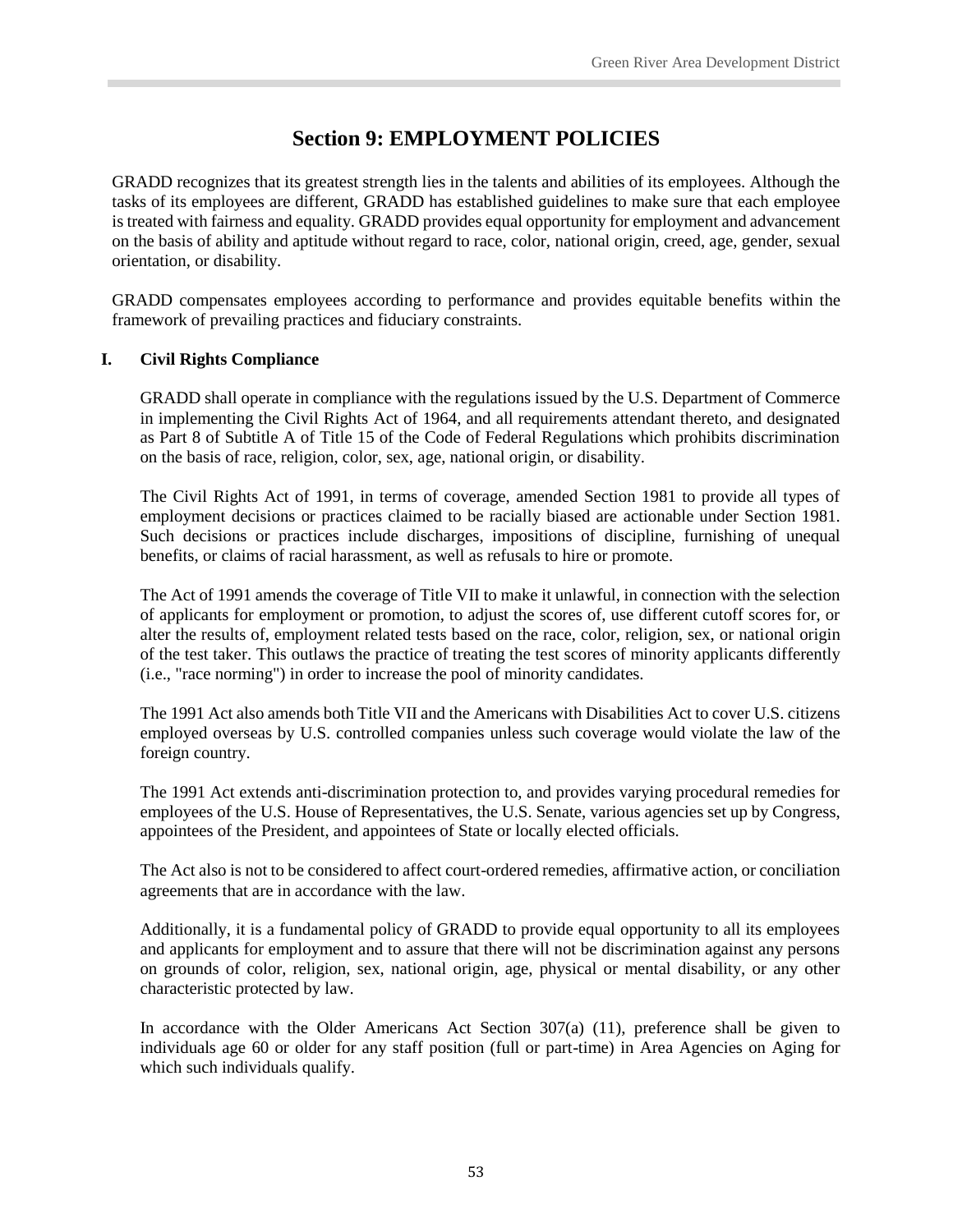# Section 9: EMPLOYMENT POLICIES

GRADD recognizes that its greatest strength lies in the talents and abilities of its employees. Although the tasks of its employees are different, GRADD has established guidelines to make sure that each employee is treated with fairness and equality. GRADD provides equal opportunity for employment and advancement on the basis of ability and aptitude without regard to race, color, national origin, creed, age, gender, sexual orientation, or disability.

GRADD compensates employees according to performance and provides equitable benefits within the framework of prevailing practices and fiduciary constraints.

## I. Civil Rights Compliance

GRADD shall operate in compliance with the regulations issued by the U.S. Department of Commerce in implementing the Civil Rights Act of 1964, and all requirements attendant thereto, and designated as Part 8 of Subtitle A of Title 15 of the Code of Federal Regulations which prohibits discrimination on the basis of race, religion, color, sex, age, national origin, or disability.

The Civil Rights Act of 1991, in terms of coverage, amended Section 1981 to provide all types of employment decisions or practices claimed to be racially biased are actionable under Section 1981. Such decisions or practices include discharges, impositions of discipline, furnishing of unequal benefits, or claims of racial harassment, as well as refusals to hire or promote.

The Act of 1991 amends the coverage of Title VII to make it unlawful, in connection with the selection of applicants for employment or promotion, to adjust the scores of, use different cutoff scores for, or alter the results of, employment related tests based on the race, color, religion, sex, or national origin of the test taker. This outlaws the practice of treating the test scores of minority applicants differently (i.e., "race norming") in order to increase the pool of minority candidates.

The 1991 Act also amends both Title VII and the Americans with Disabilities Act to cover U.S. citizens employed overseas by U.S. controlled companies unless such coverage would violate the law of the foreign country.

The 1991 Act extends anti-discrimination protection to, and provides varying procedural remedies for employees of the U.S. House of Representatives, the U.S. Senate, various agencies set up by Congress, appointees of the President, and appointees of State or locally elected officials.

The Act also is not to be considered to affect court-ordered remedies, affirmative action, or conciliation agreements that are in accordance with the law.

Additionally, it is a fundamental policy of GRADD to provide equal opportunity to all its employees and applicants for employment and to assure that there will not be discrimination against any persons on grounds of color, religion, sex, national origin, age, physical or mental disability, or any other characteristic protected by law.

In accordance with the Older Americans Act Section 307(a) (11), preference shall be given to individuals age 60 or older for any staff position (full or part-time) in Area Agencies on Aging for which such individuals qualify.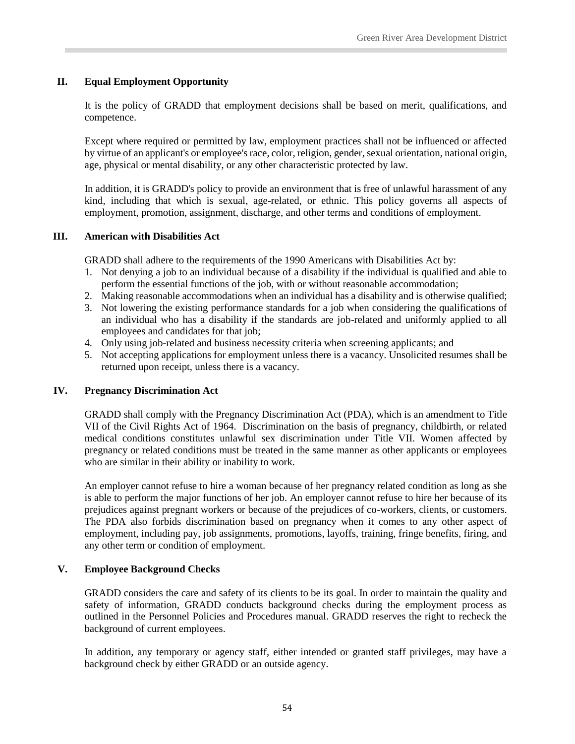## II. Equal Employment Opportunity

It is the policy of GRADD that employment decisions shall be based on merit, qualifications, and competence.

Except where required or permitted by law, employment practices shall not be influenced or affected by virtue of an applicant's or employee's race, color, religion, gender, sexual orientation, national origin, age, physical or mental disability, or any other characteristic protected by law.

In addition, it is GRADD's policy to provide an environment that is free of unlawful harassment of any kind, including that which is sexual, age-related, or ethnic. This policy governs all aspects of employment, promotion, assignment, discharge, and other terms and conditions of employment.

## III. American with Disabilities Act

GRADD shall adhere to the requirements of the 1990 Americans with Disabilities Act by:

1. Not denying a job to an individual because of a disability if the individual is qualified and able to perform the essential functions of the job, with or without reasonable accommodation;
2. Making reasonable accommodations when an individual has a disability and is otherwise qualified;
3. Not lowering the existing performance standards for a job when considering the qualifications of an individual who has a disability if the standards are job-related and uniformly applied to all employees and candidates for that job;
4. Only using job-related and business necessity criteria when screening applicants; and
5. Not accepting applications for employment unless there is a vacancy. Unsolicited resumes shall be returned upon receipt, unless there is a vacancy.

## IV. Pregnancy Discrimination Act

GRADD shall comply with the Pregnancy Discrimination Act (PDA), which is an amendment to Title VII of the Civil Rights Act of 1964. Discrimination on the basis of pregnancy, childbirth, or related medical conditions constitutes unlawful sex discrimination under Title VII. Women affected by pregnancy or related conditions must be treated in the same manner as other applicants or employees who are similar in their ability or inability to work.

An employer cannot refuse to hire a woman because of her pregnancy related condition as long as she is able to perform the major functions of her job. An employer cannot refuse to hire her because of its prejudices against pregnant workers or because of the prejudices of co-workers, clients, or customers. The PDA also forbids discrimination based on pregnancy when it comes to any other aspect of employment, including pay, job assignments, promotions, layoffs, training, fringe benefits, firing, and any other term or condition of employment.

## V. Employee Background Checks

GRADD considers the care and safety of its clients to be its goal. In order to maintain the quality and safety of information, GRADD conducts background checks during the employment process as outlined in the Personnel Policies and Procedures manual. GRADD reserves the right to recheck the background of current employees.

In addition, any temporary or agency staff, either intended or granted staff privileges, may have a background check by either GRADD or an outside agency.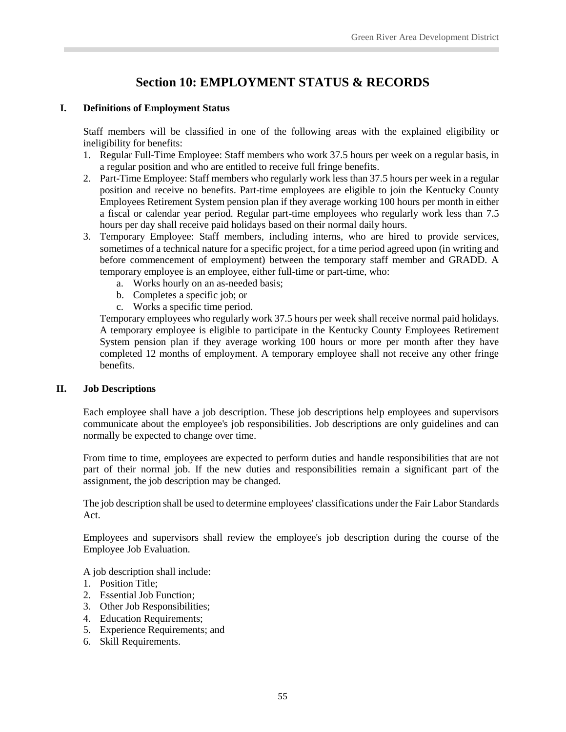# Section 10: EMPLOYMENT STATUS & RECORDS

## I. Definitions of Employment Status

Staff members will be classified in one of the following areas with the explained eligibility or ineligibility for benefits:

1. Regular Full-Time Employee: Staff members who work 37.5 hours per week on a regular basis, in a regular position and who are entitled to receive full fringe benefits.
2. Part-Time Employee: Staff members who regularly work less than 37.5 hours per week in a regular position and receive no benefits. Part-time employees are eligible to join the Kentucky County Employees Retirement System pension plan if they average working 100 hours per month in either a fiscal or calendar year period. Regular part-time employees who regularly work less than 7.5 hours per day shall receive paid holidays based on their normal daily hours.
3. Temporary Employee: Staff members, including interns, who are hired to provide services, sometimes of a technical nature for a specific project, for a time period agreed upon (in writing and before commencement of employment) between the temporary staff member and GRADD. A temporary employee is an employee, either full-time or part-time, who:
   a. Works hourly on an as-needed basis;
   b. Completes a specific job; or
   c. Works a specific time period.

   Temporary employees who regularly work 37.5 hours per week shall receive normal paid holidays. A temporary employee is eligible to participate in the Kentucky County Employees Retirement System pension plan if they average working 100 hours or more per month after they have completed 12 months of employment. A temporary employee shall not receive any other fringe benefits.

## II. Job Descriptions

Each employee shall have a job description. These job descriptions help employees and supervisors communicate about the employee's job responsibilities. Job descriptions are only guidelines and can normally be expected to change over time.

From time to time, employees are expected to perform duties and handle responsibilities that are not part of their normal job. If the new duties and responsibilities remain a significant part of the assignment, the job description may be changed.

The job description shall be used to determine employees' classifications under the Fair Labor Standards Act.

Employees and supervisors shall review the employee's job description during the course of the Employee Job Evaluation.

A job description shall include:

1. Position Title;
2. Essential Job Function;
3. Other Job Responsibilities;
4. Education Requirements;
5. Experience Requirements; and
6. Skill Requirements.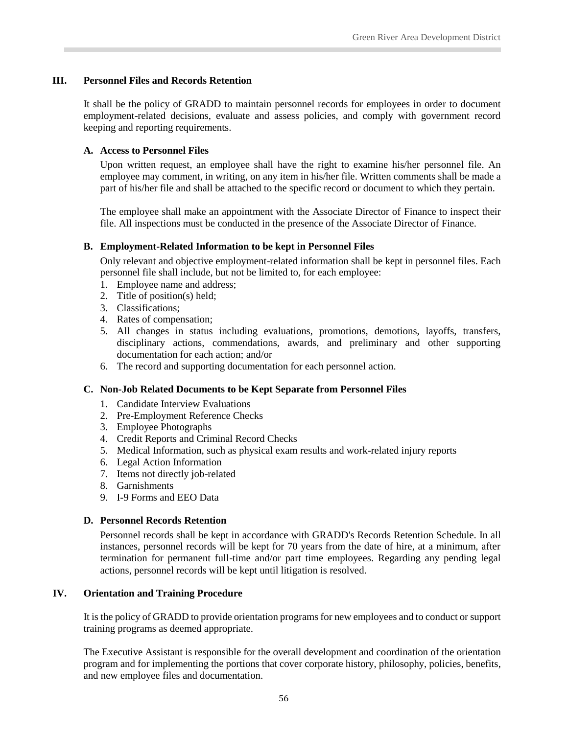## III. Personnel Files and Records Retention

It shall be the policy of GRADD to maintain personnel records for employees in order to document employment-related decisions, evaluate and assess policies, and comply with government record keeping and reporting requirements.

### A. Access to Personnel Files

Upon written request, an employee shall have the right to examine his/her personnel file. An employee may comment, in writing, on any item in his/her file. Written comments shall be made a part of his/her file and shall be attached to the specific record or document to which they pertain.

The employee shall make an appointment with the Associate Director of Finance to inspect their file. All inspections must be conducted in the presence of the Associate Director of Finance.

### B. Employment-Related Information to be kept in Personnel Files

Only relevant and objective employment-related information shall be kept in personnel files. Each personnel file shall include, but not be limited to, for each employee:

1. Employee name and address;
2. Title of position(s) held;
3. Classifications;
4. Rates of compensation;
5. All changes in status including evaluations, promotions, demotions, layoffs, transfers, disciplinary actions, commendations, awards, and preliminary and other supporting documentation for each action; and/or
6. The record and supporting documentation for each personnel action.

### C. Non-Job Related Documents to be Kept Separate from Personnel Files

1. Candidate Interview Evaluations
2. Pre-Employment Reference Checks
3. Employee Photographs
4. Credit Reports and Criminal Record Checks
5. Medical Information, such as physical exam results and work-related injury reports
6. Legal Action Information
7. Items not directly job-related
8. Garnishments
9. I-9 Forms and EEO Data

### D. Personnel Records Retention

Personnel records shall be kept in accordance with GRADD's Records Retention Schedule. In all instances, personnel records will be kept for 70 years from the date of hire, at a minimum, after termination for permanent full-time and/or part time employees. Regarding any pending legal actions, personnel records will be kept until litigation is resolved.

## IV. Orientation and Training Procedure

It is the policy of GRADD to provide orientation programs for new employees and to conduct or support training programs as deemed appropriate.

The Executive Assistant is responsible for the overall development and coordination of the orientation program and for implementing the portions that cover corporate history, philosophy, policies, benefits, and new employee files and documentation.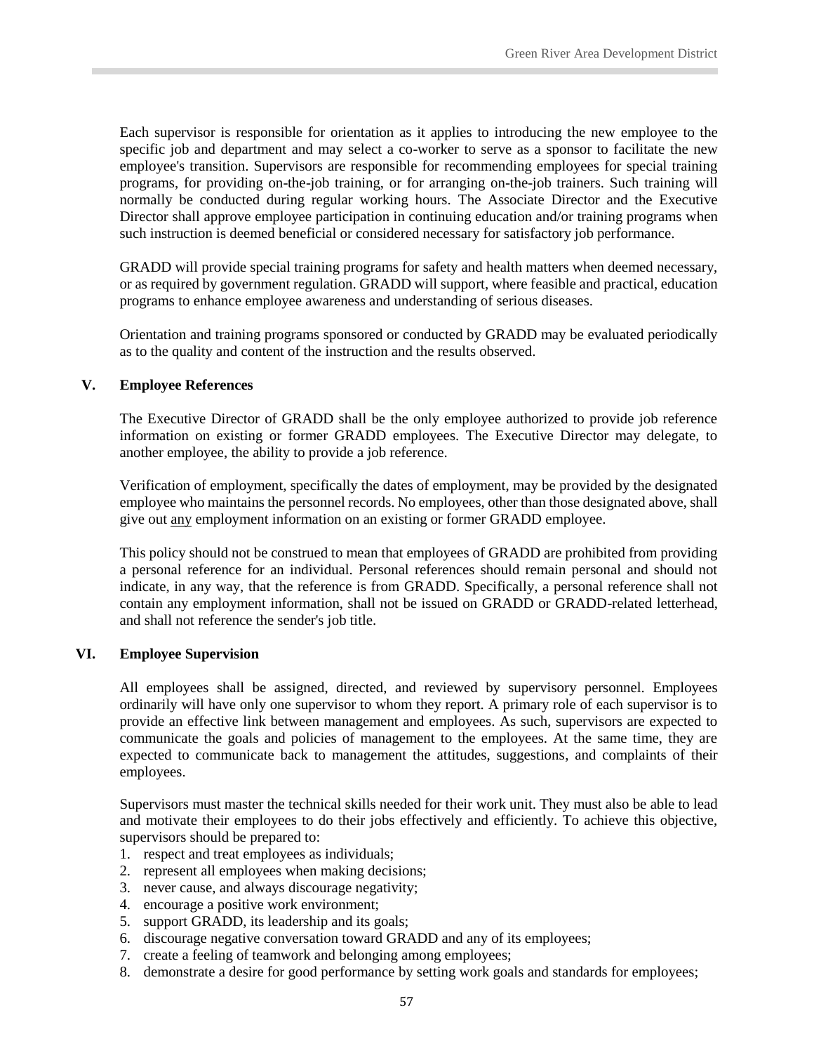Each supervisor is responsible for orientation as it applies to introducing the new employee to the specific job and department and may select a co-worker to serve as a sponsor to facilitate the new employee's transition. Supervisors are responsible for recommending employees for special training programs, for providing on-the-job training, or for arranging on-the-job trainers. Such training will normally be conducted during regular working hours. The Associate Director and the Executive Director shall approve employee participation in continuing education and/or training programs when such instruction is deemed beneficial or considered necessary for satisfactory job performance.

GRADD will provide special training programs for safety and health matters when deemed necessary, or as required by government regulation. GRADD will support, where feasible and practical, education programs to enhance employee awareness and understanding of serious diseases.

Orientation and training programs sponsored or conducted by GRADD may be evaluated periodically as to the quality and content of the instruction and the results observed.

## V. Employee References

The Executive Director of GRADD shall be the only employee authorized to provide job reference information on existing or former GRADD employees. The Executive Director may delegate, to another employee, the ability to provide a job reference.

Verification of employment, specifically the dates of employment, may be provided by the designated employee who maintains the personnel records. No employees, other than those designated above, shall give out <u>any</u> employment information on an existing or former GRADD employee.

This policy should not be construed to mean that employees of GRADD are prohibited from providing a personal reference for an individual. Personal references should remain personal and should not indicate, in any way, that the reference is from GRADD. Specifically, a personal reference shall not contain any employment information, shall not be issued on GRADD or GRADD-related letterhead, and shall not reference the sender's job title.

## VI. Employee Supervision

All employees shall be assigned, directed, and reviewed by supervisory personnel. Employees ordinarily will have only one supervisor to whom they report. A primary role of each supervisor is to provide an effective link between management and employees. As such, supervisors are expected to communicate the goals and policies of management to the employees. At the same time, they are expected to communicate back to management the attitudes, suggestions, and complaints of their employees.

Supervisors must master the technical skills needed for their work unit. They must also be able to lead and motivate their employees to do their jobs effectively and efficiently. To achieve this objective, supervisors should be prepared to:

1. respect and treat employees as individuals;
2. represent all employees when making decisions;
3. never cause, and always discourage negativity;
4. encourage a positive work environment;
5. support GRADD, its leadership and its goals;
6. discourage negative conversation toward GRADD and any of its employees;
7. create a feeling of teamwork and belonging among employees;
8. demonstrate a desire for good performance by setting work goals and standards for employees;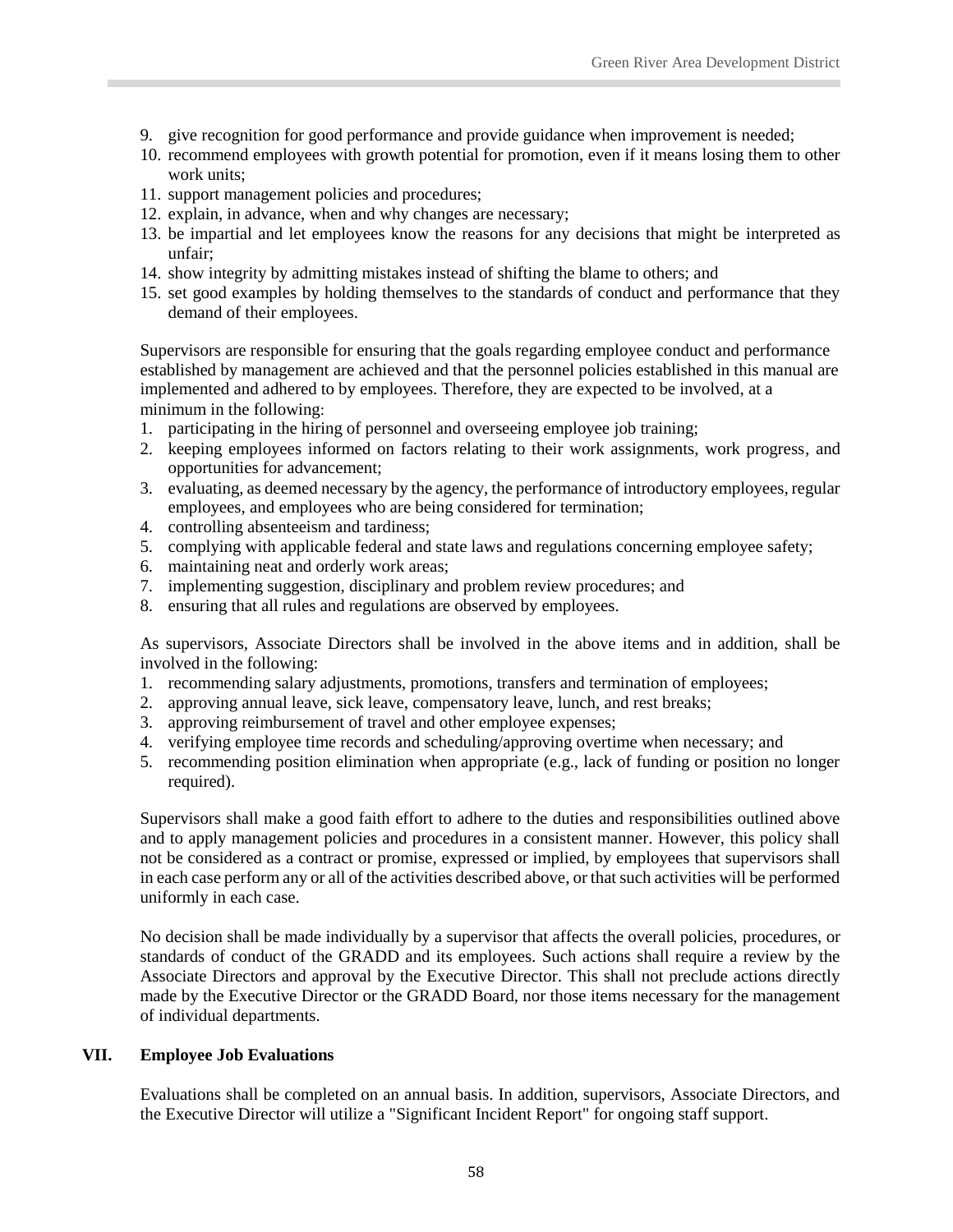9. give recognition for good performance and provide guidance when improvement is needed;
10. recommend employees with growth potential for promotion, even if it means losing them to other work units;
11. support management policies and procedures;
12. explain, in advance, when and why changes are necessary;
13. be impartial and let employees know the reasons for any decisions that might be interpreted as unfair;
14. show integrity by admitting mistakes instead of shifting the blame to others; and
15. set good examples by holding themselves to the standards of conduct and performance that they demand of their employees.

Supervisors are responsible for ensuring that the goals regarding employee conduct and performance established by management are achieved and that the personnel policies established in this manual are implemented and adhered to by employees. Therefore, they are expected to be involved, at a minimum in the following:

1. participating in the hiring of personnel and overseeing employee job training;
2. keeping employees informed on factors relating to their work assignments, work progress, and opportunities for advancement;
3. evaluating, as deemed necessary by the agency, the performance of introductory employees, regular employees, and employees who are being considered for termination;
4. controlling absenteeism and tardiness;
5. complying with applicable federal and state laws and regulations concerning employee safety;
6. maintaining neat and orderly work areas;
7. implementing suggestion, disciplinary and problem review procedures; and
8. ensuring that all rules and regulations are observed by employees.

As supervisors, Associate Directors shall be involved in the above items and in addition, shall be involved in the following:

1. recommending salary adjustments, promotions, transfers and termination of employees;
2. approving annual leave, sick leave, compensatory leave, lunch, and rest breaks;
3. approving reimbursement of travel and other employee expenses;
4. verifying employee time records and scheduling/approving overtime when necessary; and
5. recommending position elimination when appropriate (e.g., lack of funding or position no longer required).

Supervisors shall make a good faith effort to adhere to the duties and responsibilities outlined above and to apply management policies and procedures in a consistent manner. However, this policy shall not be considered as a contract or promise, expressed or implied, by employees that supervisors shall in each case perform any or all of the activities described above, or that such activities will be performed uniformly in each case.

No decision shall be made individually by a supervisor that affects the overall policies, procedures, or standards of conduct of the GRADD and its employees. Such actions shall require a review by the Associate Directors and approval by the Executive Director. This shall not preclude actions directly made by the Executive Director or the GRADD Board, nor those items necessary for the management of individual departments.

## VII. Employee Job Evaluations

Evaluations shall be completed on an annual basis. In addition, supervisors, Associate Directors, and the Executive Director will utilize a "Significant Incident Report" for ongoing staff support.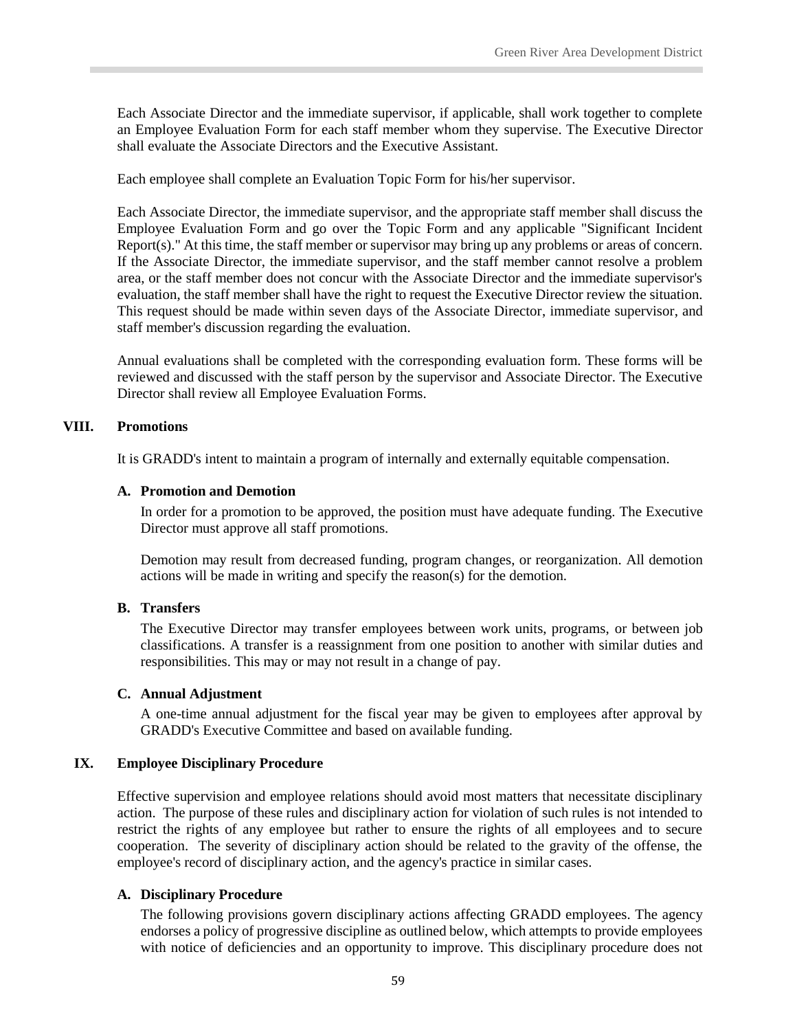Each Associate Director and the immediate supervisor, if applicable, shall work together to complete an Employee Evaluation Form for each staff member whom they supervise. The Executive Director shall evaluate the Associate Directors and the Executive Assistant.

Each employee shall complete an Evaluation Topic Form for his/her supervisor.

Each Associate Director, the immediate supervisor, and the appropriate staff member shall discuss the Employee Evaluation Form and go over the Topic Form and any applicable "Significant Incident Report(s)." At this time, the staff member or supervisor may bring up any problems or areas of concern. If the Associate Director, the immediate supervisor, and the staff member cannot resolve a problem area, or the staff member does not concur with the Associate Director and the immediate supervisor's evaluation, the staff member shall have the right to request the Executive Director review the situation. This request should be made within seven days of the Associate Director, immediate supervisor, and staff member's discussion regarding the evaluation.

Annual evaluations shall be completed with the corresponding evaluation form. These forms will be reviewed and discussed with the staff person by the supervisor and Associate Director. The Executive Director shall review all Employee Evaluation Forms.

## VIII. Promotions

It is GRADD's intent to maintain a program of internally and externally equitable compensation.

### A. Promotion and Demotion

In order for a promotion to be approved, the position must have adequate funding. The Executive Director must approve all staff promotions.

Demotion may result from decreased funding, program changes, or reorganization. All demotion actions will be made in writing and specify the reason(s) for the demotion.

### B. Transfers

The Executive Director may transfer employees between work units, programs, or between job classifications. A transfer is a reassignment from one position to another with similar duties and responsibilities. This may or may not result in a change of pay.

### C. Annual Adjustment

A one-time annual adjustment for the fiscal year may be given to employees after approval by GRADD's Executive Committee and based on available funding.

## IX. Employee Disciplinary Procedure

Effective supervision and employee relations should avoid most matters that necessitate disciplinary action. The purpose of these rules and disciplinary action for violation of such rules is not intended to restrict the rights of any employee but rather to ensure the rights of all employees and to secure cooperation. The severity of disciplinary action should be related to the gravity of the offense, the employee's record of disciplinary action, and the agency's practice in similar cases.

### A. Disciplinary Procedure

The following provisions govern disciplinary actions affecting GRADD employees. The agency endorses a policy of progressive discipline as outlined below, which attempts to provide employees with notice of deficiencies and an opportunity to improve. This disciplinary procedure does not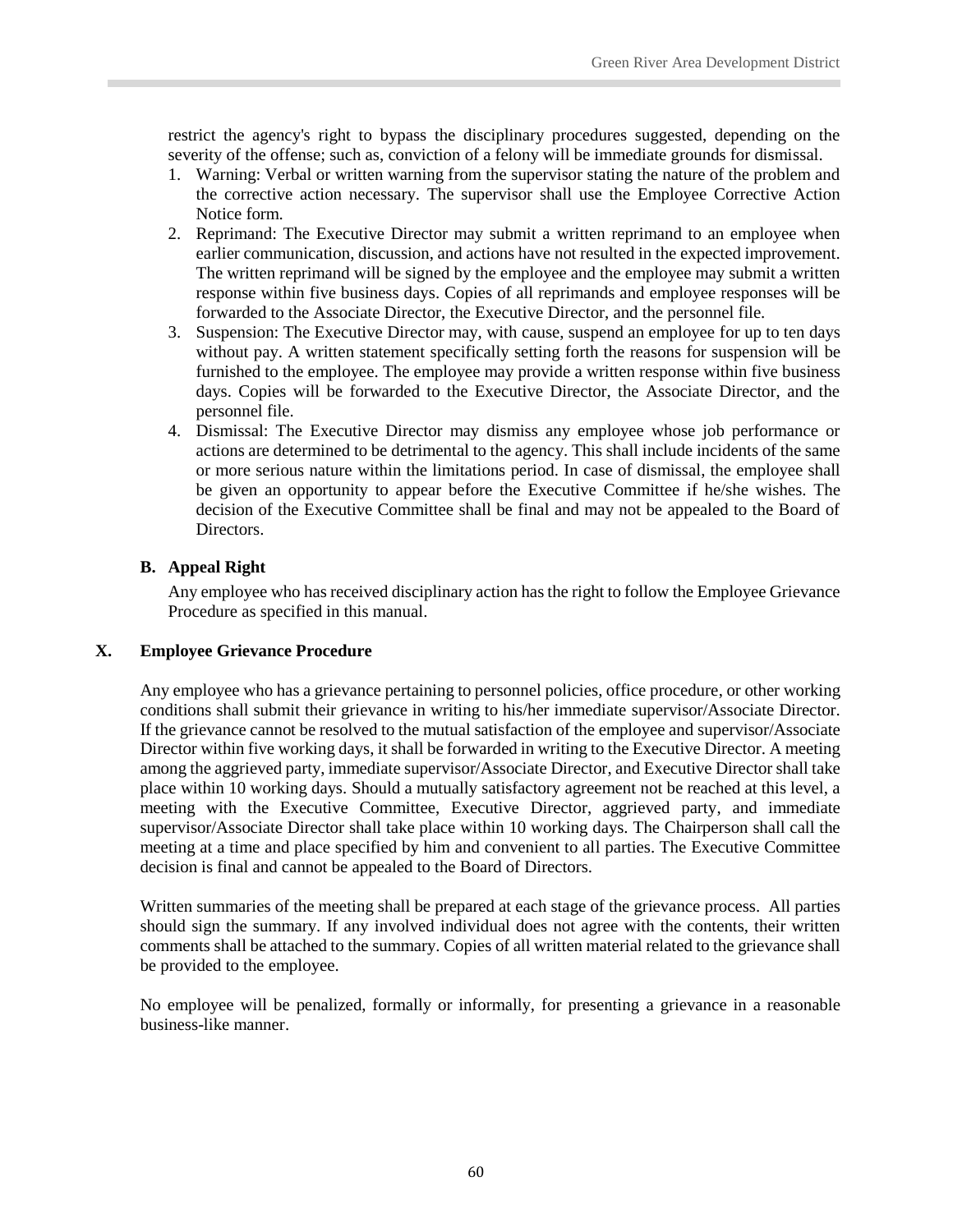restrict the agency's right to bypass the disciplinary procedures suggested, depending on the severity of the offense; such as, conviction of a felony will be immediate grounds for dismissal.

1. Warning: Verbal or written warning from the supervisor stating the nature of the problem and the corrective action necessary. The supervisor shall use the Employee Corrective Action Notice form.
2. Reprimand: The Executive Director may submit a written reprimand to an employee when earlier communication, discussion, and actions have not resulted in the expected improvement. The written reprimand will be signed by the employee and the employee may submit a written response within five business days. Copies of all reprimands and employee responses will be forwarded to the Associate Director, the Executive Director, and the personnel file.
3. Suspension: The Executive Director may, with cause, suspend an employee for up to ten days without pay. A written statement specifically setting forth the reasons for suspension will be furnished to the employee. The employee may provide a written response within five business days. Copies will be forwarded to the Executive Director, the Associate Director, and the personnel file.
4. Dismissal: The Executive Director may dismiss any employee whose job performance or actions are determined to be detrimental to the agency. This shall include incidents of the same or more serious nature within the limitations period. In case of dismissal, the employee shall be given an opportunity to appear before the Executive Committee if he/she wishes. The decision of the Executive Committee shall be final and may not be appealed to the Board of Directors.

### B. Appeal Right

Any employee who has received disciplinary action has the right to follow the Employee Grievance Procedure as specified in this manual.

## X. Employee Grievance Procedure

Any employee who has a grievance pertaining to personnel policies, office procedure, or other working conditions shall submit their grievance in writing to his/her immediate supervisor/Associate Director. If the grievance cannot be resolved to the mutual satisfaction of the employee and supervisor/Associate Director within five working days, it shall be forwarded in writing to the Executive Director. A meeting among the aggrieved party, immediate supervisor/Associate Director, and Executive Director shall take place within 10 working days. Should a mutually satisfactory agreement not be reached at this level, a meeting with the Executive Committee, Executive Director, aggrieved party, and immediate supervisor/Associate Director shall take place within 10 working days. The Chairperson shall call the meeting at a time and place specified by him and convenient to all parties. The Executive Committee decision is final and cannot be appealed to the Board of Directors.

Written summaries of the meeting shall be prepared at each stage of the grievance process. All parties should sign the summary. If any involved individual does not agree with the contents, their written comments shall be attached to the summary. Copies of all written material related to the grievance shall be provided to the employee.

No employee will be penalized, formally or informally, for presenting a grievance in a reasonable business-like manner.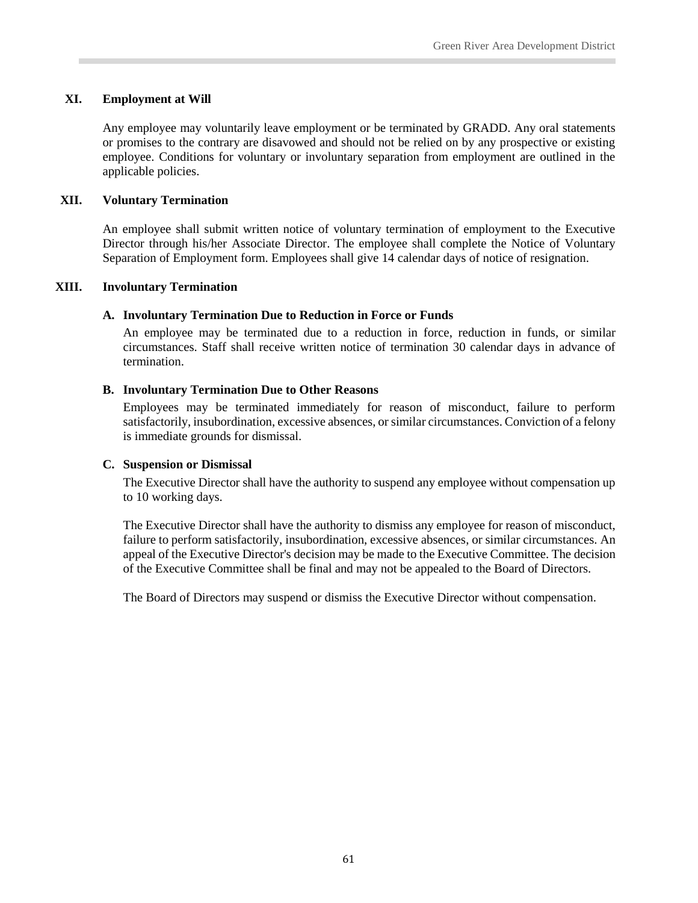## XI. Employment at Will

Any employee may voluntarily leave employment or be terminated by GRADD. Any oral statements or promises to the contrary are disavowed and should not be relied on by any prospective or existing employee. Conditions for voluntary or involuntary separation from employment are outlined in the applicable policies.

## XII. Voluntary Termination

An employee shall submit written notice of voluntary termination of employment to the Executive Director through his/her Associate Director. The employee shall complete the Notice of Voluntary Separation of Employment form. Employees shall give 14 calendar days of notice of resignation.

## XIII. Involuntary Termination

### A. Involuntary Termination Due to Reduction in Force or Funds

An employee may be terminated due to a reduction in force, reduction in funds, or similar circumstances. Staff shall receive written notice of termination 30 calendar days in advance of termination.

### B. Involuntary Termination Due to Other Reasons

Employees may be terminated immediately for reason of misconduct, failure to perform satisfactorily, insubordination, excessive absences, or similar circumstances. Conviction of a felony is immediate grounds for dismissal.

### C. Suspension or Dismissal

The Executive Director shall have the authority to suspend any employee without compensation up to 10 working days.

The Executive Director shall have the authority to dismiss any employee for reason of misconduct, failure to perform satisfactorily, insubordination, excessive absences, or similar circumstances. An appeal of the Executive Director's decision may be made to the Executive Committee. The decision of the Executive Committee shall be final and may not be appealed to the Board of Directors.

The Board of Directors may suspend or dismiss the Executive Director without compensation.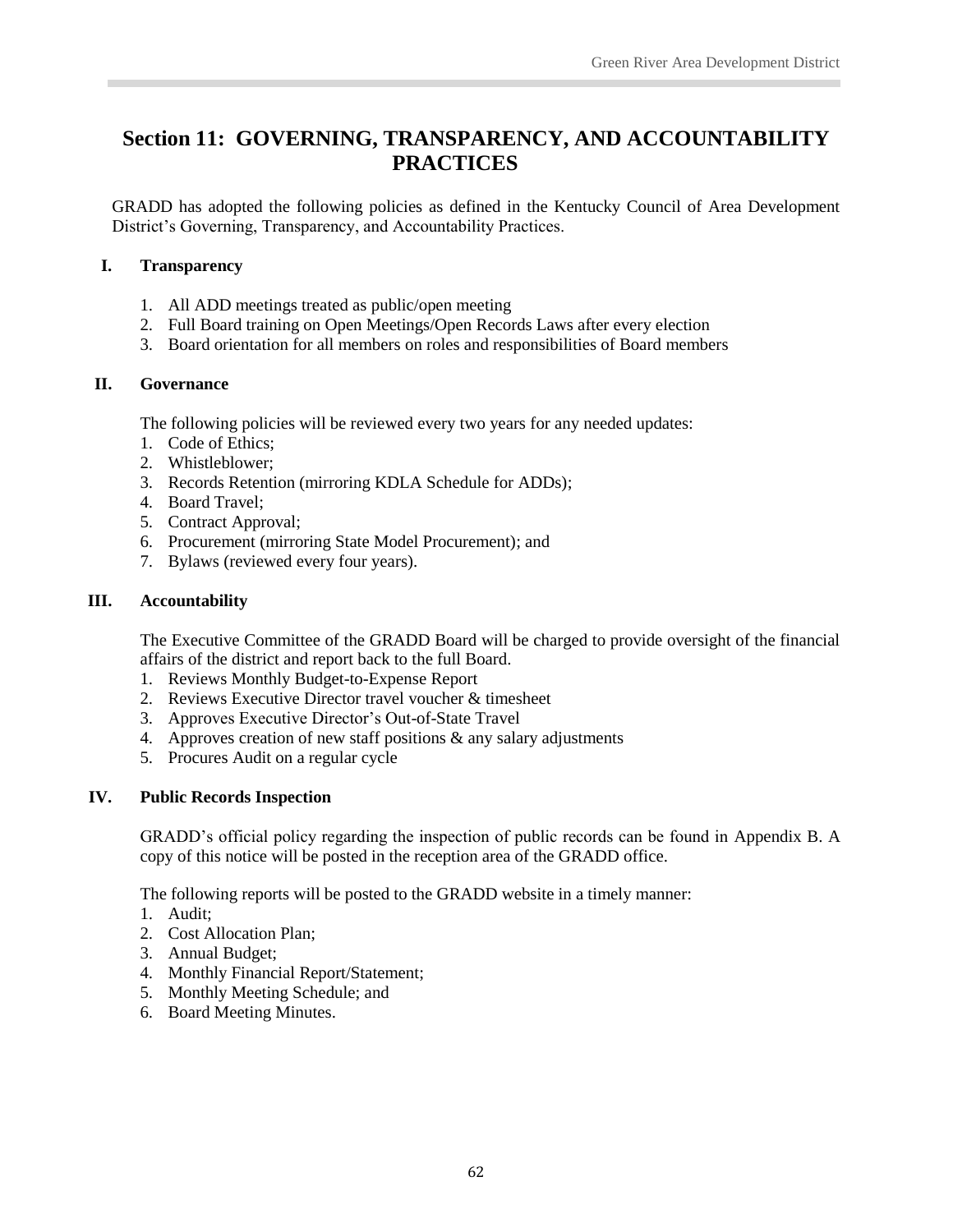# Section 11: GOVERNING, TRANSPARENCY, AND ACCOUNTABILITY PRACTICES

GRADD has adopted the following policies as defined in the Kentucky Council of Area Development District's Governing, Transparency, and Accountability Practices.

## I. Transparency

1. All ADD meetings treated as public/open meeting
2. Full Board training on Open Meetings/Open Records Laws after every election
3. Board orientation for all members on roles and responsibilities of Board members

## II. Governance

The following policies will be reviewed every two years for any needed updates:

1. Code of Ethics;
2. Whistleblower;
3. Records Retention (mirroring KDLA Schedule for ADDs);
4. Board Travel;
5. Contract Approval;
6. Procurement (mirroring State Model Procurement); and
7. Bylaws (reviewed every four years).

## III. Accountability

The Executive Committee of the GRADD Board will be charged to provide oversight of the financial affairs of the district and report back to the full Board.

1. Reviews Monthly Budget-to-Expense Report
2. Reviews Executive Director travel voucher & timesheet
3. Approves Executive Director's Out-of-State Travel
4. Approves creation of new staff positions & any salary adjustments
5. Procures Audit on a regular cycle

## IV. Public Records Inspection

GRADD's official policy regarding the inspection of public records can be found in Appendix B. A copy of this notice will be posted in the reception area of the GRADD office.

The following reports will be posted to the GRADD website in a timely manner:

1. Audit;
2. Cost Allocation Plan;
3. Annual Budget;
4. Monthly Financial Report/Statement;
5. Monthly Meeting Schedule; and
6. Board Meeting Minutes.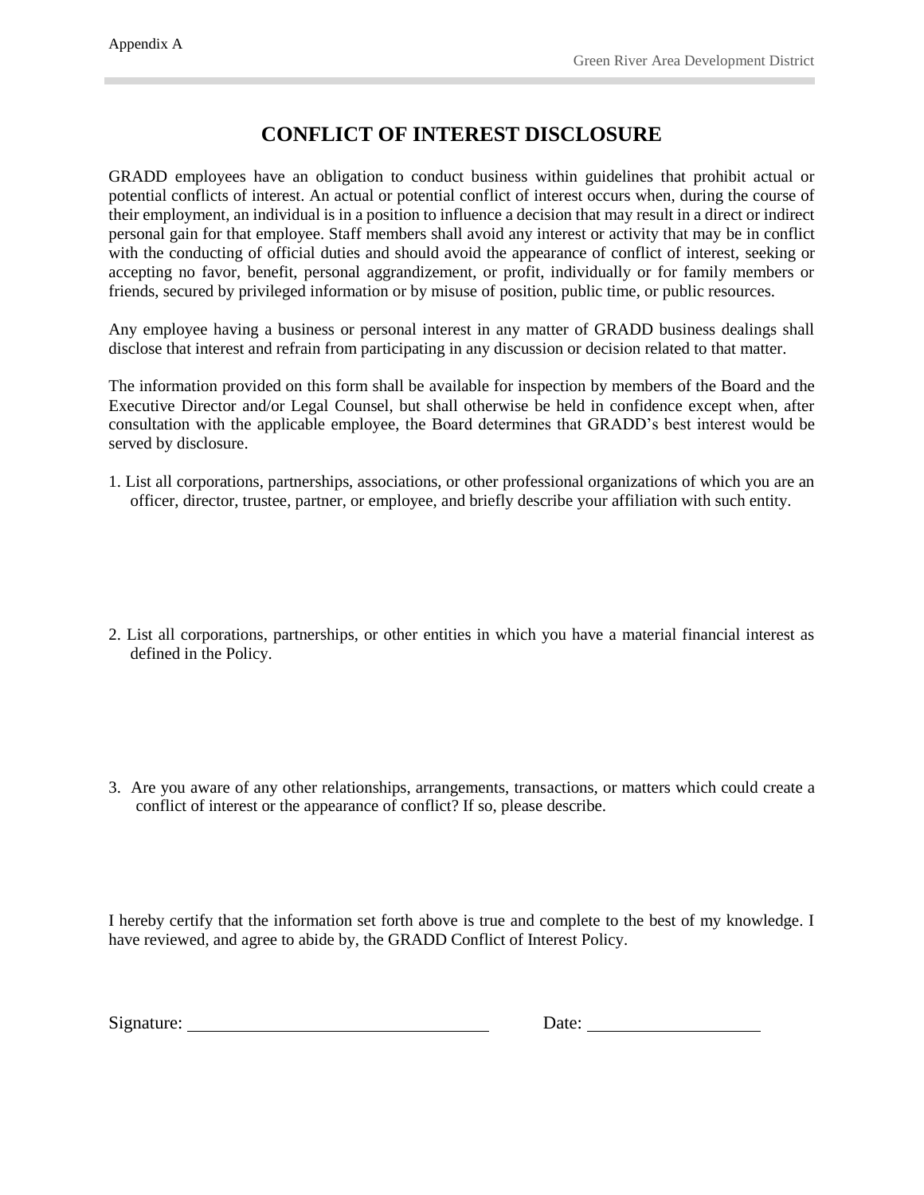Appendix A

# CONFLICT OF INTEREST DISCLOSURE

GRADD employees have an obligation to conduct business within guidelines that prohibit actual or potential conflicts of interest. An actual or potential conflict of interest occurs when, during the course of their employment, an individual is in a position to influence a decision that may result in a direct or indirect personal gain for that employee. Staff members shall avoid any interest or activity that may be in conflict with the conducting of official duties and should avoid the appearance of conflict of interest, seeking or accepting no favor, benefit, personal aggrandizement, or profit, individually or for family members or friends, secured by privileged information or by misuse of position, public time, or public resources.

Any employee having a business or personal interest in any matter of GRADD business dealings shall disclose that interest and refrain from participating in any discussion or decision related to that matter.

The information provided on this form shall be available for inspection by members of the Board and the Executive Director and/or Legal Counsel, but shall otherwise be held in confidence except when, after consultation with the applicable employee, the Board determines that GRADD's best interest would be served by disclosure.

1. List all corporations, partnerships, associations, or other professional organizations of which you are an officer, director, trustee, partner, or employee, and briefly describe your affiliation with such entity.

2. List all corporations, partnerships, or other entities in which you have a material financial interest as defined in the Policy.

3. Are you aware of any other relationships, arrangements, transactions, or matters which could create a conflict of interest or the appearance of conflict? If so, please describe.

I hereby certify that the information set forth above is true and complete to the best of my knowledge. I have reviewed, and agree to abide by, the GRADD Conflict of Interest Policy.

Signature: ______________________________ Date: __________________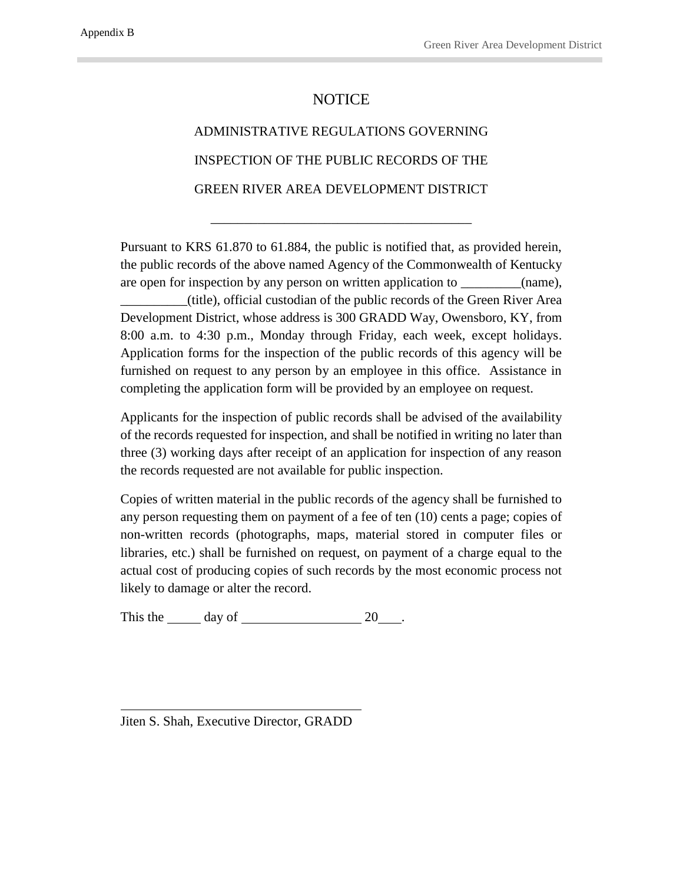Appendix B

# NOTICE

## ADMINISTRATIVE REGULATIONS GOVERNING INSPECTION OF THE PUBLIC RECORDS OF THE GREEN RIVER AREA DEVELOPMENT DISTRICT

---

Pursuant to KRS 61.870 to 61.884, the public is notified that, as provided herein, the public records of the above named Agency of the Commonwealth of Kentucky are open for inspection by any person on written application to _________(name), __________(title), official custodian of the public records of the Green River Area Development District, whose address is 300 GRADD Way, Owensboro, KY, from 8:00 a.m. to 4:30 p.m., Monday through Friday, each week, except holidays. Application forms for the inspection of the public records of this agency will be furnished on request to any person by an employee in this office. Assistance in completing the application form will be provided by an employee on request.

Applicants for the inspection of public records shall be advised of the availability of the records requested for inspection, and shall be notified in writing no later than three (3) working days after receipt of an application for inspection of any reason the records requested are not available for public inspection.

Copies of written material in the public records of the agency shall be furnished to any person requesting them on payment of a fee of ten (10) cents a page; copies of non-written records (photographs, maps, material stored in computer files or libraries, etc.) shall be furnished on request, on payment of a charge equal to the actual cost of producing copies of such records by the most economic process not likely to damage or alter the record.

This the _____ day of __________________ 20___.

______________________________________

Jiten S. Shah, Executive Director, GRADD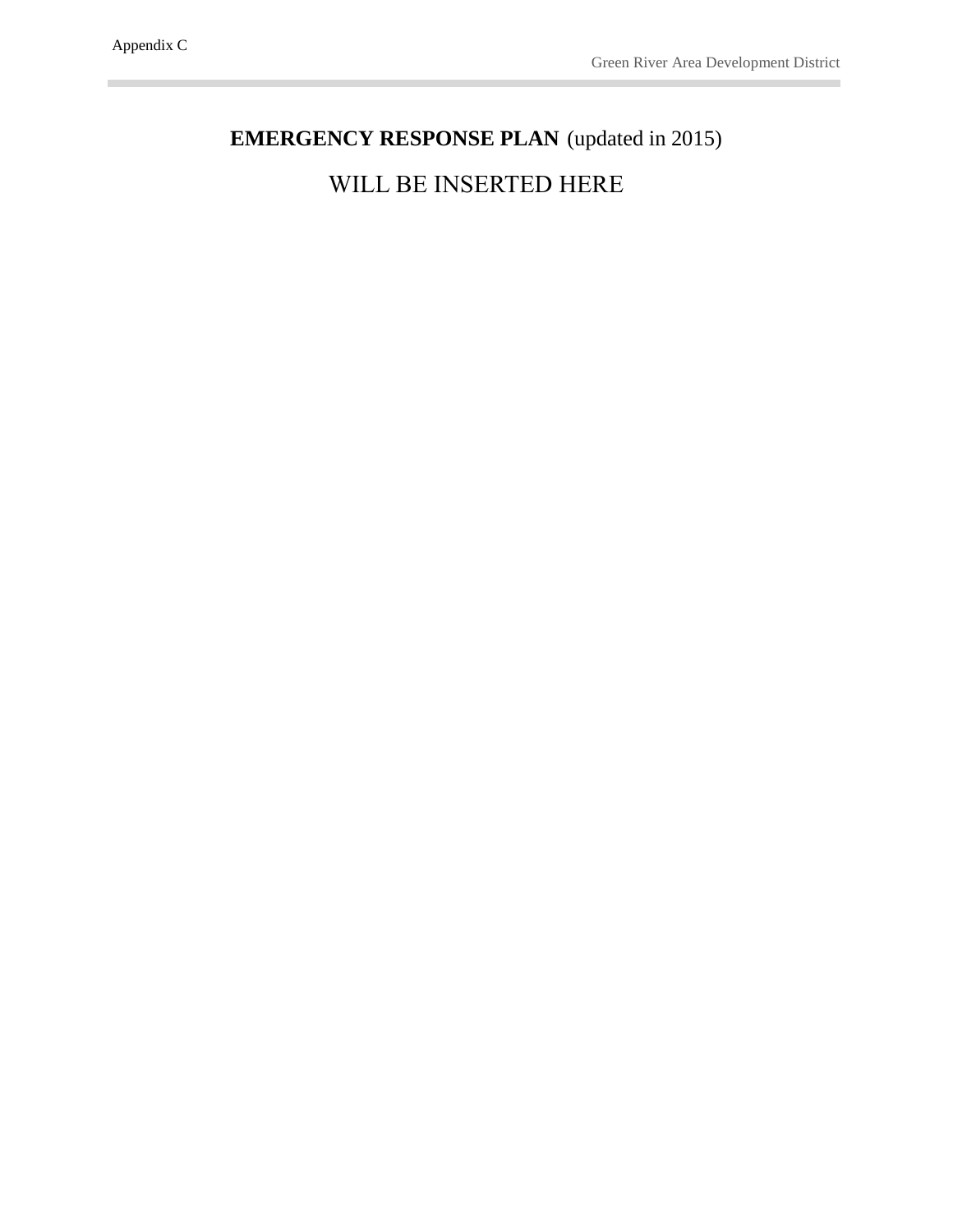**EMERGENCY RESPONSE PLAN** (updated in 2015)

WILL BE INSERTED HERE